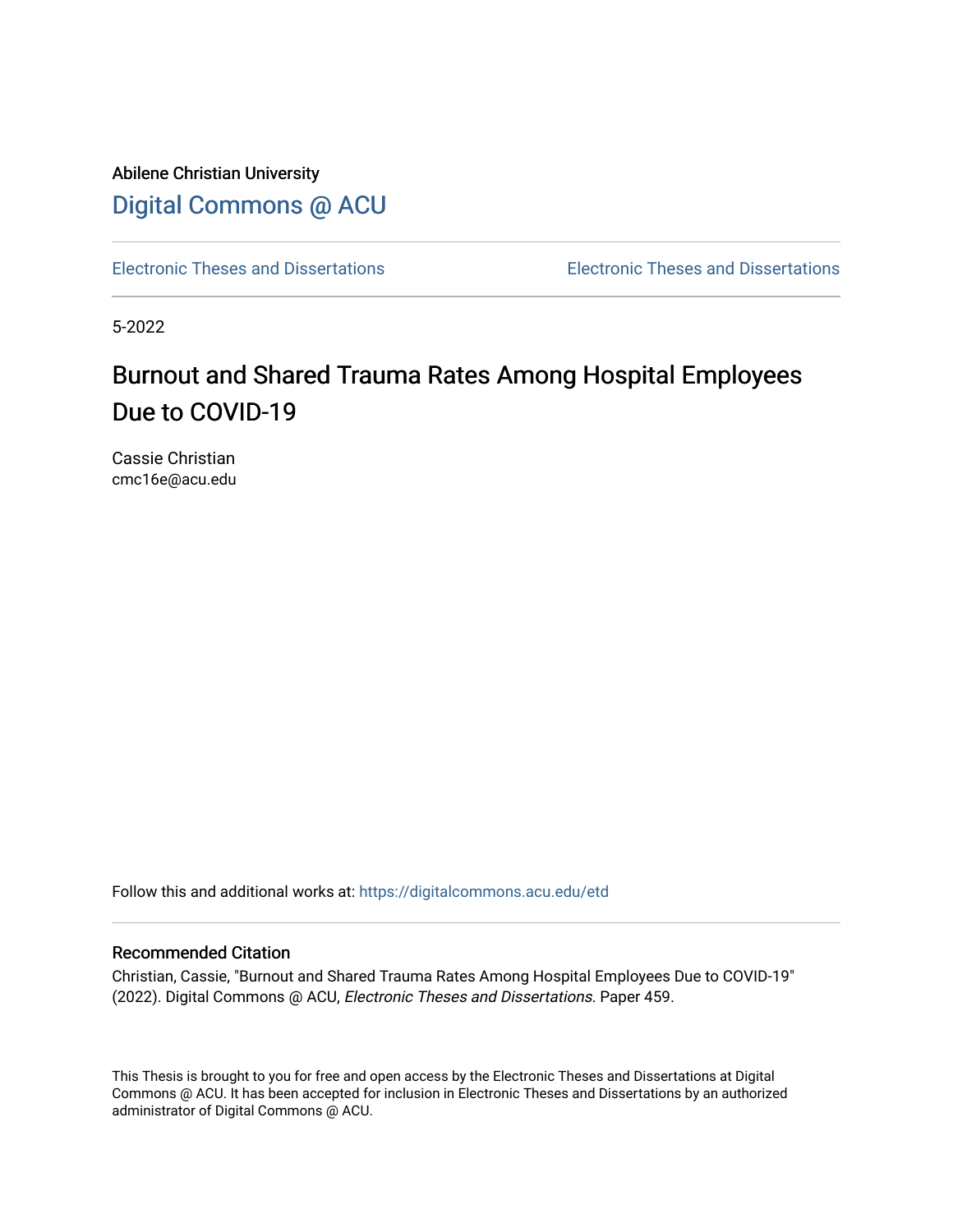Abilene Christian University

Digital Commons @ ACU

Electronic Theses and Dissertations | Electronic Theses and Dissertations

5-2022

# Burnout and Shared Trauma Rates Among Hospital Employees Due to COVID-19

Cassie Christian
cmc16e@acu.edu

Follow this and additional works at: https://digitalcommons.acu.edu/etd

## Recommended Citation

Christian, Cassie, "Burnout and Shared Trauma Rates Among Hospital Employees Due to COVID-19" (2022). Digital Commons @ ACU, *Electronic Theses and Dissertations.* Paper 459.

This Thesis is brought to you for free and open access by the Electronic Theses and Dissertations at Digital Commons @ ACU. It has been accepted for inclusion in Electronic Theses and Dissertations by an authorized administrator of Digital Commons @ ACU.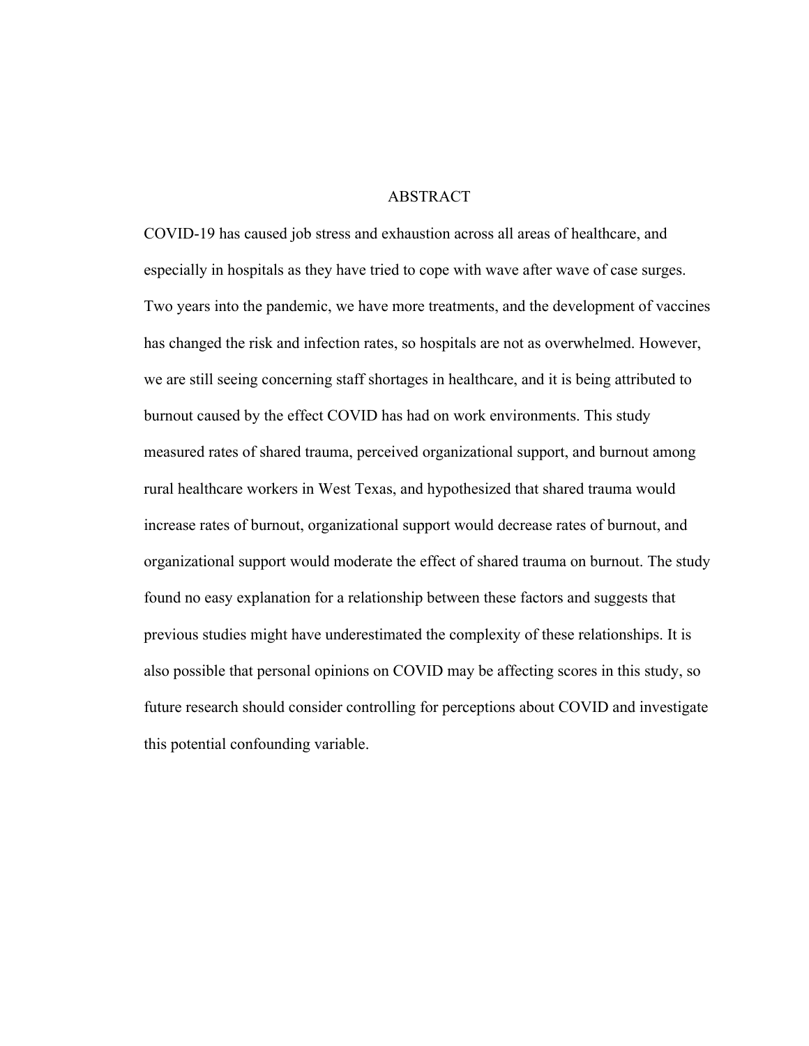# ABSTRACT

COVID-19 has caused job stress and exhaustion across all areas of healthcare, and especially in hospitals as they have tried to cope with wave after wave of case surges. Two years into the pandemic, we have more treatments, and the development of vaccines has changed the risk and infection rates, so hospitals are not as overwhelmed. However, we are still seeing concerning staff shortages in healthcare, and it is being attributed to burnout caused by the effect COVID has had on work environments. This study measured rates of shared trauma, perceived organizational support, and burnout among rural healthcare workers in West Texas, and hypothesized that shared trauma would increase rates of burnout, organizational support would decrease rates of burnout, and organizational support would moderate the effect of shared trauma on burnout. The study found no easy explanation for a relationship between these factors and suggests that previous studies might have underestimated the complexity of these relationships. It is also possible that personal opinions on COVID may be affecting scores in this study, so future research should consider controlling for perceptions about COVID and investigate this potential confounding variable.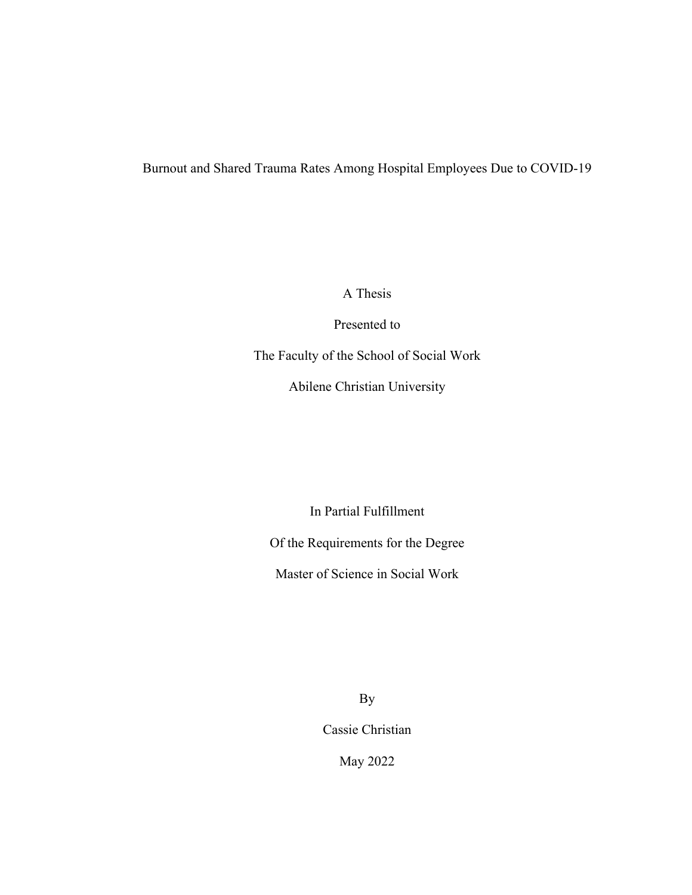Burnout and Shared Trauma Rates Among Hospital Employees Due to COVID-19

A Thesis

Presented to

The Faculty of the School of Social Work

Abilene Christian University

In Partial Fulfillment

Of the Requirements for the Degree

Master of Science in Social Work

By

Cassie Christian

May 2022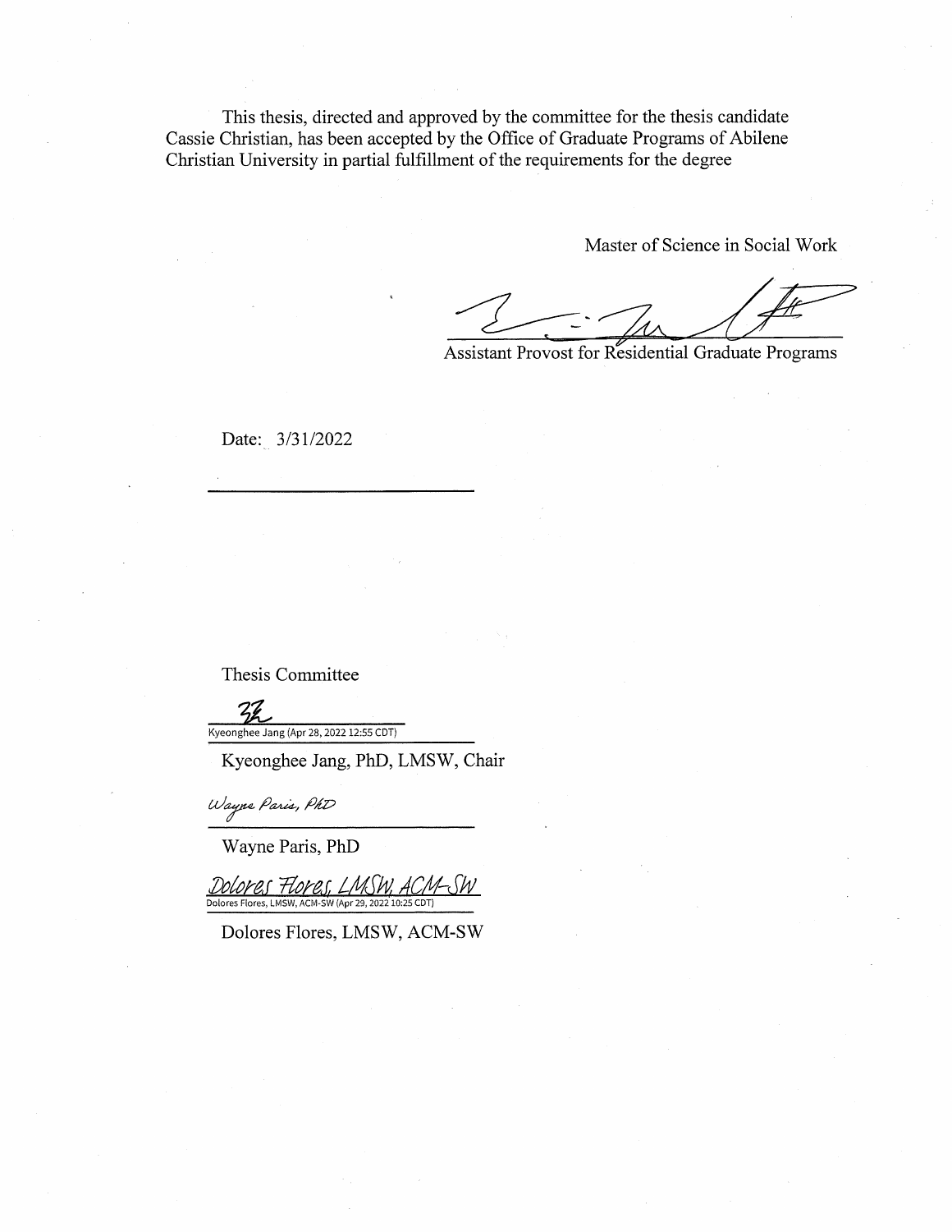This thesis, directed and approved by the committee for the thesis candidate Cassie Christian, has been accepted by the Office of Graduate Programs of Abilene Christian University in partial fulfillment of the requirements for the degree

Master of Science in Social Work

Assistant Provost for Residential Graduate Programs

Date: 3/31/2022

Thesis Committee

Kyeonghee Jang (Apr 28, 2022 12:55 CDT)

Kyeonghee Jang, PhD, LMSW, Chair

Wayne Paris, PhD

Wayne Paris, PhD

Dolores Flores, LMSW, ACM-SW

Dolores Flores, LMSW, ACM-SW (Apr 29, 2022 10:25 CDT)

Dolores Flores, LMSW, ACM-SW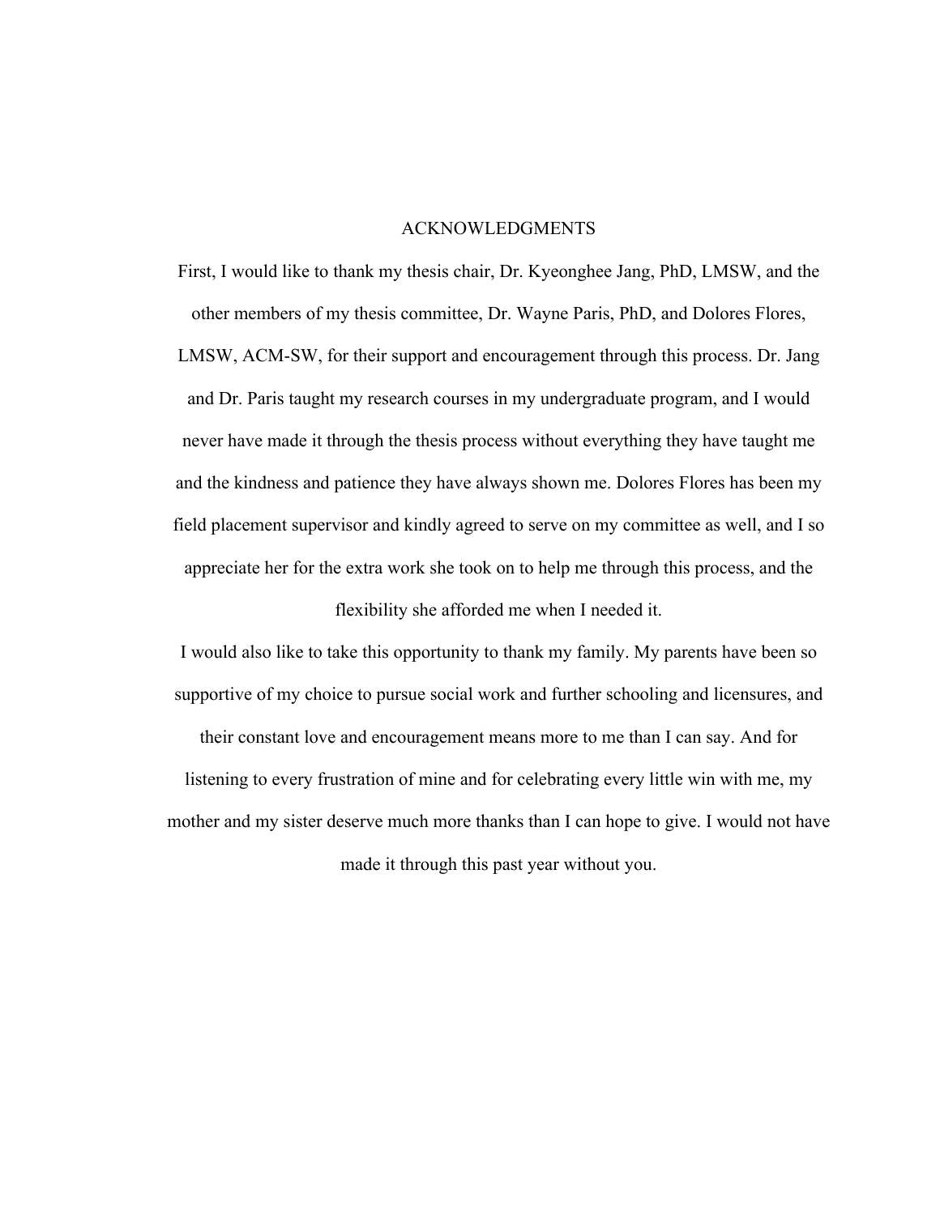# ACKNOWLEDGMENTS

First, I would like to thank my thesis chair, Dr. Kyeonghee Jang, PhD, LMSW, and the other members of my thesis committee, Dr. Wayne Paris, PhD, and Dolores Flores, LMSW, ACM-SW, for their support and encouragement through this process. Dr. Jang and Dr. Paris taught my research courses in my undergraduate program, and I would never have made it through the thesis process without everything they have taught me and the kindness and patience they have always shown me. Dolores Flores has been my field placement supervisor and kindly agreed to serve on my committee as well, and I so appreciate her for the extra work she took on to help me through this process, and the flexibility she afforded me when I needed it.

I would also like to take this opportunity to thank my family. My parents have been so supportive of my choice to pursue social work and further schooling and licensures, and their constant love and encouragement means more to me than I can say. And for listening to every frustration of mine and for celebrating every little win with me, my mother and my sister deserve much more thanks than I can hope to give. I would not have made it through this past year without you.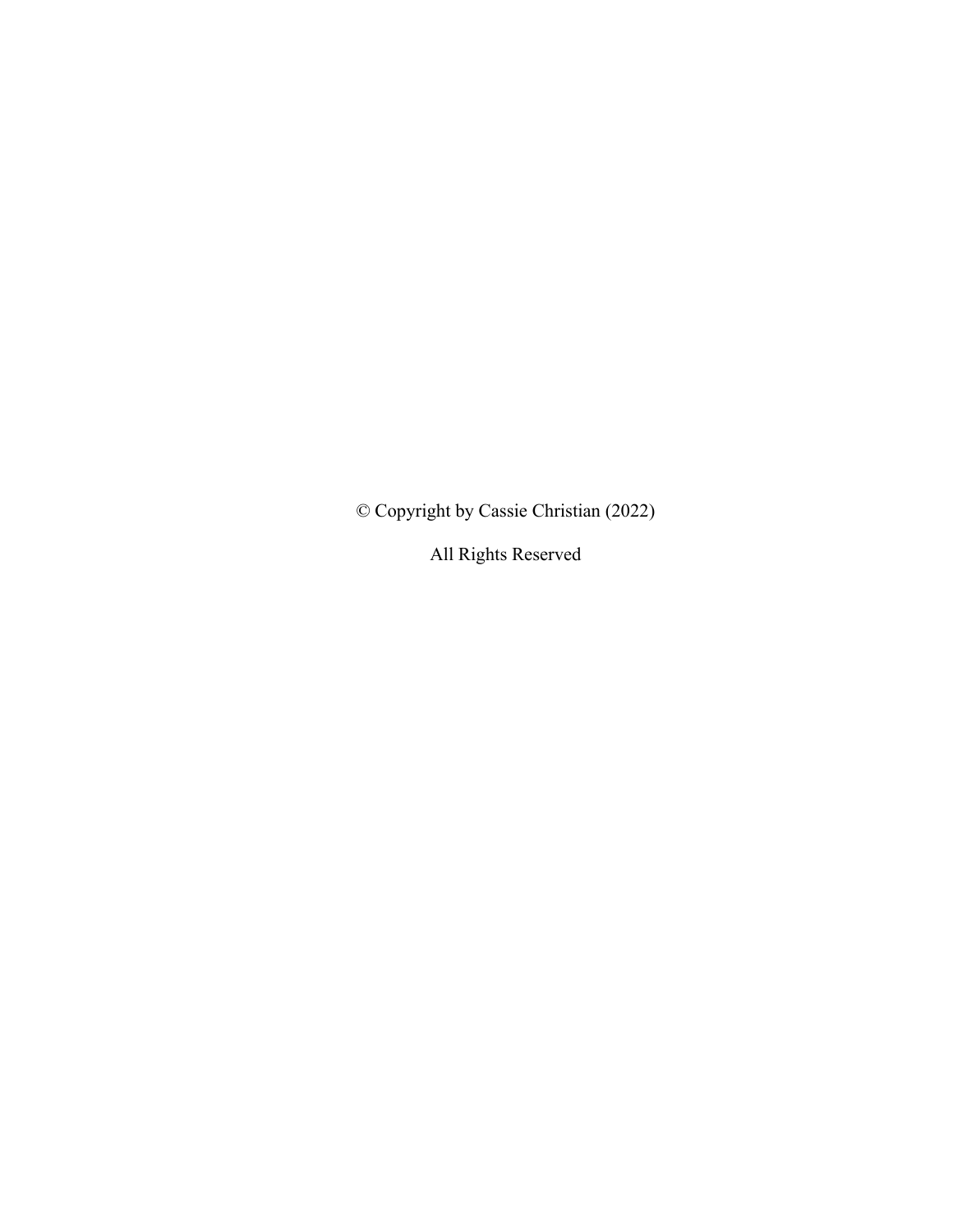© Copyright by Cassie Christian (2022)

All Rights Reserved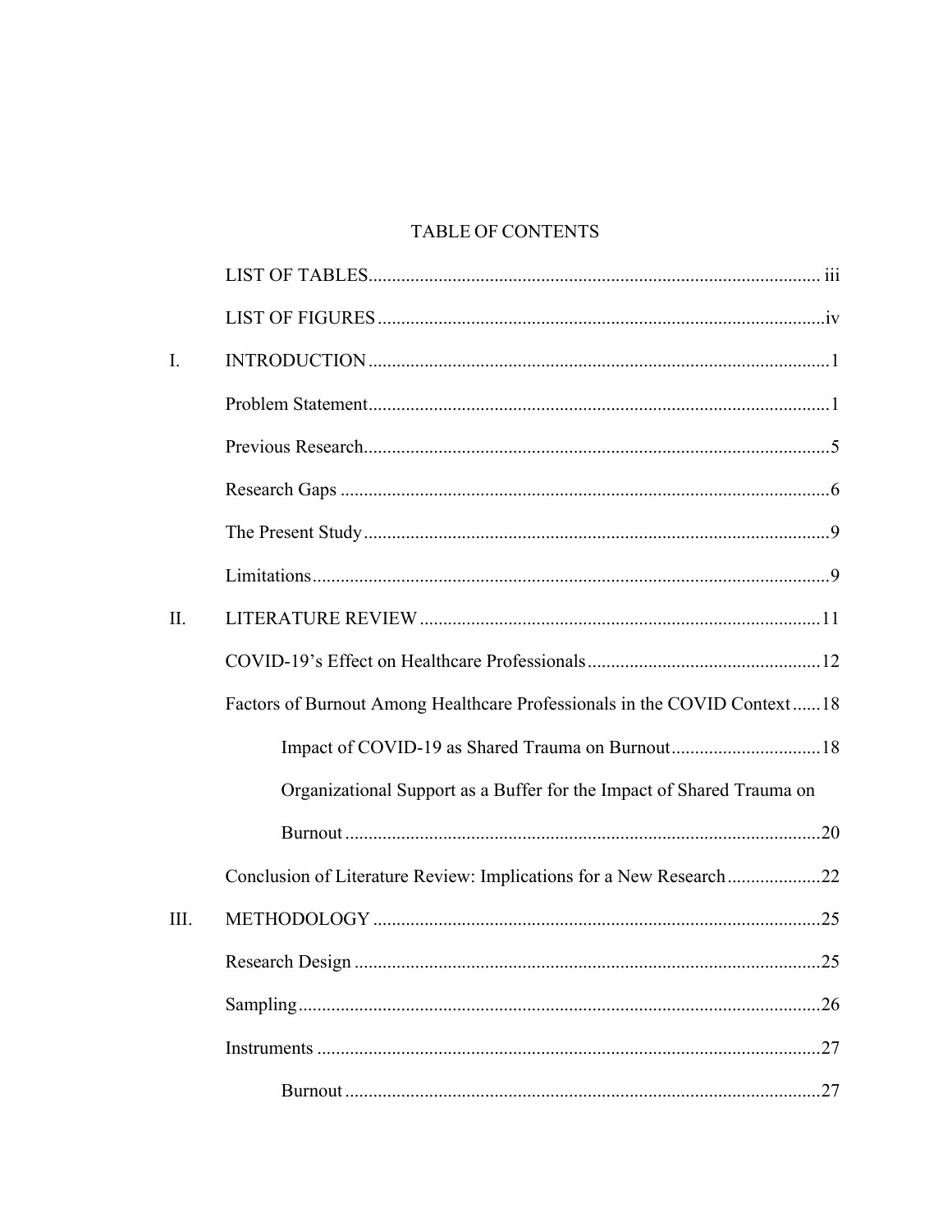# TABLE OF CONTENTS

| | | |
|---|---|---|
| | LIST OF TABLES | iii |
| | LIST OF FIGURES | iv |
| I. | INTRODUCTION | 1 |
| | Problem Statement | 1 |
| | Previous Research | 5 |
| | Research Gaps | 6 |
| | The Present Study | 9 |
| | Limitations | 9 |
| II. | LITERATURE REVIEW | 11 |
| | COVID-19's Effect on Healthcare Professionals | 12 |
| | Factors of Burnout Among Healthcare Professionals in the COVID Context | 18 |
| | Impact of COVID-19 as Shared Trauma on Burnout | 18 |
| | Organizational Support as a Buffer for the Impact of Shared Trauma on Burnout | 20 |
| | Conclusion of Literature Review: Implications for a New Research | 22 |
| III. | METHODOLOGY | 25 |
| | Research Design | 25 |
| | Sampling | 26 |
| | Instruments | 27 |
| | Burnout | 27 |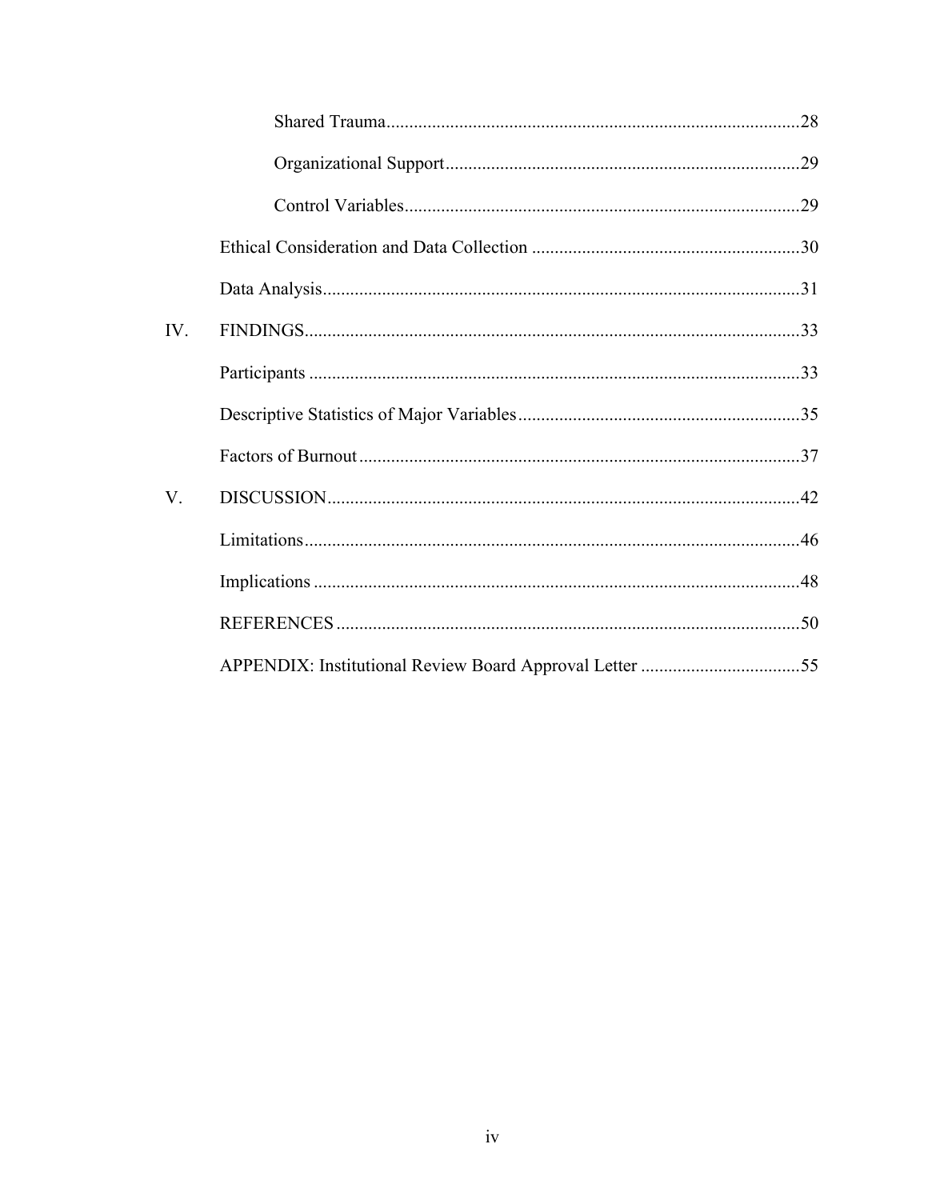Shared Trauma ........................................................................................28

Organizational Support ..........................................................................29

Control Variables ....................................................................................29

Ethical Consideration and Data Collection ..........................................................30

Data Analysis .......................................................................................................31

IV. FINDINGS ..........................................................................................................33

Participants ..........................................................................................................33

Descriptive Statistics of Major Variables ............................................................35

Factors of Burnout ...............................................................................................37

V. DISCUSSION ......................................................................................................42

Limitations ...........................................................................................................46

Implications .........................................................................................................48

REFERENCES .....................................................................................................50

APPENDIX: Institutional Review Board Approval Letter ..................................55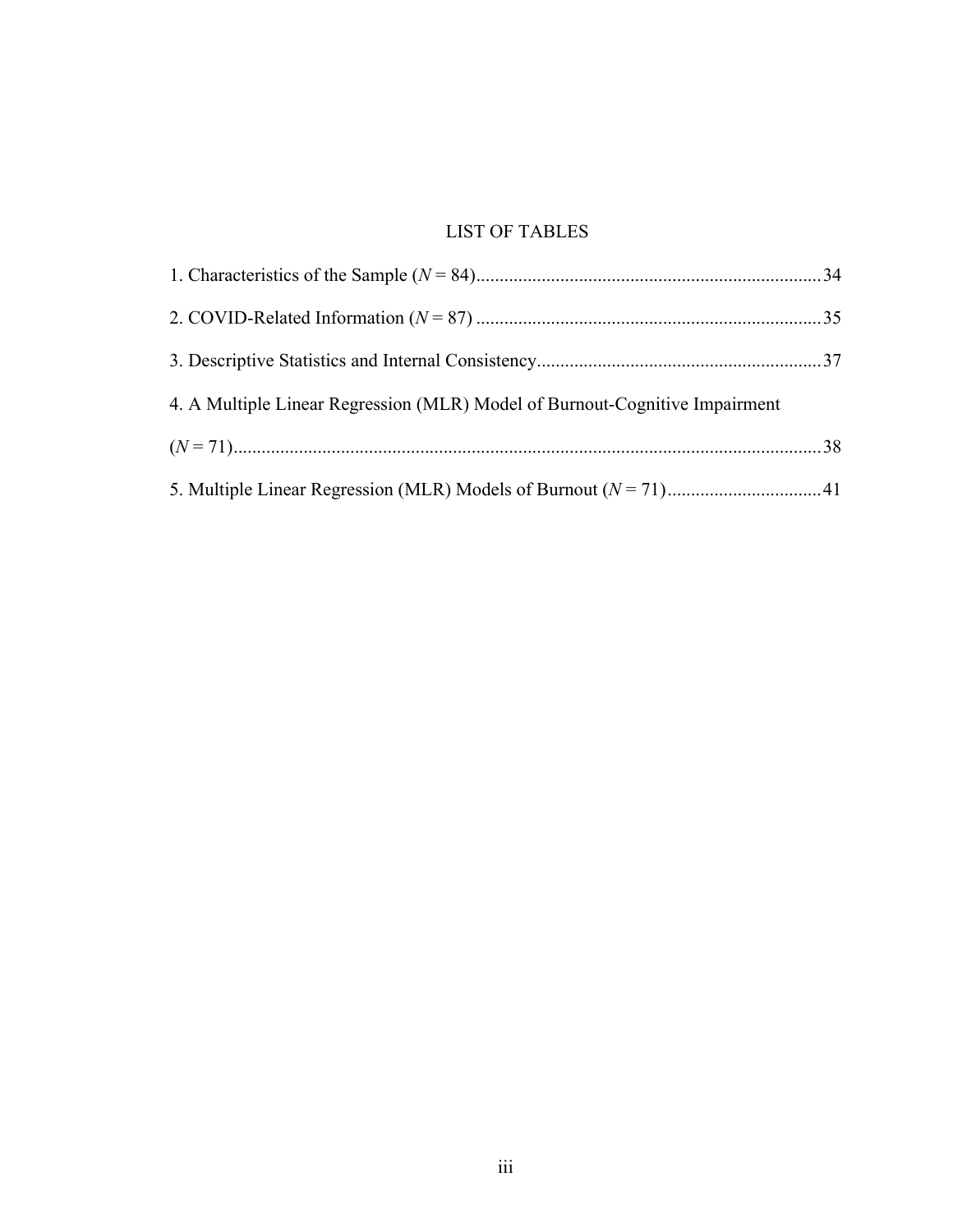# LIST OF TABLES

1. Characteristics of the Sample (*N* = 84)........................................................................34

2. COVID-Related Information (*N* = 87) .........................................................................35

3. Descriptive Statistics and Internal Consistency............................................................37

4. A Multiple Linear Regression (MLR) Model of Burnout-Cognitive Impairment (*N* = 71)............................................................................................................................38

5. Multiple Linear Regression (MLR) Models of Burnout (*N* = 71)...............................41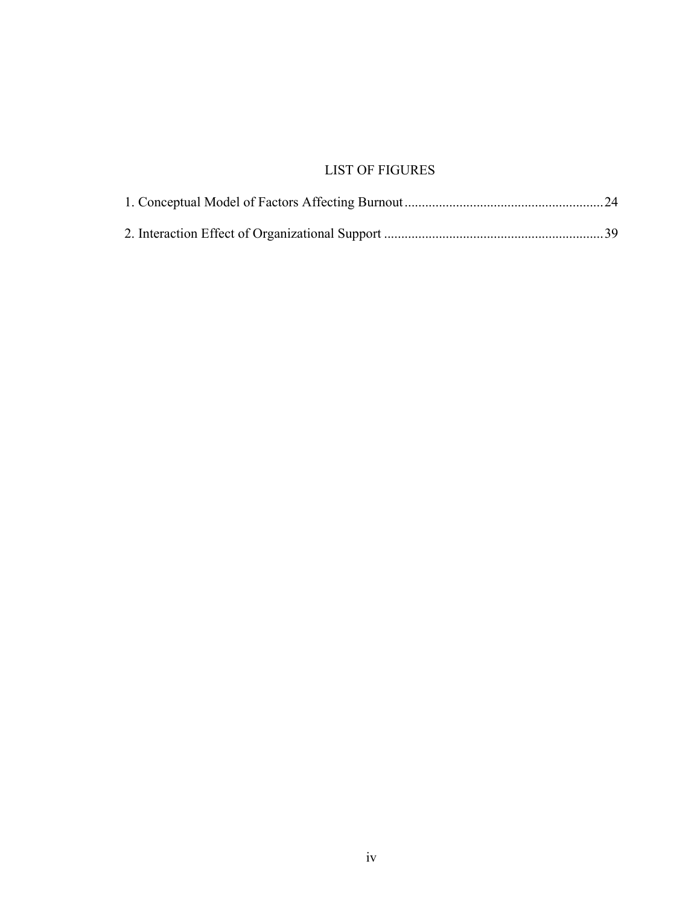# LIST OF FIGURES

1. Conceptual Model of Factors Affecting Burnout ........................................................ 24

2. Interaction Effect of Organizational Support ............................................................. 39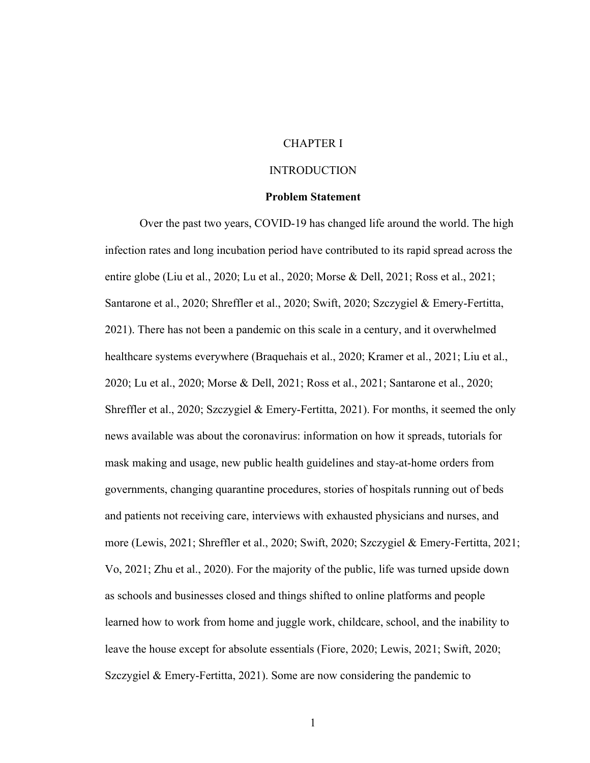# CHAPTER I

# INTRODUCTION

## Problem Statement

Over the past two years, COVID-19 has changed life around the world. The high infection rates and long incubation period have contributed to its rapid spread across the entire globe (Liu et al., 2020; Lu et al., 2020; Morse & Dell, 2021; Ross et al., 2021; Santarone et al., 2020; Shreffler et al., 2020; Swift, 2020; Szczygiel & Emery-Fertitta, 2021). There has not been a pandemic on this scale in a century, and it overwhelmed healthcare systems everywhere (Braquehais et al., 2020; Kramer et al., 2021; Liu et al., 2020; Lu et al., 2020; Morse & Dell, 2021; Ross et al., 2021; Santarone et al., 2020; Shreffler et al., 2020; Szczygiel & Emery-Fertitta, 2021). For months, it seemed the only news available was about the coronavirus: information on how it spreads, tutorials for mask making and usage, new public health guidelines and stay-at-home orders from governments, changing quarantine procedures, stories of hospitals running out of beds and patients not receiving care, interviews with exhausted physicians and nurses, and more (Lewis, 2021; Shreffler et al., 2020; Swift, 2020; Szczygiel & Emery-Fertitta, 2021; Vo, 2021; Zhu et al., 2020). For the majority of the public, life was turned upside down as schools and businesses closed and things shifted to online platforms and people learned how to work from home and juggle work, childcare, school, and the inability to leave the house except for absolute essentials (Fiore, 2020; Lewis, 2021; Swift, 2020; Szczygiel & Emery-Fertitta, 2021). Some are now considering the pandemic to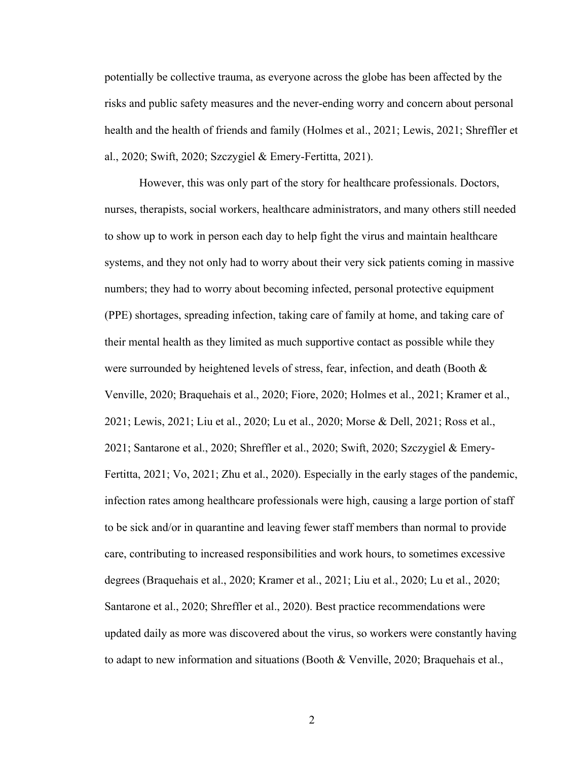potentially be collective trauma, as everyone across the globe has been affected by the risks and public safety measures and the never-ending worry and concern about personal health and the health of friends and family (Holmes et al., 2021; Lewis, 2021; Shreffler et al., 2020; Swift, 2020; Szczygiel & Emery-Fertitta, 2021).

However, this was only part of the story for healthcare professionals. Doctors, nurses, therapists, social workers, healthcare administrators, and many others still needed to show up to work in person each day to help fight the virus and maintain healthcare systems, and they not only had to worry about their very sick patients coming in massive numbers; they had to worry about becoming infected, personal protective equipment (PPE) shortages, spreading infection, taking care of family at home, and taking care of their mental health as they limited as much supportive contact as possible while they were surrounded by heightened levels of stress, fear, infection, and death (Booth & Venville, 2020; Braquehais et al., 2020; Fiore, 2020; Holmes et al., 2021; Kramer et al., 2021; Lewis, 2021; Liu et al., 2020; Lu et al., 2020; Morse & Dell, 2021; Ross et al., 2021; Santarone et al., 2020; Shreffler et al., 2020; Swift, 2020; Szczygiel & Emery-Fertitta, 2021; Vo, 2021; Zhu et al., 2020). Especially in the early stages of the pandemic, infection rates among healthcare professionals were high, causing a large portion of staff to be sick and/or in quarantine and leaving fewer staff members than normal to provide care, contributing to increased responsibilities and work hours, to sometimes excessive degrees (Braquehais et al., 2020; Kramer et al., 2021; Liu et al., 2020; Lu et al., 2020; Santarone et al., 2020; Shreffler et al., 2020). Best practice recommendations were updated daily as more was discovered about the virus, so workers were constantly having to adapt to new information and situations (Booth & Venville, 2020; Braquehais et al.,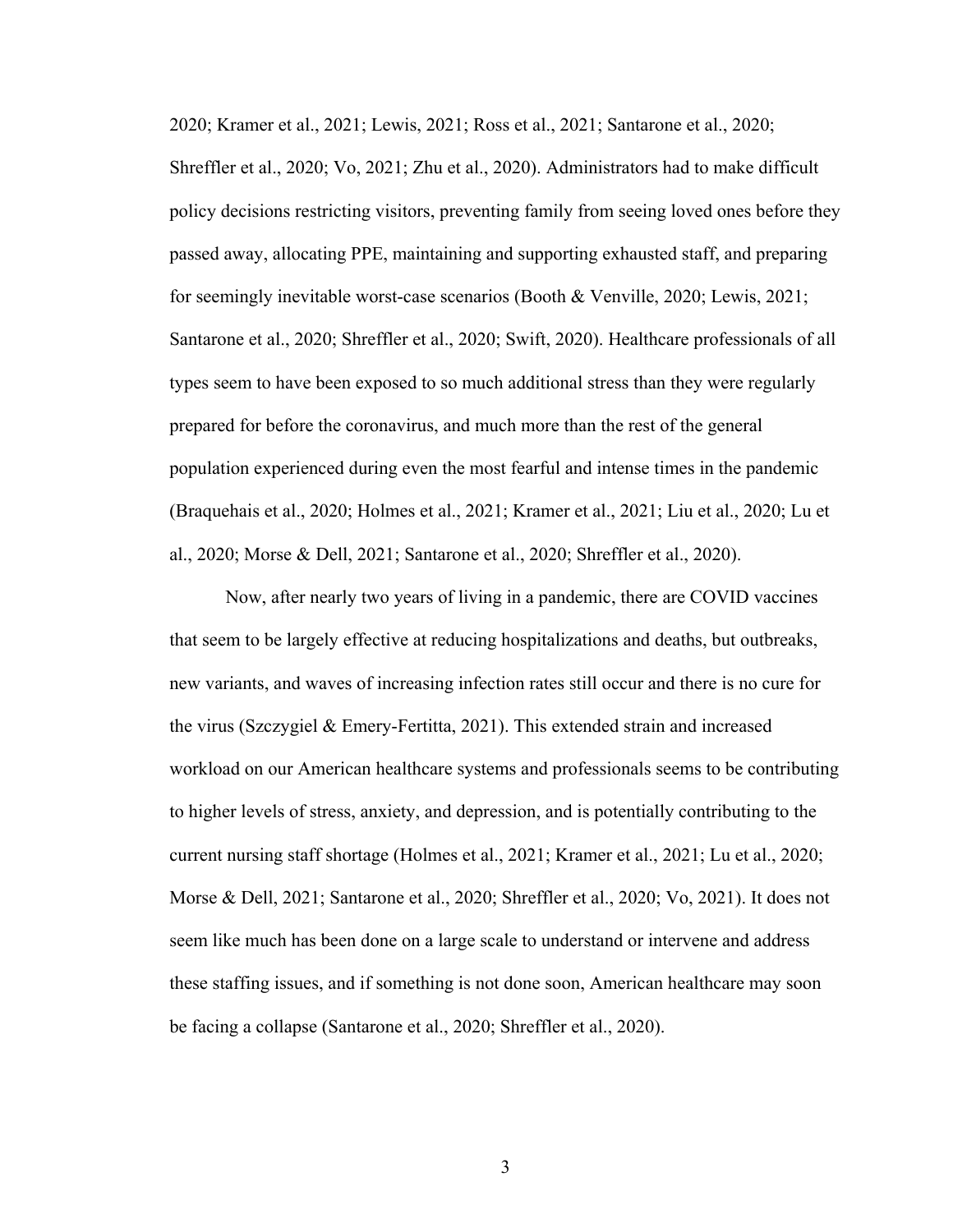2020; Kramer et al., 2021; Lewis, 2021; Ross et al., 2021; Santarone et al., 2020; Shreffler et al., 2020; Vo, 2021; Zhu et al., 2020). Administrators had to make difficult policy decisions restricting visitors, preventing family from seeing loved ones before they passed away, allocating PPE, maintaining and supporting exhausted staff, and preparing for seemingly inevitable worst-case scenarios (Booth & Venville, 2020; Lewis, 2021; Santarone et al., 2020; Shreffler et al., 2020; Swift, 2020). Healthcare professionals of all types seem to have been exposed to so much additional stress than they were regularly prepared for before the coronavirus, and much more than the rest of the general population experienced during even the most fearful and intense times in the pandemic (Braquehais et al., 2020; Holmes et al., 2021; Kramer et al., 2021; Liu et al., 2020; Lu et al., 2020; Morse & Dell, 2021; Santarone et al., 2020; Shreffler et al., 2020).

Now, after nearly two years of living in a pandemic, there are COVID vaccines that seem to be largely effective at reducing hospitalizations and deaths, but outbreaks, new variants, and waves of increasing infection rates still occur and there is no cure for the virus (Szczygiel & Emery-Fertitta, 2021). This extended strain and increased workload on our American healthcare systems and professionals seems to be contributing to higher levels of stress, anxiety, and depression, and is potentially contributing to the current nursing staff shortage (Holmes et al., 2021; Kramer et al., 2021; Lu et al., 2020; Morse & Dell, 2021; Santarone et al., 2020; Shreffler et al., 2020; Vo, 2021). It does not seem like much has been done on a large scale to understand or intervene and address these staffing issues, and if something is not done soon, American healthcare may soon be facing a collapse (Santarone et al., 2020; Shreffler et al., 2020).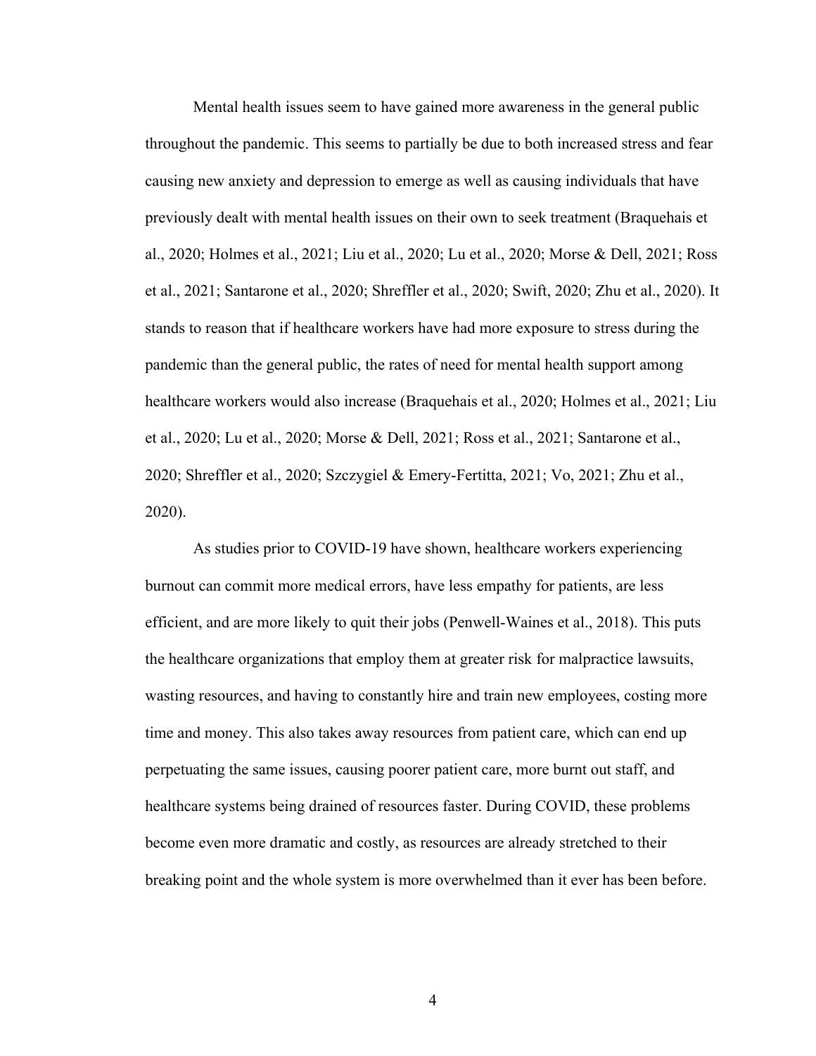Mental health issues seem to have gained more awareness in the general public throughout the pandemic. This seems to partially be due to both increased stress and fear causing new anxiety and depression to emerge as well as causing individuals that have previously dealt with mental health issues on their own to seek treatment (Braquehais et al., 2020; Holmes et al., 2021; Liu et al., 2020; Lu et al., 2020; Morse & Dell, 2021; Ross et al., 2021; Santarone et al., 2020; Shreffler et al., 2020; Swift, 2020; Zhu et al., 2020). It stands to reason that if healthcare workers have had more exposure to stress during the pandemic than the general public, the rates of need for mental health support among healthcare workers would also increase (Braquehais et al., 2020; Holmes et al., 2021; Liu et al., 2020; Lu et al., 2020; Morse & Dell, 2021; Ross et al., 2021; Santarone et al., 2020; Shreffler et al., 2020; Szczygiel & Emery-Fertitta, 2021; Vo, 2021; Zhu et al., 2020).

As studies prior to COVID-19 have shown, healthcare workers experiencing burnout can commit more medical errors, have less empathy for patients, are less efficient, and are more likely to quit their jobs (Penwell-Waines et al., 2018). This puts the healthcare organizations that employ them at greater risk for malpractice lawsuits, wasting resources, and having to constantly hire and train new employees, costing more time and money. This also takes away resources from patient care, which can end up perpetuating the same issues, causing poorer patient care, more burnt out staff, and healthcare systems being drained of resources faster. During COVID, these problems become even more dramatic and costly, as resources are already stretched to their breaking point and the whole system is more overwhelmed than it ever has been before.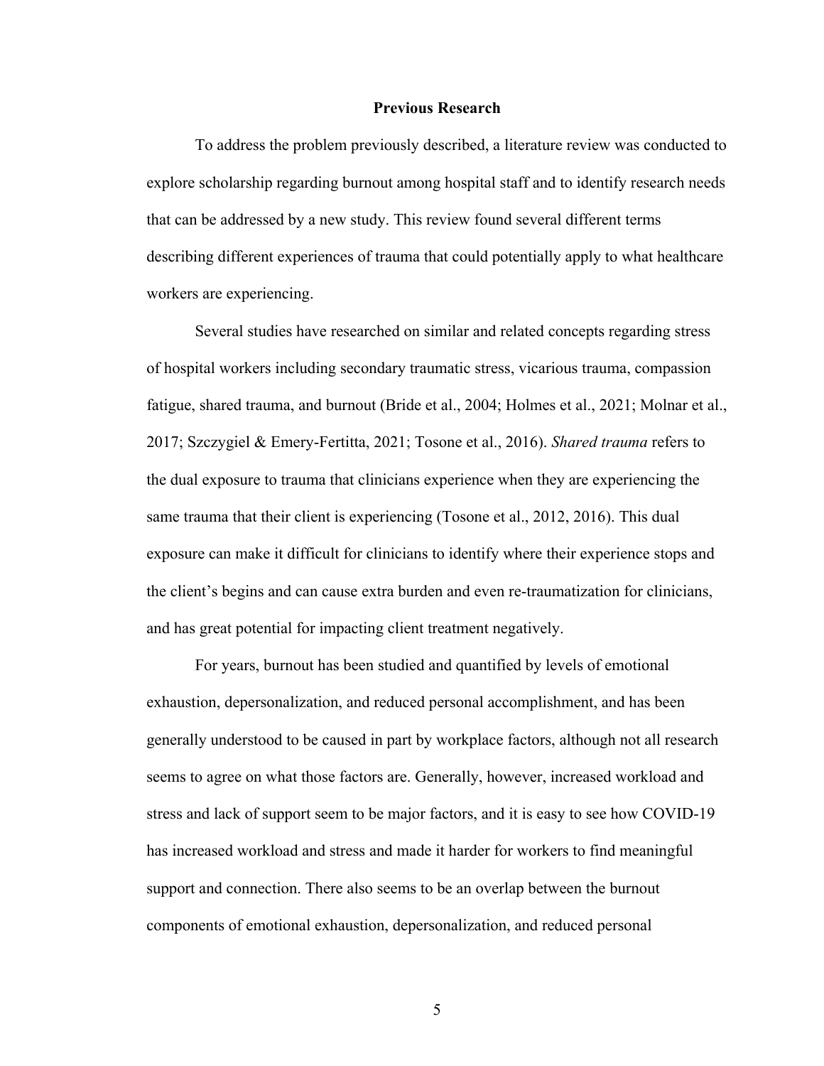## Previous Research

To address the problem previously described, a literature review was conducted to explore scholarship regarding burnout among hospital staff and to identify research needs that can be addressed by a new study. This review found several different terms describing different experiences of trauma that could potentially apply to what healthcare workers are experiencing.

Several studies have researched on similar and related concepts regarding stress of hospital workers including secondary traumatic stress, vicarious trauma, compassion fatigue, shared trauma, and burnout (Bride et al., 2004; Holmes et al., 2021; Molnar et al., 2017; Szczygiel & Emery-Fertitta, 2021; Tosone et al., 2016). *Shared trauma* refers to the dual exposure to trauma that clinicians experience when they are experiencing the same trauma that their client is experiencing (Tosone et al., 2012, 2016). This dual exposure can make it difficult for clinicians to identify where their experience stops and the client's begins and can cause extra burden and even re-traumatization for clinicians, and has great potential for impacting client treatment negatively.

For years, burnout has been studied and quantified by levels of emotional exhaustion, depersonalization, and reduced personal accomplishment, and has been generally understood to be caused in part by workplace factors, although not all research seems to agree on what those factors are. Generally, however, increased workload and stress and lack of support seem to be major factors, and it is easy to see how COVID-19 has increased workload and stress and made it harder for workers to find meaningful support and connection. There also seems to be an overlap between the burnout components of emotional exhaustion, depersonalization, and reduced personal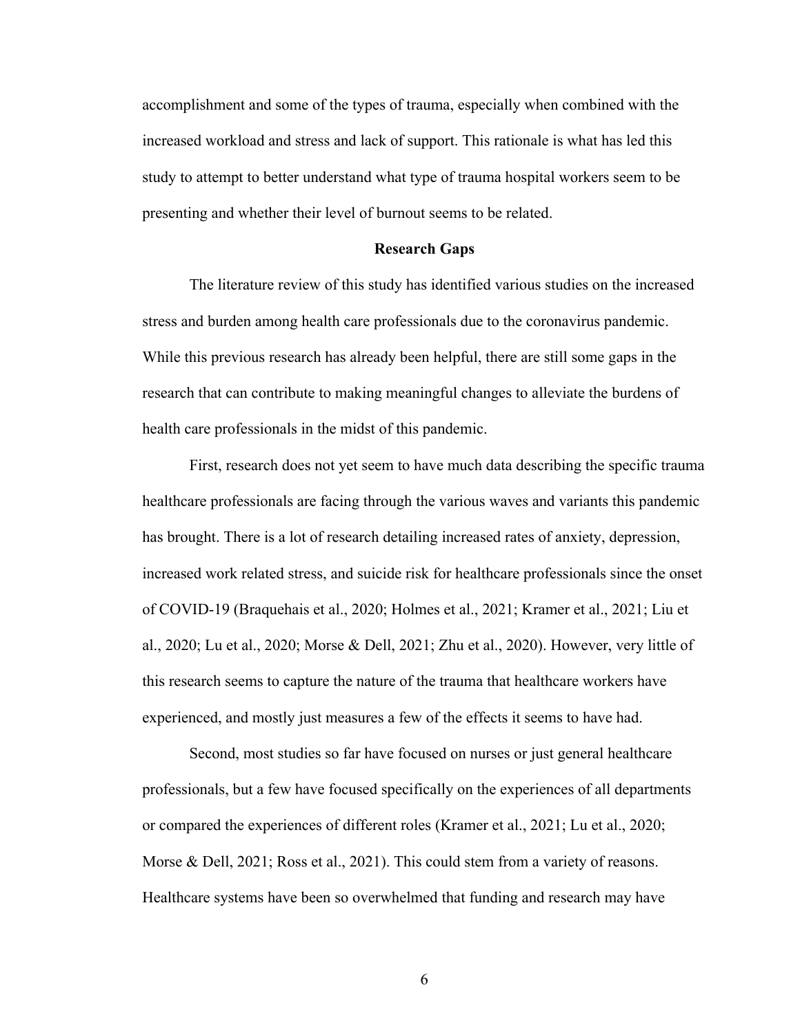accomplishment and some of the types of trauma, especially when combined with the increased workload and stress and lack of support. This rationale is what has led this study to attempt to better understand what type of trauma hospital workers seem to be presenting and whether their level of burnout seems to be related.

## Research Gaps

The literature review of this study has identified various studies on the increased stress and burden among health care professionals due to the coronavirus pandemic. While this previous research has already been helpful, there are still some gaps in the research that can contribute to making meaningful changes to alleviate the burdens of health care professionals in the midst of this pandemic.

First, research does not yet seem to have much data describing the specific trauma healthcare professionals are facing through the various waves and variants this pandemic has brought. There is a lot of research detailing increased rates of anxiety, depression, increased work related stress, and suicide risk for healthcare professionals since the onset of COVID-19 (Braquehais et al., 2020; Holmes et al., 2021; Kramer et al., 2021; Liu et al., 2020; Lu et al., 2020; Morse & Dell, 2021; Zhu et al., 2020). However, very little of this research seems to capture the nature of the trauma that healthcare workers have experienced, and mostly just measures a few of the effects it seems to have had.

Second, most studies so far have focused on nurses or just general healthcare professionals, but a few have focused specifically on the experiences of all departments or compared the experiences of different roles (Kramer et al., 2021; Lu et al., 2020; Morse & Dell, 2021; Ross et al., 2021). This could stem from a variety of reasons. Healthcare systems have been so overwhelmed that funding and research may have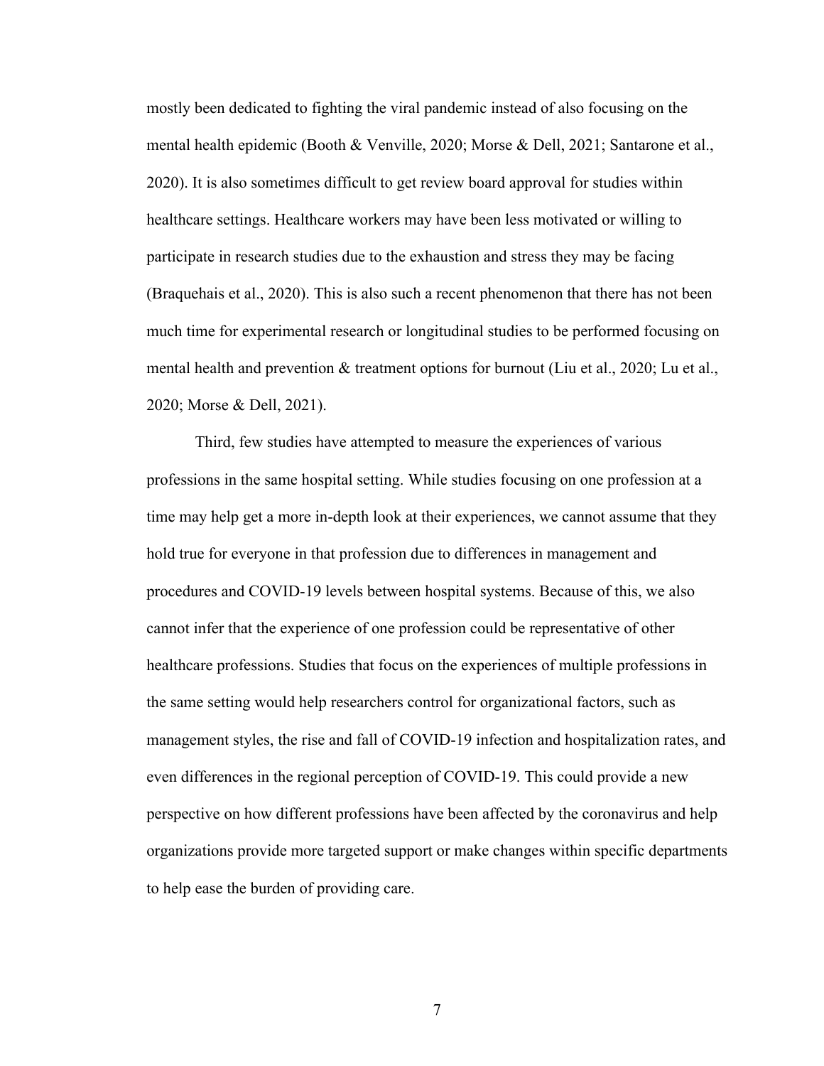mostly been dedicated to fighting the viral pandemic instead of also focusing on the mental health epidemic (Booth & Venville, 2020; Morse & Dell, 2021; Santarone et al., 2020). It is also sometimes difficult to get review board approval for studies within healthcare settings. Healthcare workers may have been less motivated or willing to participate in research studies due to the exhaustion and stress they may be facing (Braquehais et al., 2020). This is also such a recent phenomenon that there has not been much time for experimental research or longitudinal studies to be performed focusing on mental health and prevention & treatment options for burnout (Liu et al., 2020; Lu et al., 2020; Morse & Dell, 2021).

Third, few studies have attempted to measure the experiences of various professions in the same hospital setting. While studies focusing on one profession at a time may help get a more in-depth look at their experiences, we cannot assume that they hold true for everyone in that profession due to differences in management and procedures and COVID-19 levels between hospital systems. Because of this, we also cannot infer that the experience of one profession could be representative of other healthcare professions. Studies that focus on the experiences of multiple professions in the same setting would help researchers control for organizational factors, such as management styles, the rise and fall of COVID-19 infection and hospitalization rates, and even differences in the regional perception of COVID-19. This could provide a new perspective on how different professions have been affected by the coronavirus and help organizations provide more targeted support or make changes within specific departments to help ease the burden of providing care.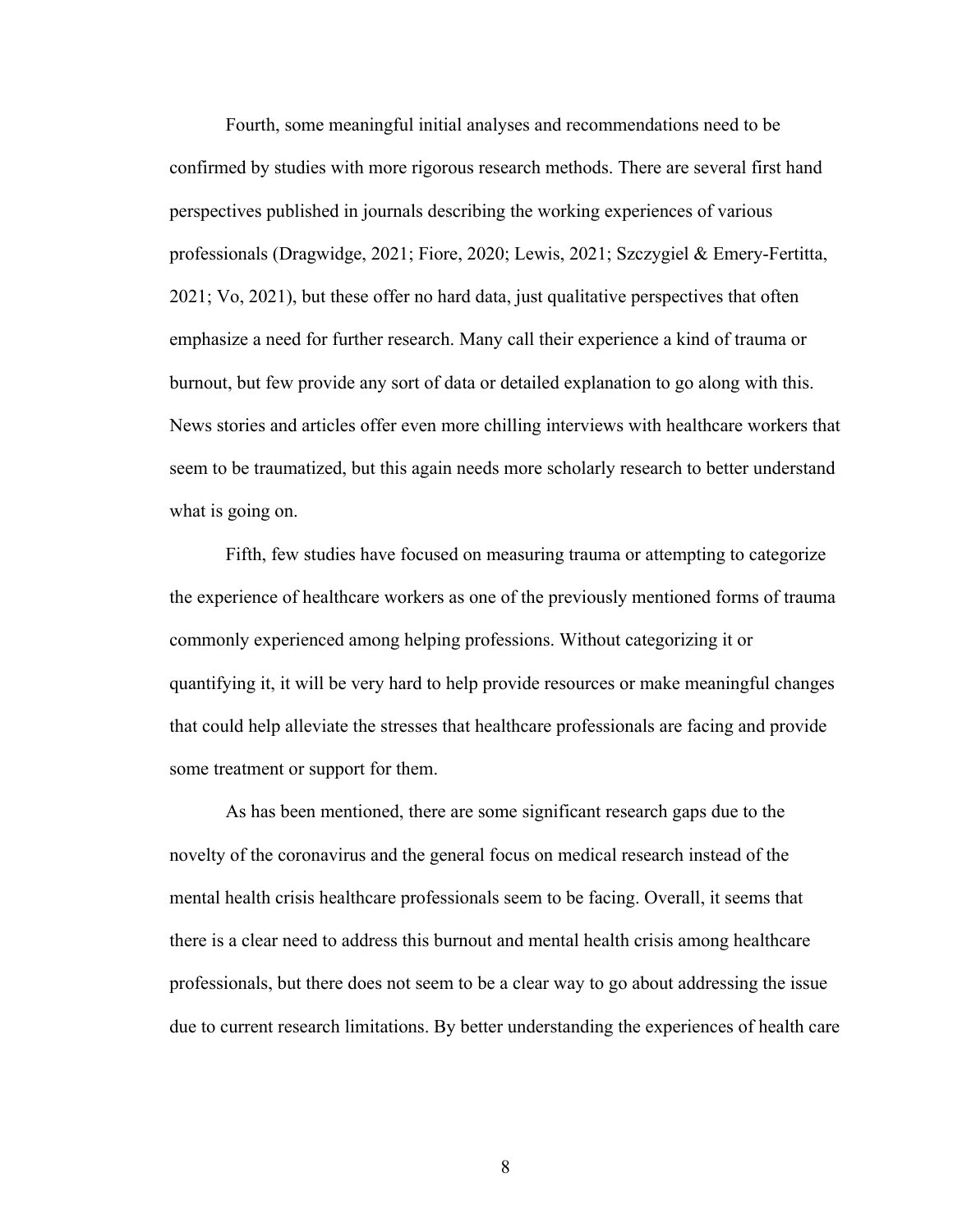Fourth, some meaningful initial analyses and recommendations need to be confirmed by studies with more rigorous research methods. There are several first hand perspectives published in journals describing the working experiences of various professionals (Dragwidge, 2021; Fiore, 2020; Lewis, 2021; Szczygiel & Emery-Fertitta, 2021; Vo, 2021), but these offer no hard data, just qualitative perspectives that often emphasize a need for further research. Many call their experience a kind of trauma or burnout, but few provide any sort of data or detailed explanation to go along with this. News stories and articles offer even more chilling interviews with healthcare workers that seem to be traumatized, but this again needs more scholarly research to better understand what is going on.

Fifth, few studies have focused on measuring trauma or attempting to categorize the experience of healthcare workers as one of the previously mentioned forms of trauma commonly experienced among helping professions. Without categorizing it or quantifying it, it will be very hard to help provide resources or make meaningful changes that could help alleviate the stresses that healthcare professionals are facing and provide some treatment or support for them.

As has been mentioned, there are some significant research gaps due to the novelty of the coronavirus and the general focus on medical research instead of the mental health crisis healthcare professionals seem to be facing. Overall, it seems that there is a clear need to address this burnout and mental health crisis among healthcare professionals, but there does not seem to be a clear way to go about addressing the issue due to current research limitations. By better understanding the experiences of health care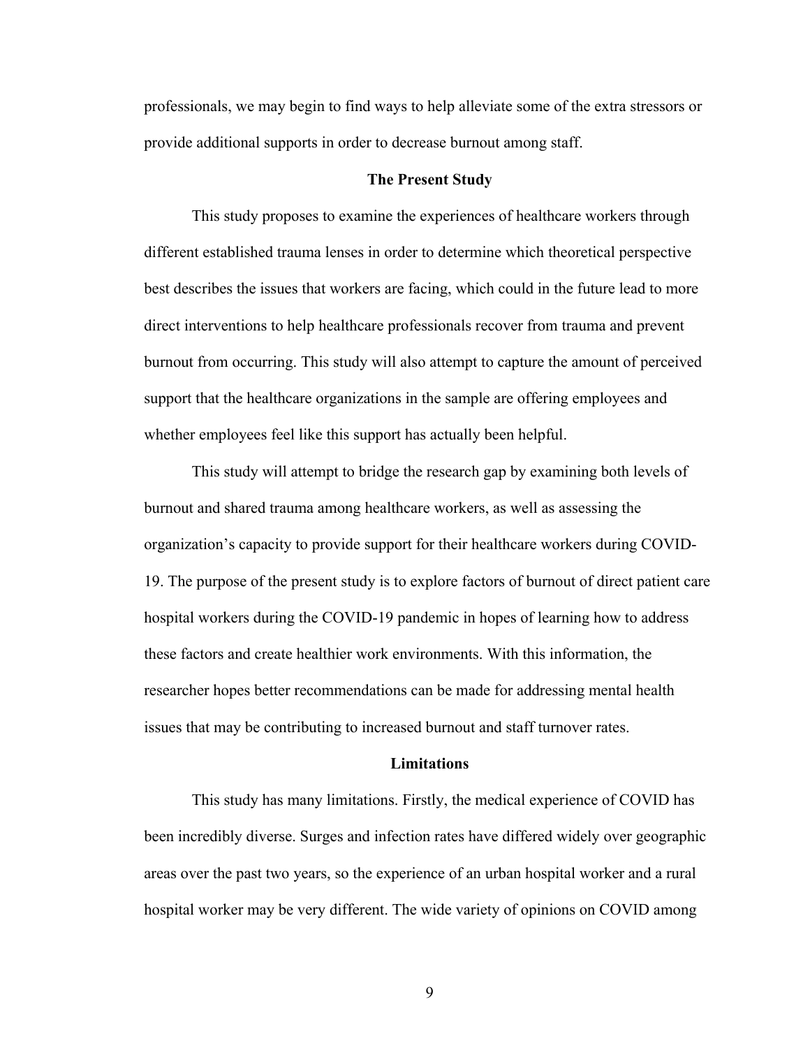professionals, we may begin to find ways to help alleviate some of the extra stressors or provide additional supports in order to decrease burnout among staff.

## The Present Study

This study proposes to examine the experiences of healthcare workers through different established trauma lenses in order to determine which theoretical perspective best describes the issues that workers are facing, which could in the future lead to more direct interventions to help healthcare professionals recover from trauma and prevent burnout from occurring. This study will also attempt to capture the amount of perceived support that the healthcare organizations in the sample are offering employees and whether employees feel like this support has actually been helpful.

This study will attempt to bridge the research gap by examining both levels of burnout and shared trauma among healthcare workers, as well as assessing the organization's capacity to provide support for their healthcare workers during COVID-19. The purpose of the present study is to explore factors of burnout of direct patient care hospital workers during the COVID-19 pandemic in hopes of learning how to address these factors and create healthier work environments. With this information, the researcher hopes better recommendations can be made for addressing mental health issues that may be contributing to increased burnout and staff turnover rates.

## Limitations

This study has many limitations. Firstly, the medical experience of COVID has been incredibly diverse. Surges and infection rates have differed widely over geographic areas over the past two years, so the experience of an urban hospital worker and a rural hospital worker may be very different. The wide variety of opinions on COVID among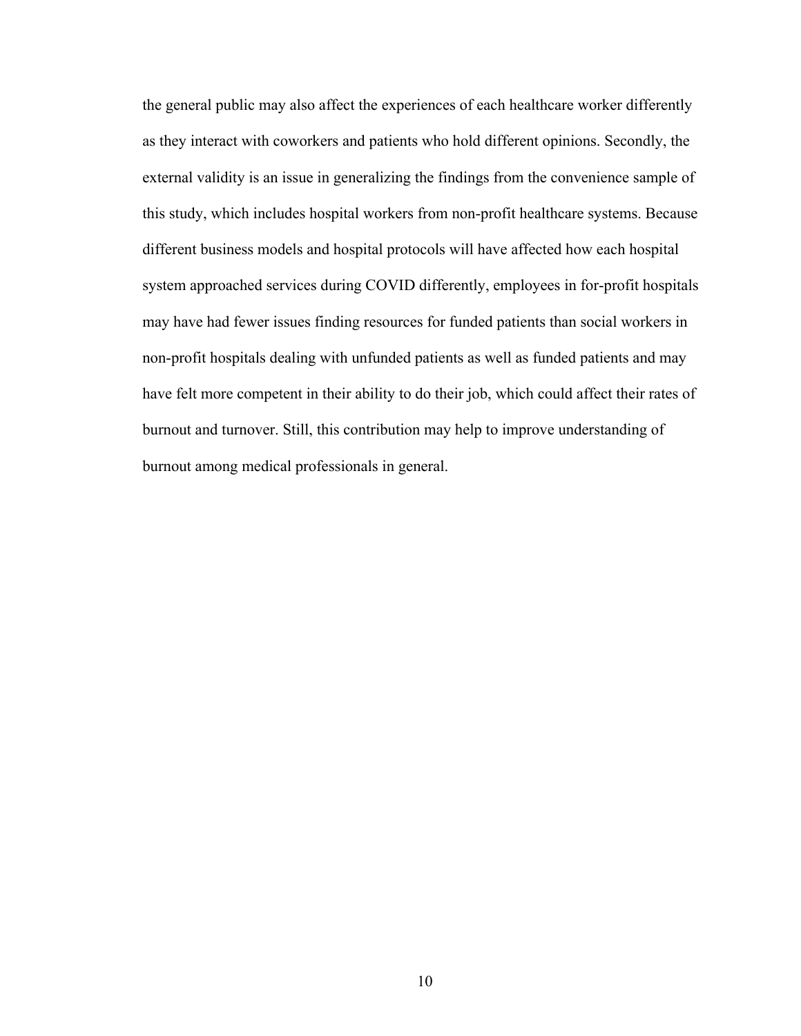the general public may also affect the experiences of each healthcare worker differently as they interact with coworkers and patients who hold different opinions. Secondly, the external validity is an issue in generalizing the findings from the convenience sample of this study, which includes hospital workers from non-profit healthcare systems. Because different business models and hospital protocols will have affected how each hospital system approached services during COVID differently, employees in for-profit hospitals may have had fewer issues finding resources for funded patients than social workers in non-profit hospitals dealing with unfunded patients as well as funded patients and may have felt more competent in their ability to do their job, which could affect their rates of burnout and turnover. Still, this contribution may help to improve understanding of burnout among medical professionals in general.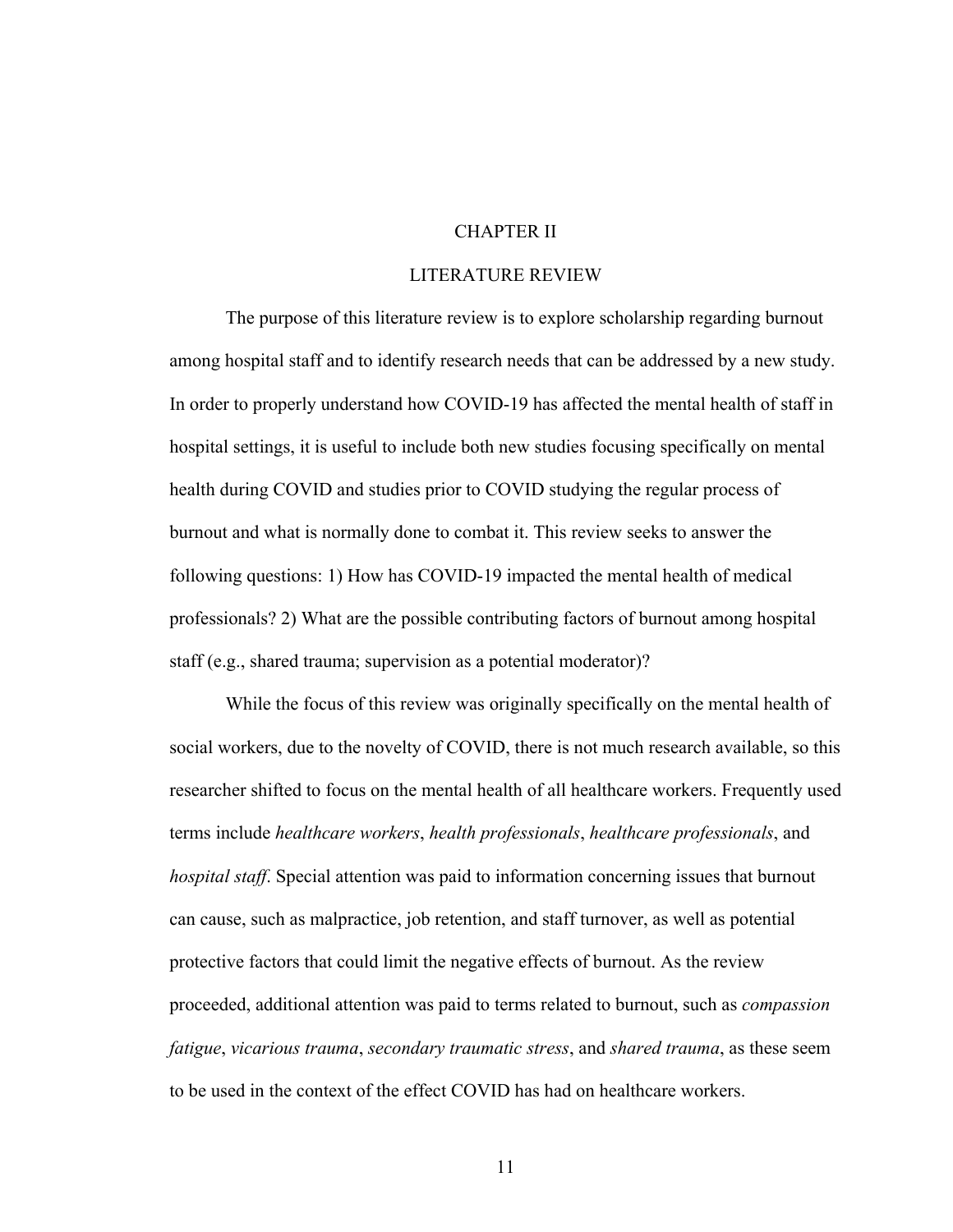# CHAPTER II

# LITERATURE REVIEW

The purpose of this literature review is to explore scholarship regarding burnout among hospital staff and to identify research needs that can be addressed by a new study. In order to properly understand how COVID-19 has affected the mental health of staff in hospital settings, it is useful to include both new studies focusing specifically on mental health during COVID and studies prior to COVID studying the regular process of burnout and what is normally done to combat it. This review seeks to answer the following questions: 1) How has COVID-19 impacted the mental health of medical professionals? 2) What are the possible contributing factors of burnout among hospital staff (e.g., shared trauma; supervision as a potential moderator)?

While the focus of this review was originally specifically on the mental health of social workers, due to the novelty of COVID, there is not much research available, so this researcher shifted to focus on the mental health of all healthcare workers. Frequently used terms include *healthcare workers*, *health professionals*, *healthcare professionals*, and *hospital staff*. Special attention was paid to information concerning issues that burnout can cause, such as malpractice, job retention, and staff turnover, as well as potential protective factors that could limit the negative effects of burnout. As the review proceeded, additional attention was paid to terms related to burnout, such as *compassion fatigue*, *vicarious trauma*, *secondary traumatic stress*, and *shared trauma*, as these seem to be used in the context of the effect COVID has had on healthcare workers.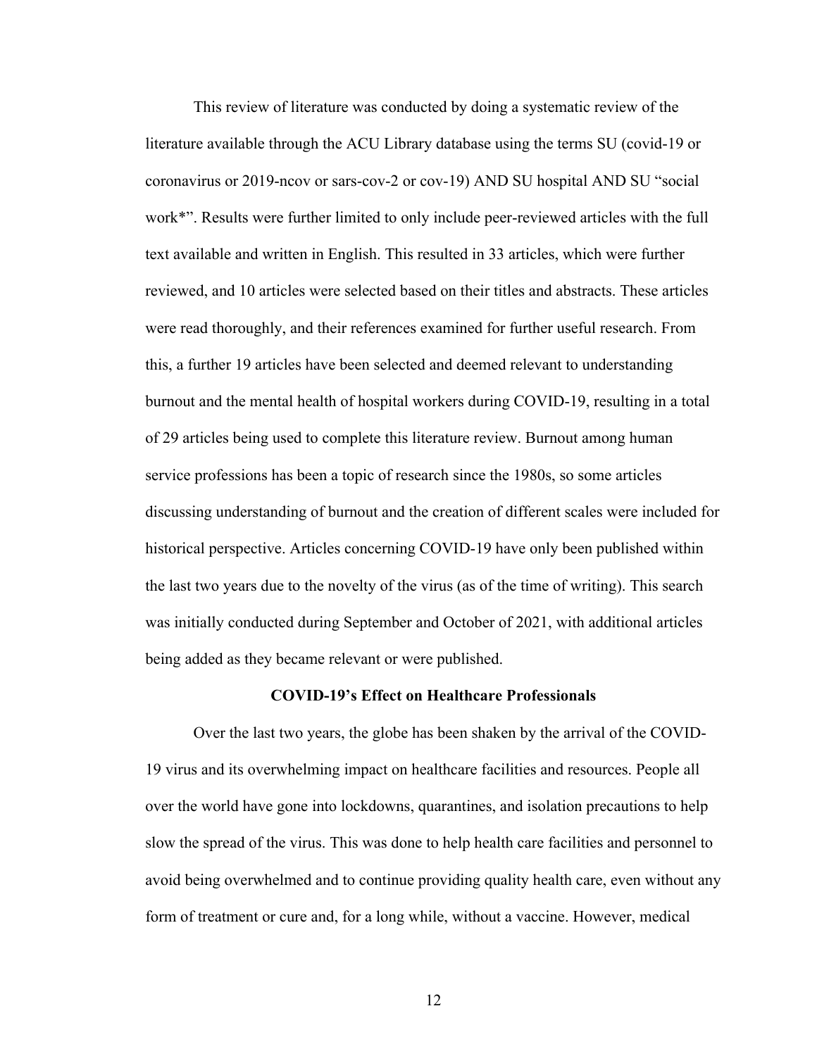This review of literature was conducted by doing a systematic review of the literature available through the ACU Library database using the terms SU (covid-19 or coronavirus or 2019-ncov or sars-cov-2 or cov-19) AND SU hospital AND SU "social work*". Results were further limited to only include peer-reviewed articles with the full text available and written in English. This resulted in 33 articles, which were further reviewed, and 10 articles were selected based on their titles and abstracts. These articles were read thoroughly, and their references examined for further useful research. From this, a further 19 articles have been selected and deemed relevant to understanding burnout and the mental health of hospital workers during COVID-19, resulting in a total of 29 articles being used to complete this literature review. Burnout among human service professions has been a topic of research since the 1980s, so some articles discussing understanding of burnout and the creation of different scales were included for historical perspective. Articles concerning COVID-19 have only been published within the last two years due to the novelty of the virus (as of the time of writing). This search was initially conducted during September and October of 2021, with additional articles being added as they became relevant or were published.

## COVID-19's Effect on Healthcare Professionals

Over the last two years, the globe has been shaken by the arrival of the COVID-19 virus and its overwhelming impact on healthcare facilities and resources. People all over the world have gone into lockdowns, quarantines, and isolation precautions to help slow the spread of the virus. This was done to help health care facilities and personnel to avoid being overwhelmed and to continue providing quality health care, even without any form of treatment or cure and, for a long while, without a vaccine. However, medical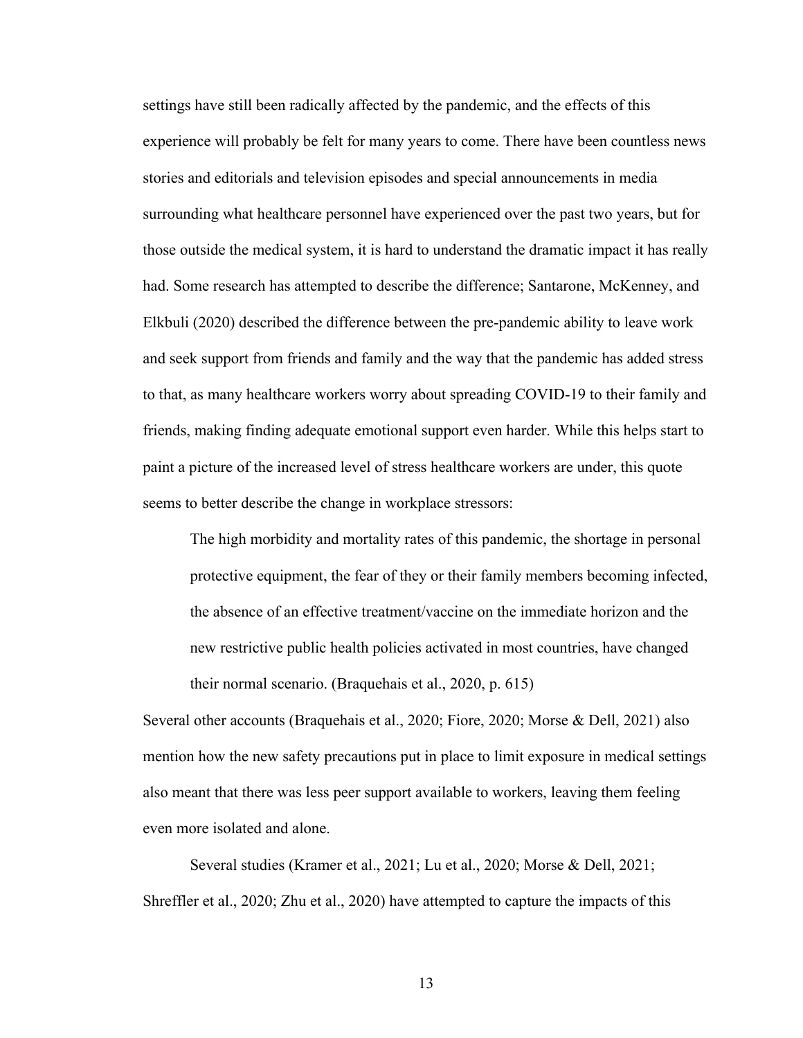settings have still been radically affected by the pandemic, and the effects of this experience will probably be felt for many years to come. There have been countless news stories and editorials and television episodes and special announcements in media surrounding what healthcare personnel have experienced over the past two years, but for those outside the medical system, it is hard to understand the dramatic impact it has really had. Some research has attempted to describe the difference; Santarone, McKenney, and Elkbuli (2020) described the difference between the pre-pandemic ability to leave work and seek support from friends and family and the way that the pandemic has added stress to that, as many healthcare workers worry about spreading COVID-19 to their family and friends, making finding adequate emotional support even harder. While this helps start to paint a picture of the increased level of stress healthcare workers are under, this quote seems to better describe the change in workplace stressors:

> The high morbidity and mortality rates of this pandemic, the shortage in personal protective equipment, the fear of they or their family members becoming infected, the absence of an effective treatment/vaccine on the immediate horizon and the new restrictive public health policies activated in most countries, have changed their normal scenario. (Braquehais et al., 2020, p. 615)

Several other accounts (Braquehais et al., 2020; Fiore, 2020; Morse & Dell, 2021) also mention how the new safety precautions put in place to limit exposure in medical settings also meant that there was less peer support available to workers, leaving them feeling even more isolated and alone.

Several studies (Kramer et al., 2021; Lu et al., 2020; Morse & Dell, 2021; Shreffler et al., 2020; Zhu et al., 2020) have attempted to capture the impacts of this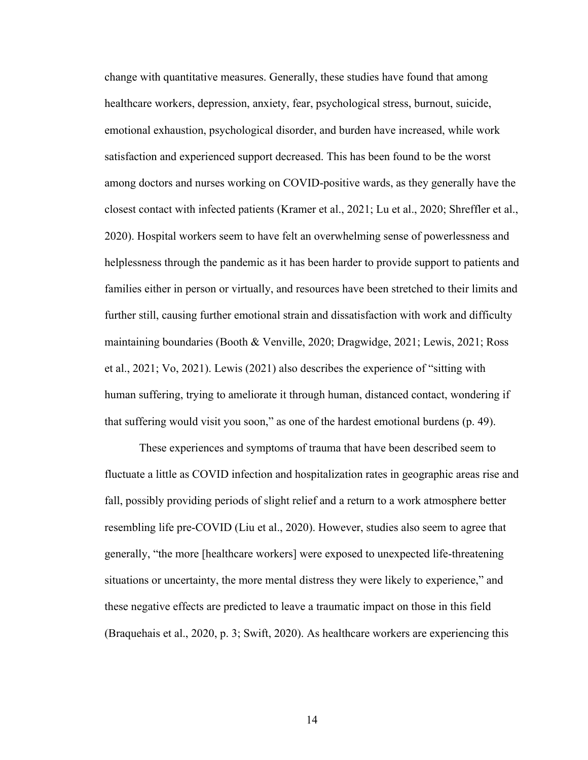change with quantitative measures. Generally, these studies have found that among healthcare workers, depression, anxiety, fear, psychological stress, burnout, suicide, emotional exhaustion, psychological disorder, and burden have increased, while work satisfaction and experienced support decreased. This has been found to be the worst among doctors and nurses working on COVID-positive wards, as they generally have the closest contact with infected patients (Kramer et al., 2021; Lu et al., 2020; Shreffler et al., 2020). Hospital workers seem to have felt an overwhelming sense of powerlessness and helplessness through the pandemic as it has been harder to provide support to patients and families either in person or virtually, and resources have been stretched to their limits and further still, causing further emotional strain and dissatisfaction with work and difficulty maintaining boundaries (Booth & Venville, 2020; Dragwidge, 2021; Lewis, 2021; Ross et al., 2021; Vo, 2021). Lewis (2021) also describes the experience of "sitting with human suffering, trying to ameliorate it through human, distanced contact, wondering if that suffering would visit you soon," as one of the hardest emotional burdens (p. 49).

These experiences and symptoms of trauma that have been described seem to fluctuate a little as COVID infection and hospitalization rates in geographic areas rise and fall, possibly providing periods of slight relief and a return to a work atmosphere better resembling life pre-COVID (Liu et al., 2020). However, studies also seem to agree that generally, "the more [healthcare workers] were exposed to unexpected life-threatening situations or uncertainty, the more mental distress they were likely to experience," and these negative effects are predicted to leave a traumatic impact on those in this field (Braquehais et al., 2020, p. 3; Swift, 2020). As healthcare workers are experiencing this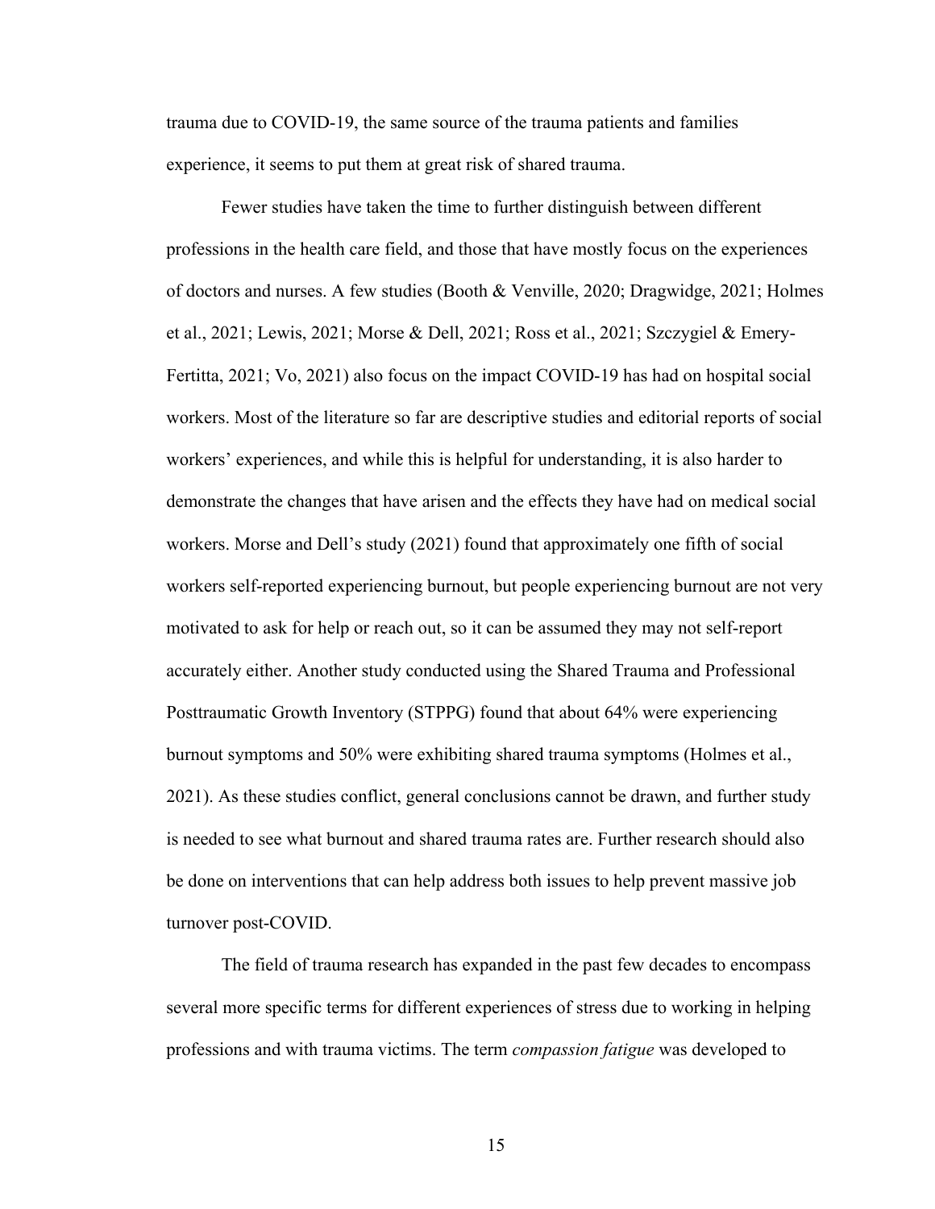trauma due to COVID-19, the same source of the trauma patients and families experience, it seems to put them at great risk of shared trauma.

Fewer studies have taken the time to further distinguish between different professions in the health care field, and those that have mostly focus on the experiences of doctors and nurses. A few studies (Booth & Venville, 2020; Dragwidge, 2021; Holmes et al., 2021; Lewis, 2021; Morse & Dell, 2021; Ross et al., 2021; Szczygiel & Emery-Fertitta, 2021; Vo, 2021) also focus on the impact COVID-19 has had on hospital social workers. Most of the literature so far are descriptive studies and editorial reports of social workers' experiences, and while this is helpful for understanding, it is also harder to demonstrate the changes that have arisen and the effects they have had on medical social workers. Morse and Dell's study (2021) found that approximately one fifth of social workers self-reported experiencing burnout, but people experiencing burnout are not very motivated to ask for help or reach out, so it can be assumed they may not self-report accurately either. Another study conducted using the Shared Trauma and Professional Posttraumatic Growth Inventory (STPPG) found that about 64% were experiencing burnout symptoms and 50% were exhibiting shared trauma symptoms (Holmes et al., 2021). As these studies conflict, general conclusions cannot be drawn, and further study is needed to see what burnout and shared trauma rates are. Further research should also be done on interventions that can help address both issues to help prevent massive job turnover post-COVID.

The field of trauma research has expanded in the past few decades to encompass several more specific terms for different experiences of stress due to working in helping professions and with trauma victims. The term *compassion fatigue* was developed to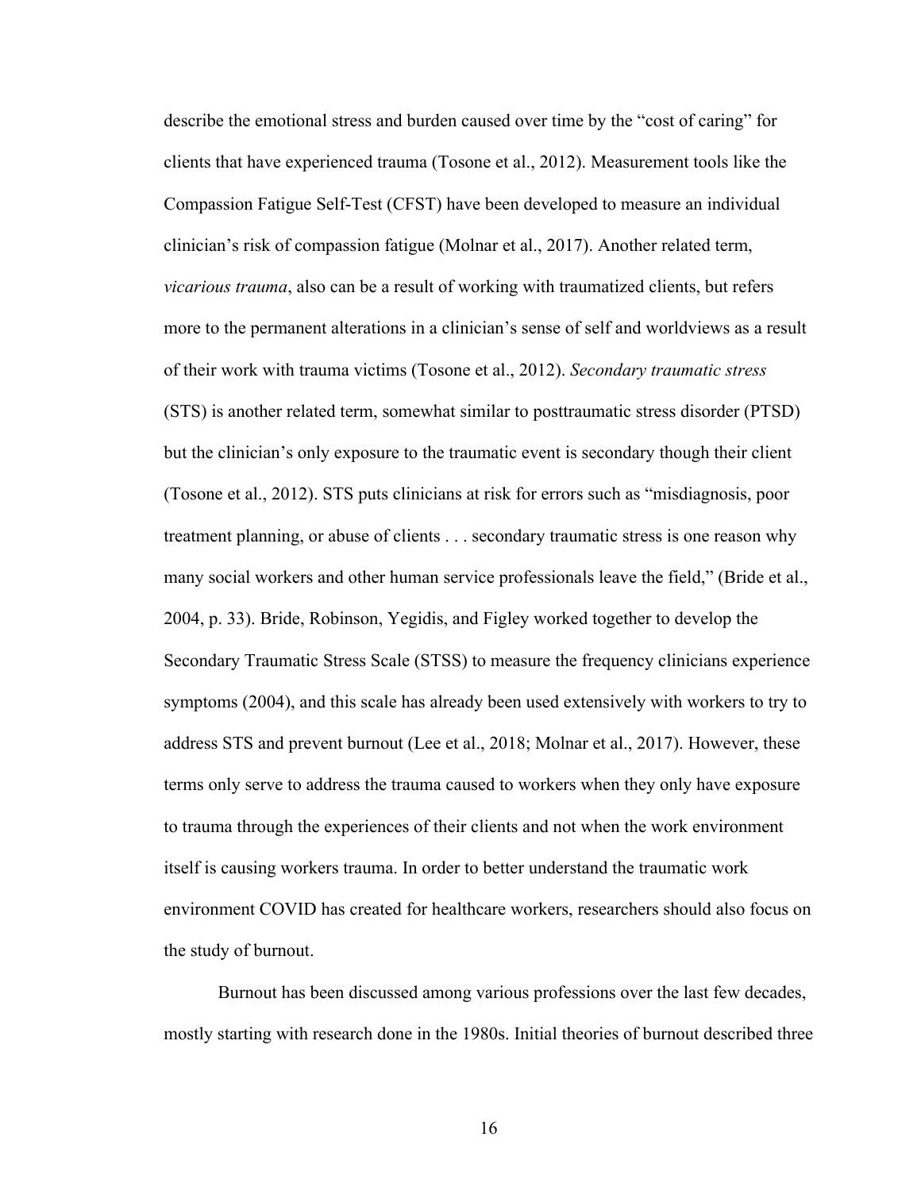describe the emotional stress and burden caused over time by the "cost of caring" for clients that have experienced trauma (Tosone et al., 2012). Measurement tools like the Compassion Fatigue Self-Test (CFST) have been developed to measure an individual clinician's risk of compassion fatigue (Molnar et al., 2017). Another related term, *vicarious trauma*, also can be a result of working with traumatized clients, but refers more to the permanent alterations in a clinician's sense of self and worldviews as a result of their work with trauma victims (Tosone et al., 2012). *Secondary traumatic stress* (STS) is another related term, somewhat similar to posttraumatic stress disorder (PTSD) but the clinician's only exposure to the traumatic event is secondary though their client (Tosone et al., 2012). STS puts clinicians at risk for errors such as "misdiagnosis, poor treatment planning, or abuse of clients . . . secondary traumatic stress is one reason why many social workers and other human service professionals leave the field," (Bride et al., 2004, p. 33). Bride, Robinson, Yegidis, and Figley worked together to develop the Secondary Traumatic Stress Scale (STSS) to measure the frequency clinicians experience symptoms (2004), and this scale has already been used extensively with workers to try to address STS and prevent burnout (Lee et al., 2018; Molnar et al., 2017). However, these terms only serve to address the trauma caused to workers when they only have exposure to trauma through the experiences of their clients and not when the work environment itself is causing workers trauma. In order to better understand the traumatic work environment COVID has created for healthcare workers, researchers should also focus on the study of burnout.

Burnout has been discussed among various professions over the last few decades, mostly starting with research done in the 1980s. Initial theories of burnout described three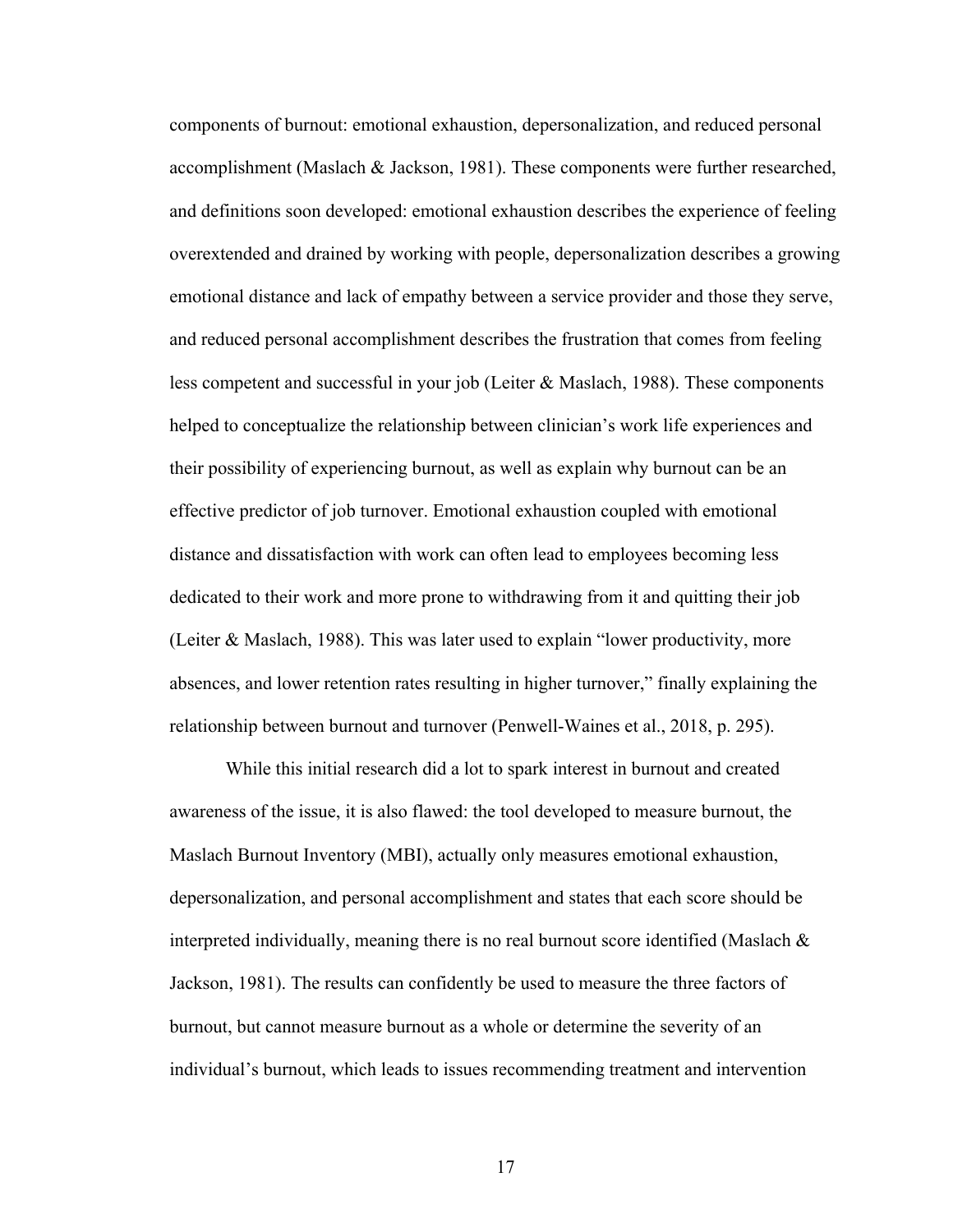components of burnout: emotional exhaustion, depersonalization, and reduced personal accomplishment (Maslach & Jackson, 1981). These components were further researched, and definitions soon developed: emotional exhaustion describes the experience of feeling overextended and drained by working with people, depersonalization describes a growing emotional distance and lack of empathy between a service provider and those they serve, and reduced personal accomplishment describes the frustration that comes from feeling less competent and successful in your job (Leiter & Maslach, 1988). These components helped to conceptualize the relationship between clinician's work life experiences and their possibility of experiencing burnout, as well as explain why burnout can be an effective predictor of job turnover. Emotional exhaustion coupled with emotional distance and dissatisfaction with work can often lead to employees becoming less dedicated to their work and more prone to withdrawing from it and quitting their job (Leiter & Maslach, 1988). This was later used to explain "lower productivity, more absences, and lower retention rates resulting in higher turnover," finally explaining the relationship between burnout and turnover (Penwell-Waines et al., 2018, p. 295).

While this initial research did a lot to spark interest in burnout and created awareness of the issue, it is also flawed: the tool developed to measure burnout, the Maslach Burnout Inventory (MBI), actually only measures emotional exhaustion, depersonalization, and personal accomplishment and states that each score should be interpreted individually, meaning there is no real burnout score identified (Maslach & Jackson, 1981). The results can confidently be used to measure the three factors of burnout, but cannot measure burnout as a whole or determine the severity of an individual's burnout, which leads to issues recommending treatment and intervention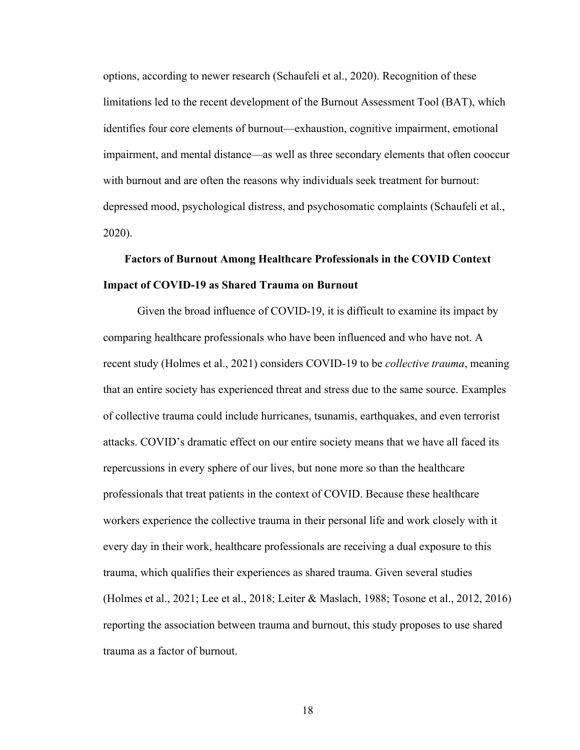options, according to newer research (Schaufeli et al., 2020). Recognition of these limitations led to the recent development of the Burnout Assessment Tool (BAT), which identifies four core elements of burnout—exhaustion, cognitive impairment, emotional impairment, and mental distance—as well as three secondary elements that often cooccur with burnout and are often the reasons why individuals seek treatment for burnout: depressed mood, psychological distress, and psychosomatic complaints (Schaufeli et al., 2020).

## Factors of Burnout Among Healthcare Professionals in the COVID Context

### Impact of COVID-19 as Shared Trauma on Burnout

Given the broad influence of COVID-19, it is difficult to examine its impact by comparing healthcare professionals who have been influenced and who have not. A recent study (Holmes et al., 2021) considers COVID-19 to be *collective trauma*, meaning that an entire society has experienced threat and stress due to the same source. Examples of collective trauma could include hurricanes, tsunamis, earthquakes, and even terrorist attacks. COVID's dramatic effect on our entire society means that we have all faced its repercussions in every sphere of our lives, but none more so than the healthcare professionals that treat patients in the context of COVID. Because these healthcare workers experience the collective trauma in their personal life and work closely with it every day in their work, healthcare professionals are receiving a dual exposure to this trauma, which qualifies their experiences as shared trauma. Given several studies (Holmes et al., 2021; Lee et al., 2018; Leiter & Maslach, 1988; Tosone et al., 2012, 2016) reporting the association between trauma and burnout, this study proposes to use shared trauma as a factor of burnout.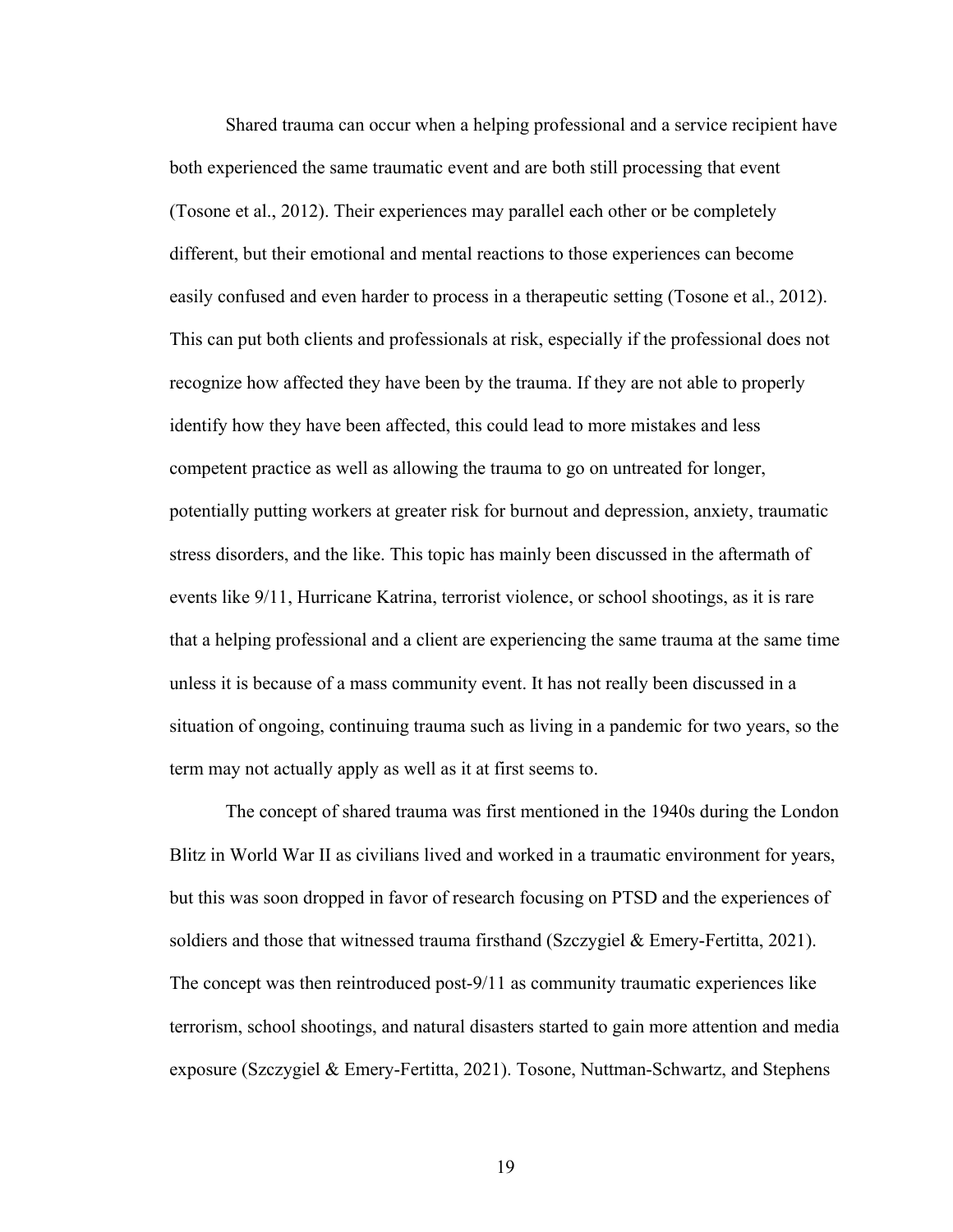Shared trauma can occur when a helping professional and a service recipient have both experienced the same traumatic event and are both still processing that event (Tosone et al., 2012). Their experiences may parallel each other or be completely different, but their emotional and mental reactions to those experiences can become easily confused and even harder to process in a therapeutic setting (Tosone et al., 2012). This can put both clients and professionals at risk, especially if the professional does not recognize how affected they have been by the trauma. If they are not able to properly identify how they have been affected, this could lead to more mistakes and less competent practice as well as allowing the trauma to go on untreated for longer, potentially putting workers at greater risk for burnout and depression, anxiety, traumatic stress disorders, and the like. This topic has mainly been discussed in the aftermath of events like 9/11, Hurricane Katrina, terrorist violence, or school shootings, as it is rare that a helping professional and a client are experiencing the same trauma at the same time unless it is because of a mass community event. It has not really been discussed in a situation of ongoing, continuing trauma such as living in a pandemic for two years, so the term may not actually apply as well as it at first seems to.

The concept of shared trauma was first mentioned in the 1940s during the London Blitz in World War II as civilians lived and worked in a traumatic environment for years, but this was soon dropped in favor of research focusing on PTSD and the experiences of soldiers and those that witnessed trauma firsthand (Szczygiel & Emery-Fertitta, 2021). The concept was then reintroduced post-9/11 as community traumatic experiences like terrorism, school shootings, and natural disasters started to gain more attention and media exposure (Szczygiel & Emery-Fertitta, 2021). Tosone, Nuttman-Schwartz, and Stephens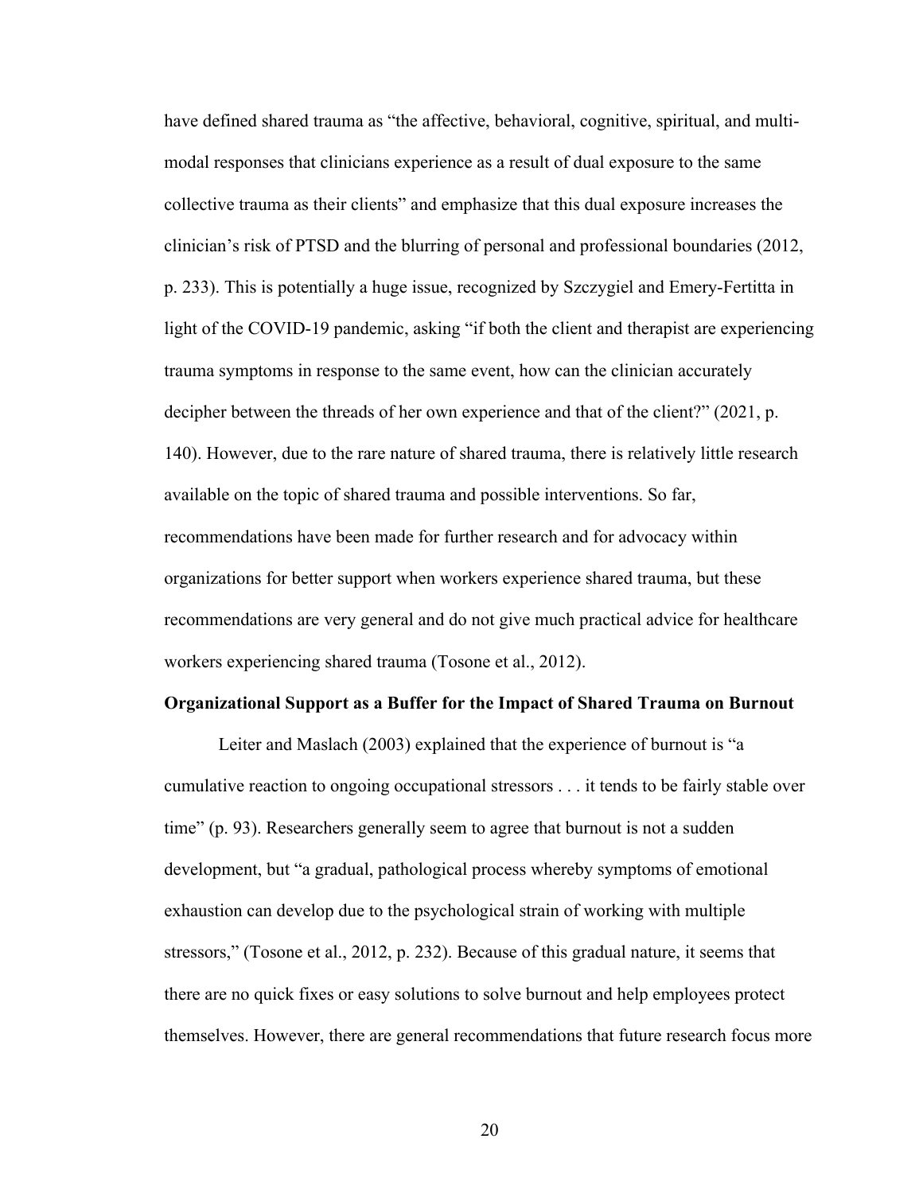have defined shared trauma as "the affective, behavioral, cognitive, spiritual, and multi-modal responses that clinicians experience as a result of dual exposure to the same collective trauma as their clients" and emphasize that this dual exposure increases the clinician's risk of PTSD and the blurring of personal and professional boundaries (2012, p. 233). This is potentially a huge issue, recognized by Szczygiel and Emery-Fertitta in light of the COVID-19 pandemic, asking "if both the client and therapist are experiencing trauma symptoms in response to the same event, how can the clinician accurately decipher between the threads of her own experience and that of the client?" (2021, p. 140). However, due to the rare nature of shared trauma, there is relatively little research available on the topic of shared trauma and possible interventions. So far, recommendations have been made for further research and for advocacy within organizations for better support when workers experience shared trauma, but these recommendations are very general and do not give much practical advice for healthcare workers experiencing shared trauma (Tosone et al., 2012).

**Organizational Support as a Buffer for the Impact of Shared Trauma on Burnout**

Leiter and Maslach (2003) explained that the experience of burnout is "a cumulative reaction to ongoing occupational stressors . . . it tends to be fairly stable over time" (p. 93). Researchers generally seem to agree that burnout is not a sudden development, but "a gradual, pathological process whereby symptoms of emotional exhaustion can develop due to the psychological strain of working with multiple stressors," (Tosone et al., 2012, p. 232). Because of this gradual nature, it seems that there are no quick fixes or easy solutions to solve burnout and help employees protect themselves. However, there are general recommendations that future research focus more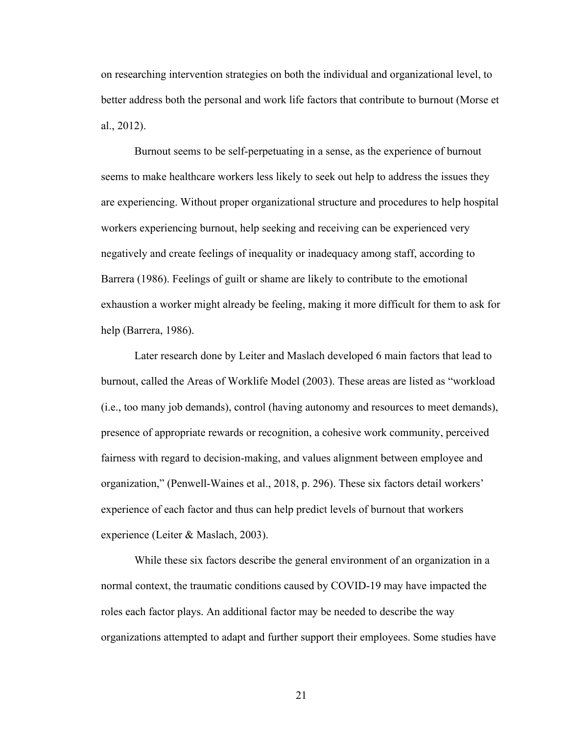on researching intervention strategies on both the individual and organizational level, to better address both the personal and work life factors that contribute to burnout (Morse et al., 2012).

Burnout seems to be self-perpetuating in a sense, as the experience of burnout seems to make healthcare workers less likely to seek out help to address the issues they are experiencing. Without proper organizational structure and procedures to help hospital workers experiencing burnout, help seeking and receiving can be experienced very negatively and create feelings of inequality or inadequacy among staff, according to Barrera (1986). Feelings of guilt or shame are likely to contribute to the emotional exhaustion a worker might already be feeling, making it more difficult for them to ask for help (Barrera, 1986).

Later research done by Leiter and Maslach developed 6 main factors that lead to burnout, called the Areas of Worklife Model (2003). These areas are listed as "workload (i.e., too many job demands), control (having autonomy and resources to meet demands), presence of appropriate rewards or recognition, a cohesive work community, perceived fairness with regard to decision-making, and values alignment between employee and organization," (Penwell-Waines et al., 2018, p. 296). These six factors detail workers' experience of each factor and thus can help predict levels of burnout that workers experience (Leiter & Maslach, 2003).

While these six factors describe the general environment of an organization in a normal context, the traumatic conditions caused by COVID-19 may have impacted the roles each factor plays. An additional factor may be needed to describe the way organizations attempted to adapt and further support their employees. Some studies have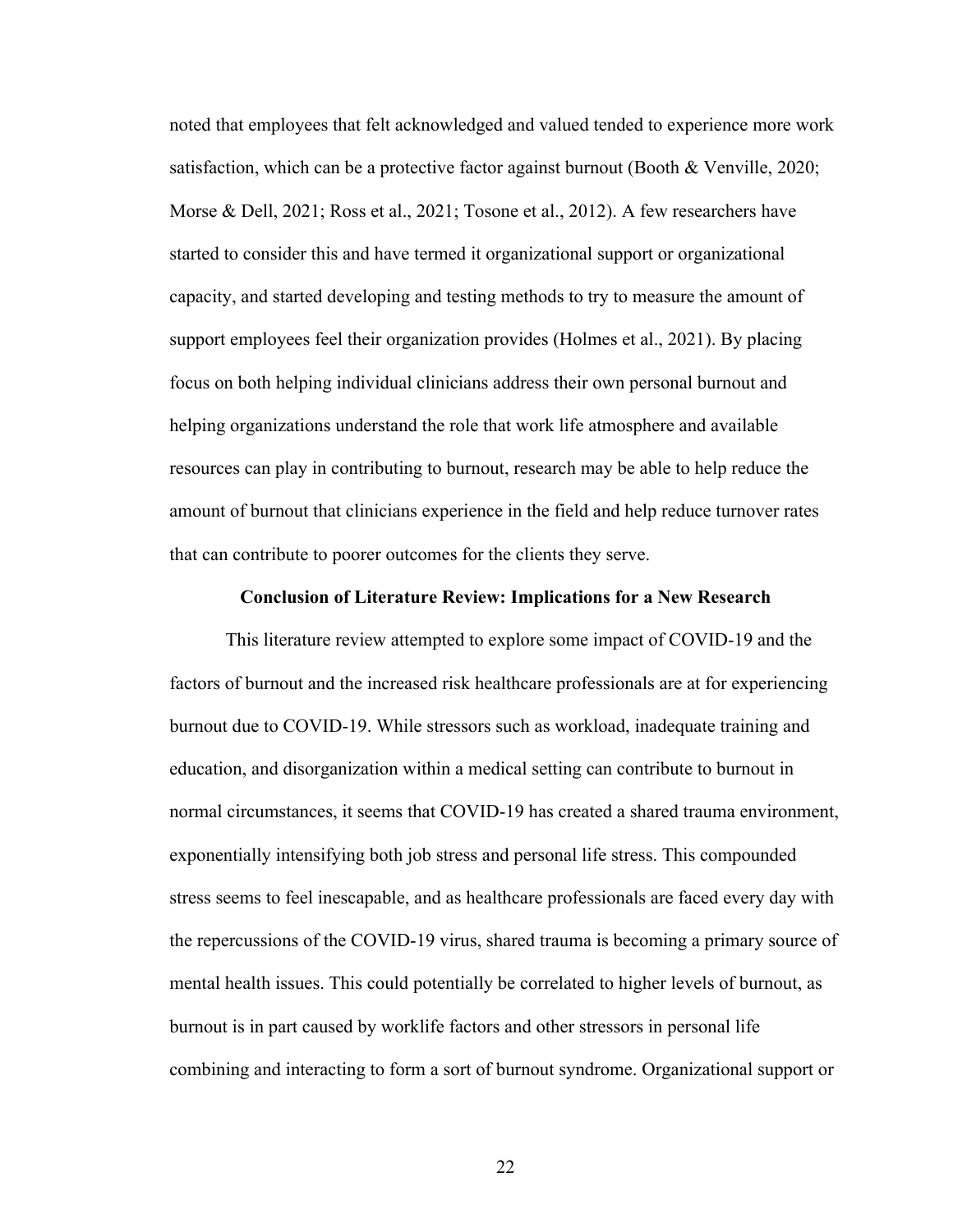noted that employees that felt acknowledged and valued tended to experience more work satisfaction, which can be a protective factor against burnout (Booth & Venville, 2020; Morse & Dell, 2021; Ross et al., 2021; Tosone et al., 2012). A few researchers have started to consider this and have termed it organizational support or organizational capacity, and started developing and testing methods to try to measure the amount of support employees feel their organization provides (Holmes et al., 2021). By placing focus on both helping individual clinicians address their own personal burnout and helping organizations understand the role that work life atmosphere and available resources can play in contributing to burnout, research may be able to help reduce the amount of burnout that clinicians experience in the field and help reduce turnover rates that can contribute to poorer outcomes for the clients they serve.

## Conclusion of Literature Review: Implications for a New Research

This literature review attempted to explore some impact of COVID-19 and the factors of burnout and the increased risk healthcare professionals are at for experiencing burnout due to COVID-19. While stressors such as workload, inadequate training and education, and disorganization within a medical setting can contribute to burnout in normal circumstances, it seems that COVID-19 has created a shared trauma environment, exponentially intensifying both job stress and personal life stress. This compounded stress seems to feel inescapable, and as healthcare professionals are faced every day with the repercussions of the COVID-19 virus, shared trauma is becoming a primary source of mental health issues. This could potentially be correlated to higher levels of burnout, as burnout is in part caused by worklife factors and other stressors in personal life combining and interacting to form a sort of burnout syndrome. Organizational support or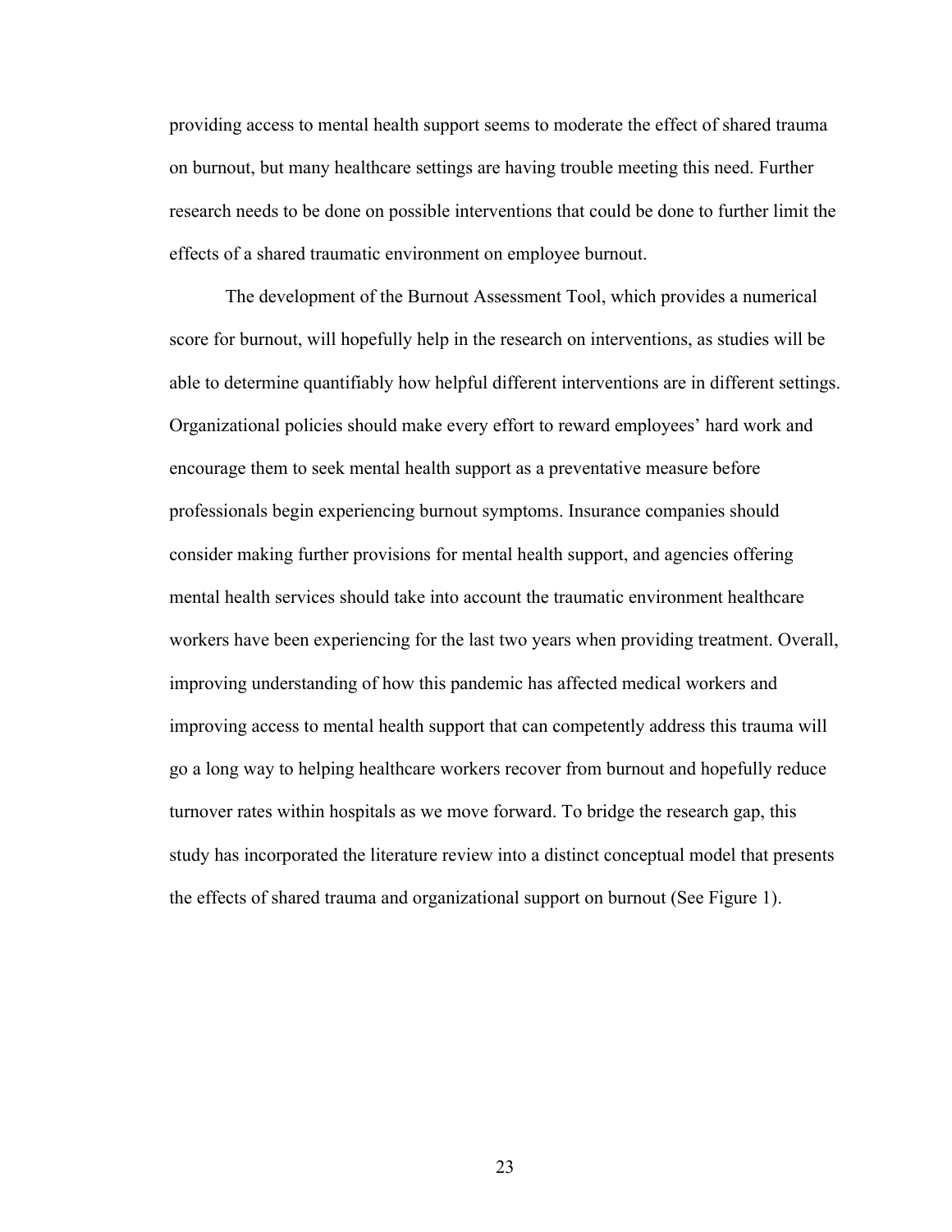providing access to mental health support seems to moderate the effect of shared trauma on burnout, but many healthcare settings are having trouble meeting this need. Further research needs to be done on possible interventions that could be done to further limit the effects of a shared traumatic environment on employee burnout.

The development of the Burnout Assessment Tool, which provides a numerical score for burnout, will hopefully help in the research on interventions, as studies will be able to determine quantifiably how helpful different interventions are in different settings. Organizational policies should make every effort to reward employees' hard work and encourage them to seek mental health support as a preventative measure before professionals begin experiencing burnout symptoms. Insurance companies should consider making further provisions for mental health support, and agencies offering mental health services should take into account the traumatic environment healthcare workers have been experiencing for the last two years when providing treatment. Overall, improving understanding of how this pandemic has affected medical workers and improving access to mental health support that can competently address this trauma will go a long way to helping healthcare workers recover from burnout and hopefully reduce turnover rates within hospitals as we move forward. To bridge the research gap, this study has incorporated the literature review into a distinct conceptual model that presents the effects of shared trauma and organizational support on burnout (See Figure 1).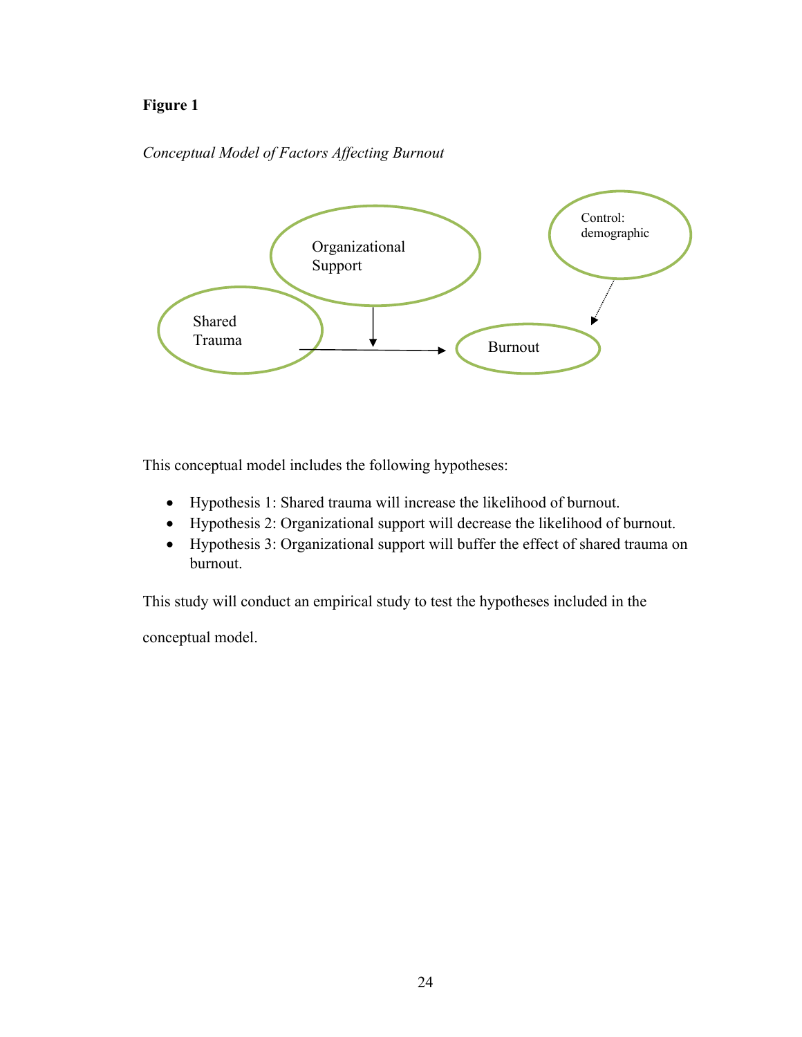**Figure 1**

*Conceptual Model of Factors Affecting Burnout*

Organizational Support

Control: demographic

Shared Trauma

Burnout

This conceptual model includes the following hypotheses:

- Hypothesis 1: Shared trauma will increase the likelihood of burnout.
- Hypothesis 2: Organizational support will decrease the likelihood of burnout.
- Hypothesis 3: Organizational support will buffer the effect of shared trauma on burnout.

This study will conduct an empirical study to test the hypotheses included in the conceptual model.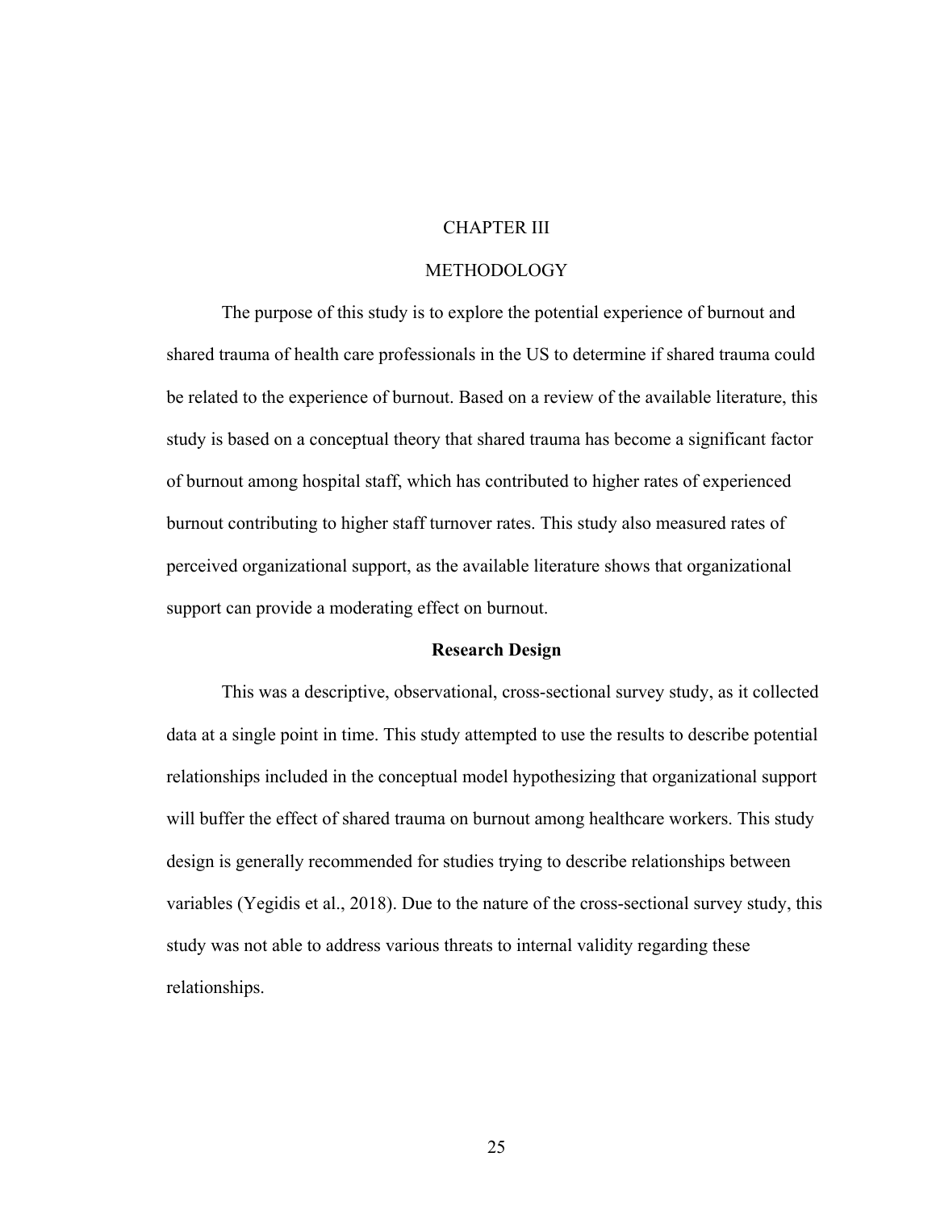# CHAPTER III

# METHODOLOGY

The purpose of this study is to explore the potential experience of burnout and shared trauma of health care professionals in the US to determine if shared trauma could be related to the experience of burnout. Based on a review of the available literature, this study is based on a conceptual theory that shared trauma has become a significant factor of burnout among hospital staff, which has contributed to higher rates of experienced burnout contributing to higher staff turnover rates. This study also measured rates of perceived organizational support, as the available literature shows that organizational support can provide a moderating effect on burnout.

## Research Design

This was a descriptive, observational, cross-sectional survey study, as it collected data at a single point in time. This study attempted to use the results to describe potential relationships included in the conceptual model hypothesizing that organizational support will buffer the effect of shared trauma on burnout among healthcare workers. This study design is generally recommended for studies trying to describe relationships between variables (Yegidis et al., 2018). Due to the nature of the cross-sectional survey study, this study was not able to address various threats to internal validity regarding these relationships.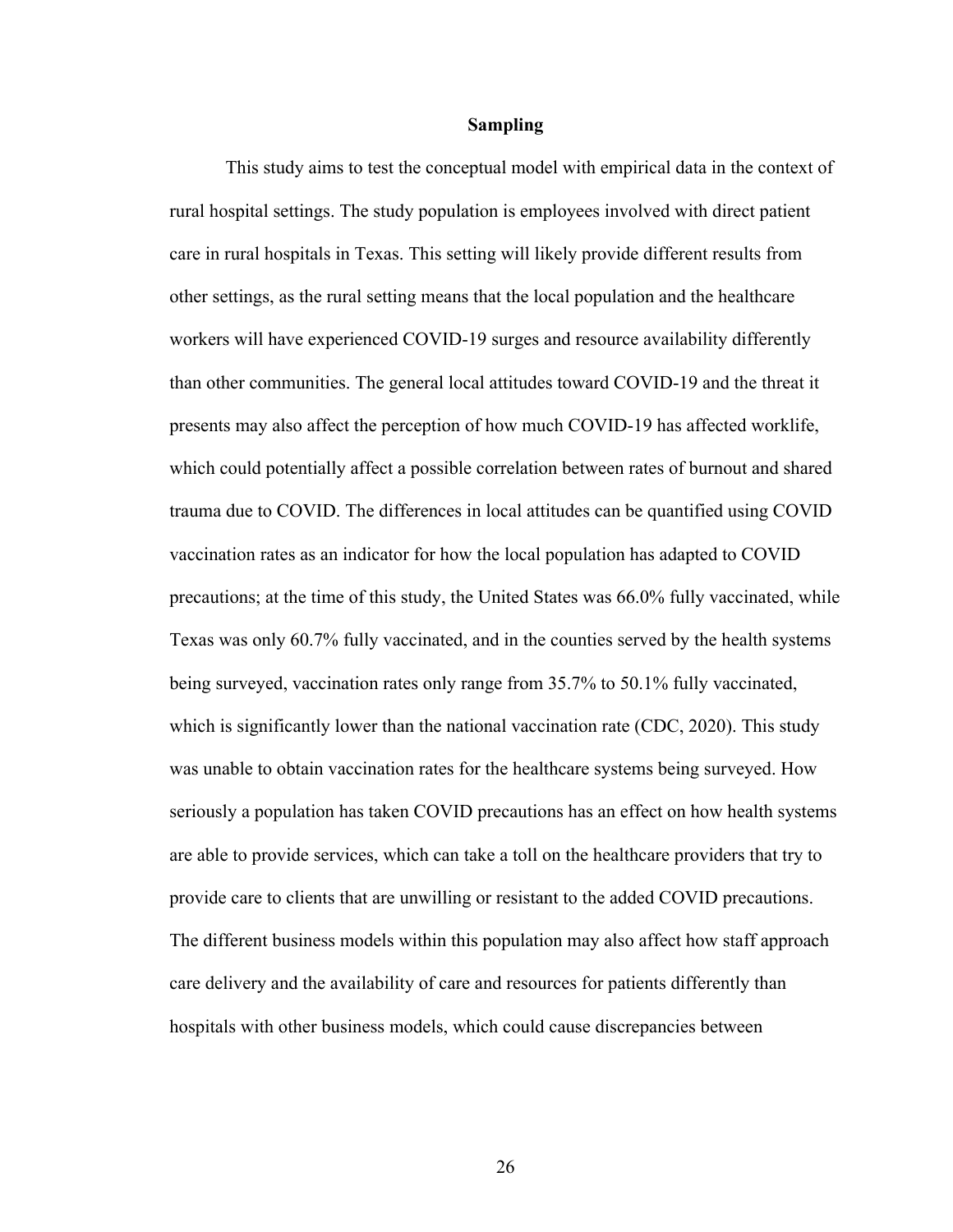## Sampling

This study aims to test the conceptual model with empirical data in the context of rural hospital settings. The study population is employees involved with direct patient care in rural hospitals in Texas. This setting will likely provide different results from other settings, as the rural setting means that the local population and the healthcare workers will have experienced COVID-19 surges and resource availability differently than other communities. The general local attitudes toward COVID-19 and the threat it presents may also affect the perception of how much COVID-19 has affected worklife, which could potentially affect a possible correlation between rates of burnout and shared trauma due to COVID. The differences in local attitudes can be quantified using COVID vaccination rates as an indicator for how the local population has adapted to COVID precautions; at the time of this study, the United States was 66.0% fully vaccinated, while Texas was only 60.7% fully vaccinated, and in the counties served by the health systems being surveyed, vaccination rates only range from 35.7% to 50.1% fully vaccinated, which is significantly lower than the national vaccination rate (CDC, 2020). This study was unable to obtain vaccination rates for the healthcare systems being surveyed. How seriously a population has taken COVID precautions has an effect on how health systems are able to provide services, which can take a toll on the healthcare providers that try to provide care to clients that are unwilling or resistant to the added COVID precautions. The different business models within this population may also affect how staff approach care delivery and the availability of care and resources for patients differently than hospitals with other business models, which could cause discrepancies between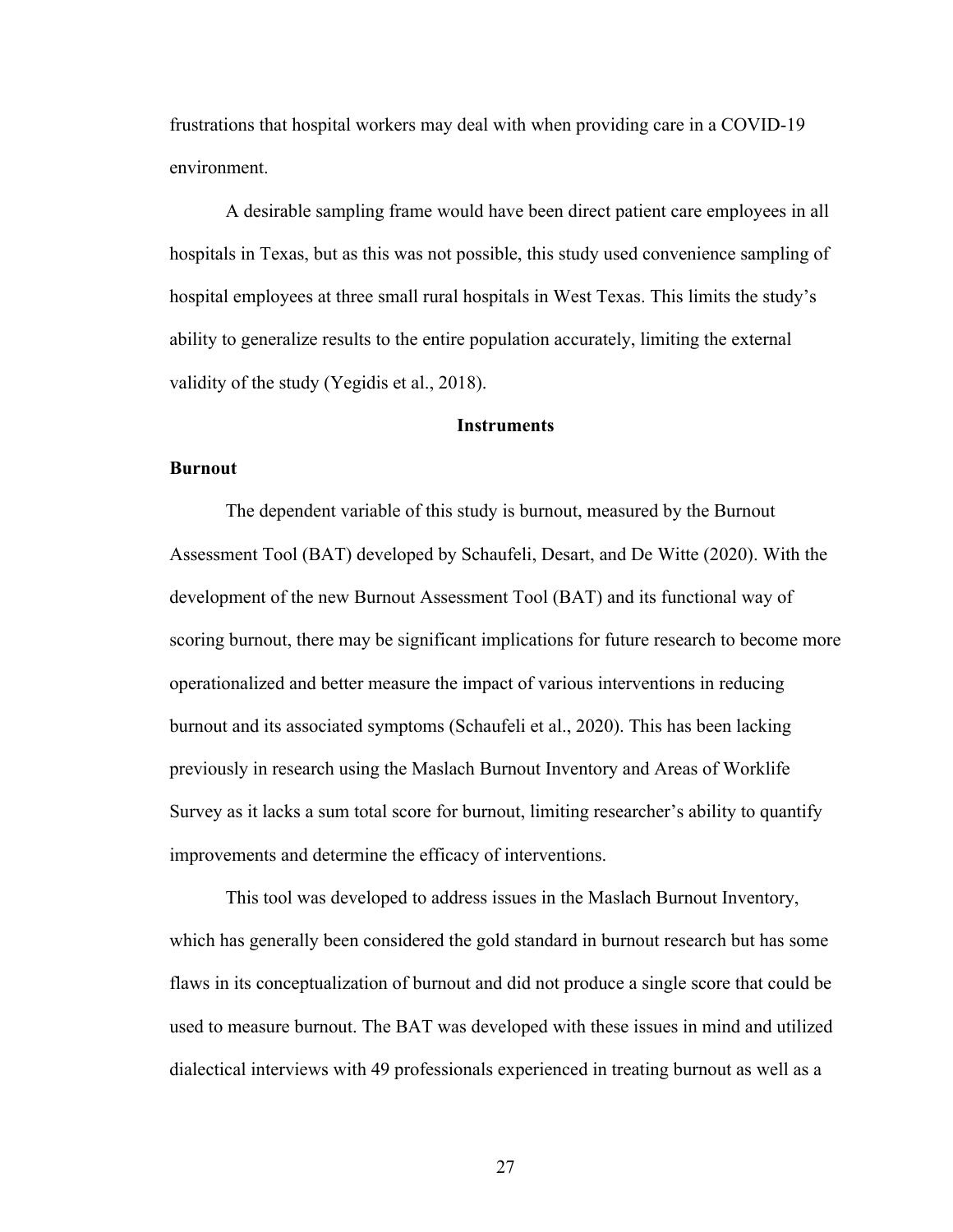frustrations that hospital workers may deal with when providing care in a COVID-19 environment.

A desirable sampling frame would have been direct patient care employees in all hospitals in Texas, but as this was not possible, this study used convenience sampling of hospital employees at three small rural hospitals in West Texas. This limits the study's ability to generalize results to the entire population accurately, limiting the external validity of the study (Yegidis et al., 2018).

## Instruments

### Burnout

The dependent variable of this study is burnout, measured by the Burnout Assessment Tool (BAT) developed by Schaufeli, Desart, and De Witte (2020). With the development of the new Burnout Assessment Tool (BAT) and its functional way of scoring burnout, there may be significant implications for future research to become more operationalized and better measure the impact of various interventions in reducing burnout and its associated symptoms (Schaufeli et al., 2020). This has been lacking previously in research using the Maslach Burnout Inventory and Areas of Worklife Survey as it lacks a sum total score for burnout, limiting researcher's ability to quantify improvements and determine the efficacy of interventions.

This tool was developed to address issues in the Maslach Burnout Inventory, which has generally been considered the gold standard in burnout research but has some flaws in its conceptualization of burnout and did not produce a single score that could be used to measure burnout. The BAT was developed with these issues in mind and utilized dialectical interviews with 49 professionals experienced in treating burnout as well as a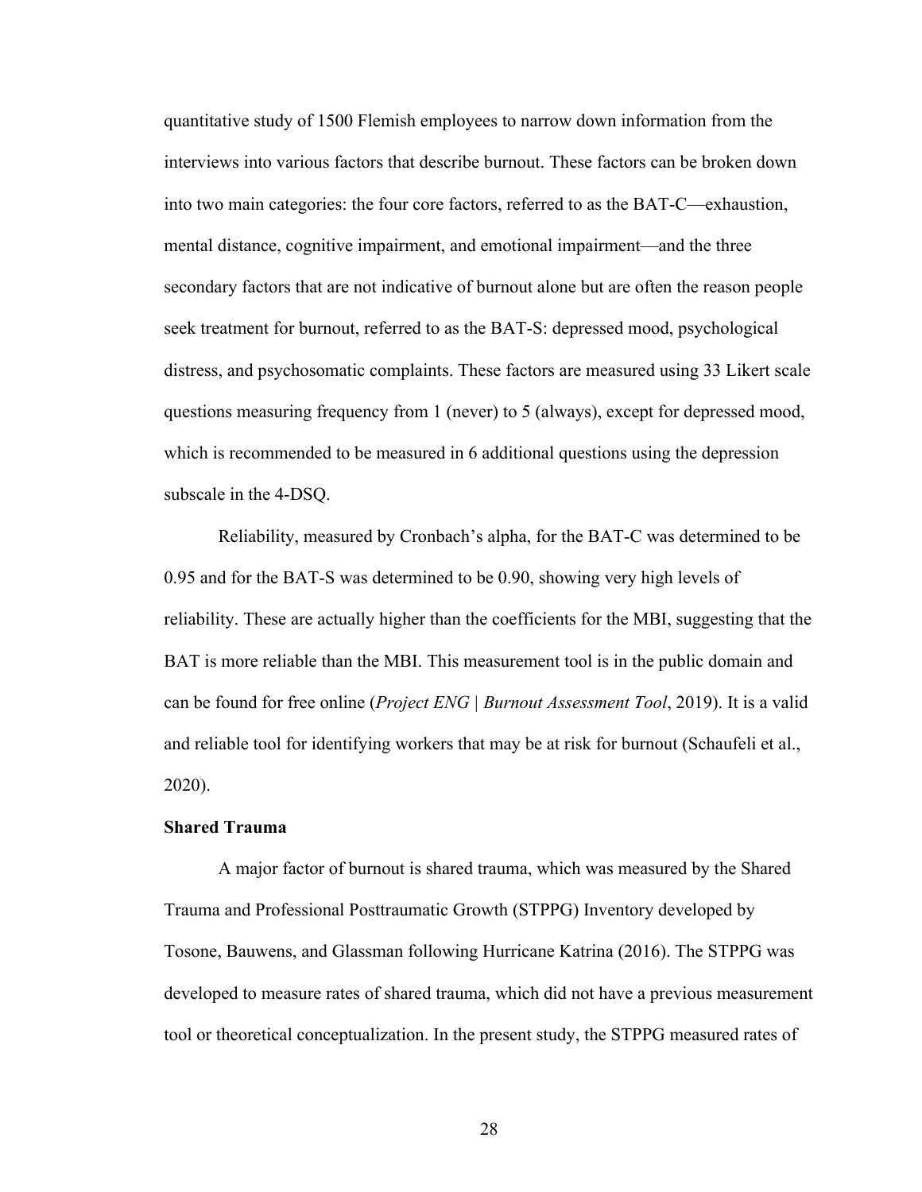quantitative study of 1500 Flemish employees to narrow down information from the interviews into various factors that describe burnout. These factors can be broken down into two main categories: the four core factors, referred to as the BAT-C—exhaustion, mental distance, cognitive impairment, and emotional impairment—and the three secondary factors that are not indicative of burnout alone but are often the reason people seek treatment for burnout, referred to as the BAT-S: depressed mood, psychological distress, and psychosomatic complaints. These factors are measured using 33 Likert scale questions measuring frequency from 1 (never) to 5 (always), except for depressed mood, which is recommended to be measured in 6 additional questions using the depression subscale in the 4-DSQ.

Reliability, measured by Cronbach's alpha, for the BAT-C was determined to be 0.95 and for the BAT-S was determined to be 0.90, showing very high levels of reliability. These are actually higher than the coefficients for the MBI, suggesting that the BAT is more reliable than the MBI. This measurement tool is in the public domain and can be found for free online (*Project ENG | Burnout Assessment Tool*, 2019). It is a valid and reliable tool for identifying workers that may be at risk for burnout (Schaufeli et al., 2020).

### Shared Trauma

A major factor of burnout is shared trauma, which was measured by the Shared Trauma and Professional Posttraumatic Growth (STPPG) Inventory developed by Tosone, Bauwens, and Glassman following Hurricane Katrina (2016). The STPPG was developed to measure rates of shared trauma, which did not have a previous measurement tool or theoretical conceptualization. In the present study, the STPPG measured rates of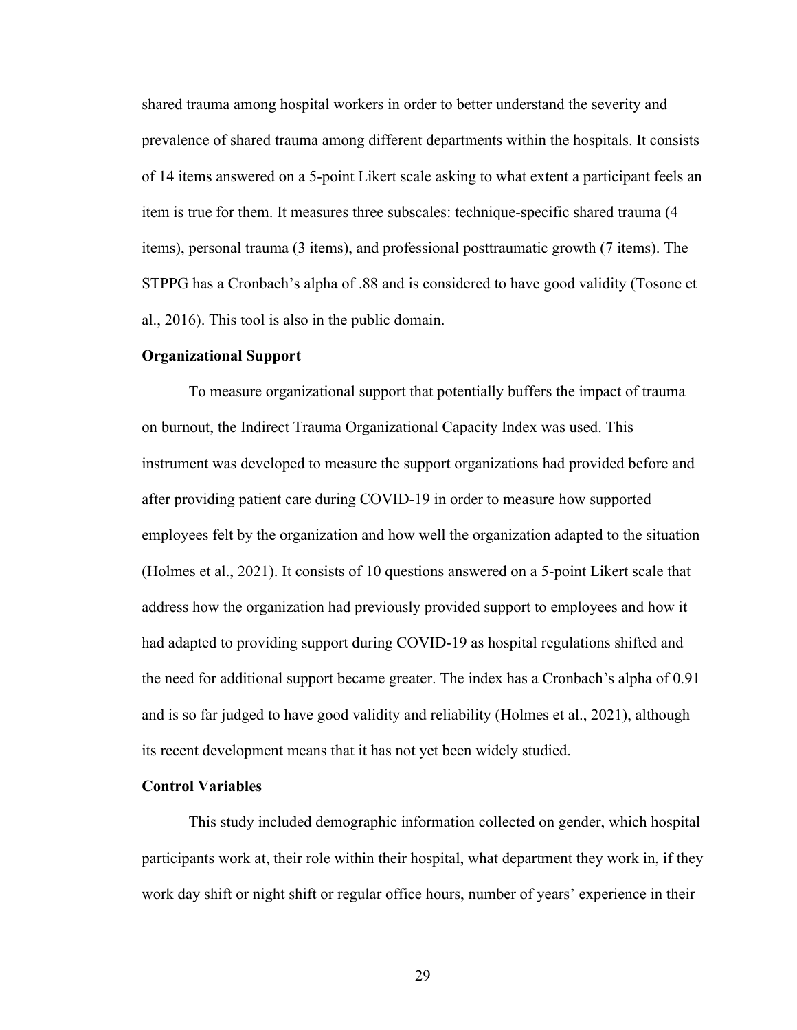shared trauma among hospital workers in order to better understand the severity and prevalence of shared trauma among different departments within the hospitals. It consists of 14 items answered on a 5-point Likert scale asking to what extent a participant feels an item is true for them. It measures three subscales: technique-specific shared trauma (4 items), personal trauma (3 items), and professional posttraumatic growth (7 items). The STPPG has a Cronbach's alpha of .88 and is considered to have good validity (Tosone et al., 2016). This tool is also in the public domain.

### Organizational Support

To measure organizational support that potentially buffers the impact of trauma on burnout, the Indirect Trauma Organizational Capacity Index was used. This instrument was developed to measure the support organizations had provided before and after providing patient care during COVID-19 in order to measure how supported employees felt by the organization and how well the organization adapted to the situation (Holmes et al., 2021). It consists of 10 questions answered on a 5-point Likert scale that address how the organization had previously provided support to employees and how it had adapted to providing support during COVID-19 as hospital regulations shifted and the need for additional support became greater. The index has a Cronbach's alpha of 0.91 and is so far judged to have good validity and reliability (Holmes et al., 2021), although its recent development means that it has not yet been widely studied.

### Control Variables

This study included demographic information collected on gender, which hospital participants work at, their role within their hospital, what department they work in, if they work day shift or night shift or regular office hours, number of years' experience in their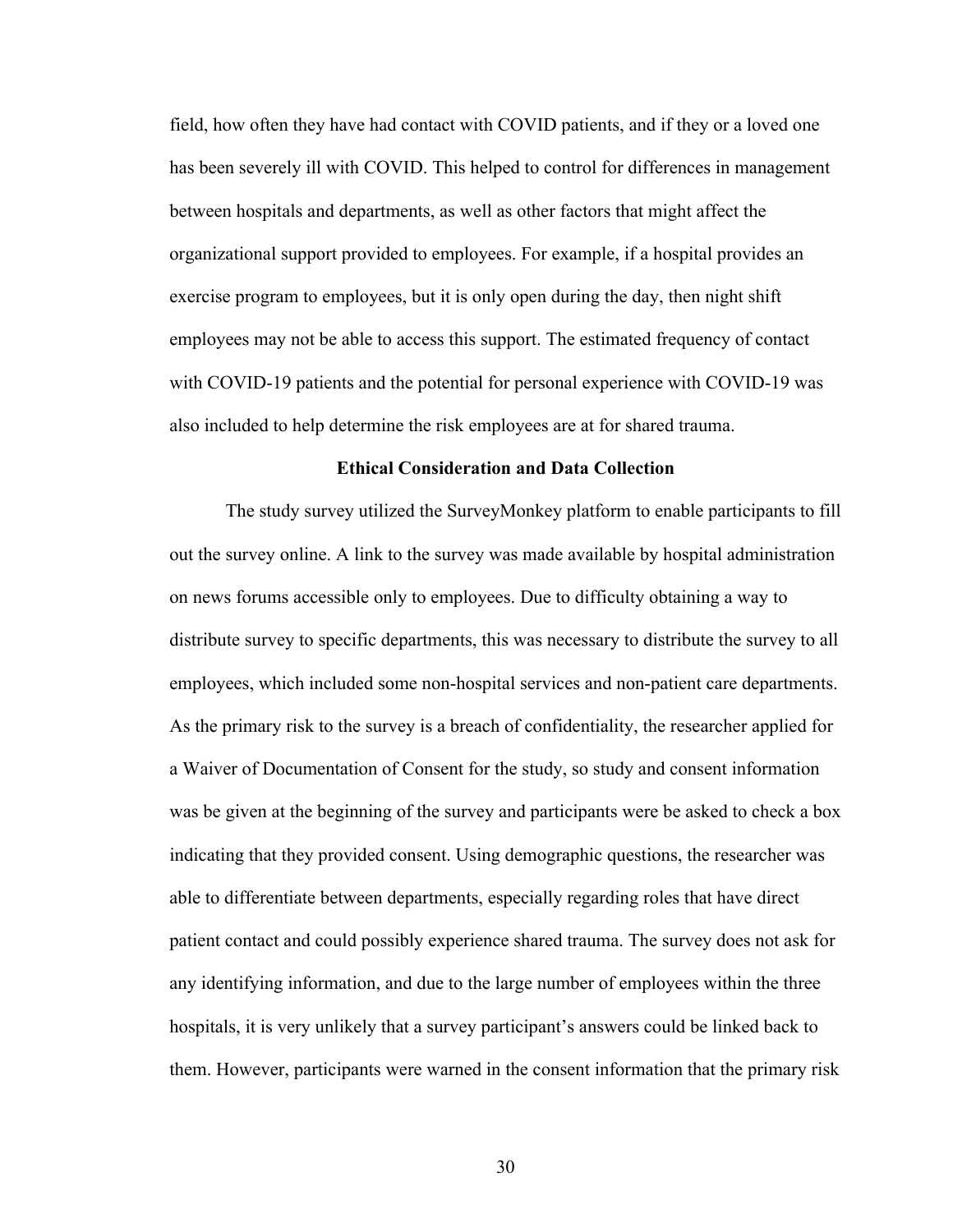field, how often they have had contact with COVID patients, and if they or a loved one has been severely ill with COVID. This helped to control for differences in management between hospitals and departments, as well as other factors that might affect the organizational support provided to employees. For example, if a hospital provides an exercise program to employees, but it is only open during the day, then night shift employees may not be able to access this support. The estimated frequency of contact with COVID-19 patients and the potential for personal experience with COVID-19 was also included to help determine the risk employees are at for shared trauma.

## Ethical Consideration and Data Collection

The study survey utilized the SurveyMonkey platform to enable participants to fill out the survey online. A link to the survey was made available by hospital administration on news forums accessible only to employees. Due to difficulty obtaining a way to distribute survey to specific departments, this was necessary to distribute the survey to all employees, which included some non-hospital services and non-patient care departments. As the primary risk to the survey is a breach of confidentiality, the researcher applied for a Waiver of Documentation of Consent for the study, so study and consent information was be given at the beginning of the survey and participants were be asked to check a box indicating that they provided consent. Using demographic questions, the researcher was able to differentiate between departments, especially regarding roles that have direct patient contact and could possibly experience shared trauma. The survey does not ask for any identifying information, and due to the large number of employees within the three hospitals, it is very unlikely that a survey participant's answers could be linked back to them. However, participants were warned in the consent information that the primary risk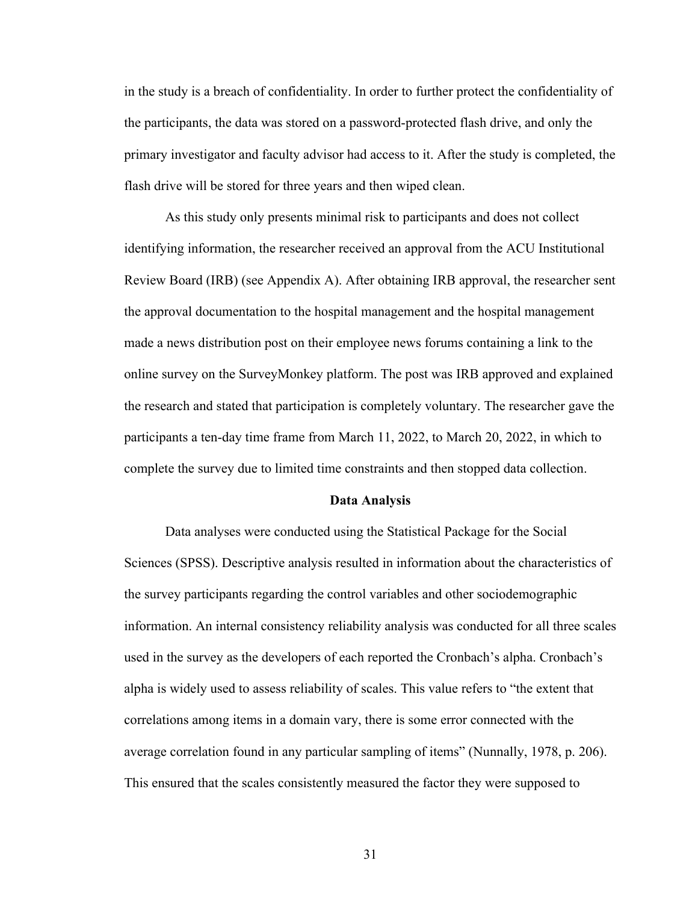in the study is a breach of confidentiality. In order to further protect the confidentiality of the participants, the data was stored on a password-protected flash drive, and only the primary investigator and faculty advisor had access to it. After the study is completed, the flash drive will be stored for three years and then wiped clean.

As this study only presents minimal risk to participants and does not collect identifying information, the researcher received an approval from the ACU Institutional Review Board (IRB) (see Appendix A). After obtaining IRB approval, the researcher sent the approval documentation to the hospital management and the hospital management made a news distribution post on their employee news forums containing a link to the online survey on the SurveyMonkey platform. The post was IRB approved and explained the research and stated that participation is completely voluntary. The researcher gave the participants a ten-day time frame from March 11, 2022, to March 20, 2022, in which to complete the survey due to limited time constraints and then stopped data collection.

## Data Analysis

Data analyses were conducted using the Statistical Package for the Social Sciences (SPSS). Descriptive analysis resulted in information about the characteristics of the survey participants regarding the control variables and other sociodemographic information. An internal consistency reliability analysis was conducted for all three scales used in the survey as the developers of each reported the Cronbach's alpha. Cronbach's alpha is widely used to assess reliability of scales. This value refers to "the extent that correlations among items in a domain vary, there is some error connected with the average correlation found in any particular sampling of items" (Nunnally, 1978, p. 206). This ensured that the scales consistently measured the factor they were supposed to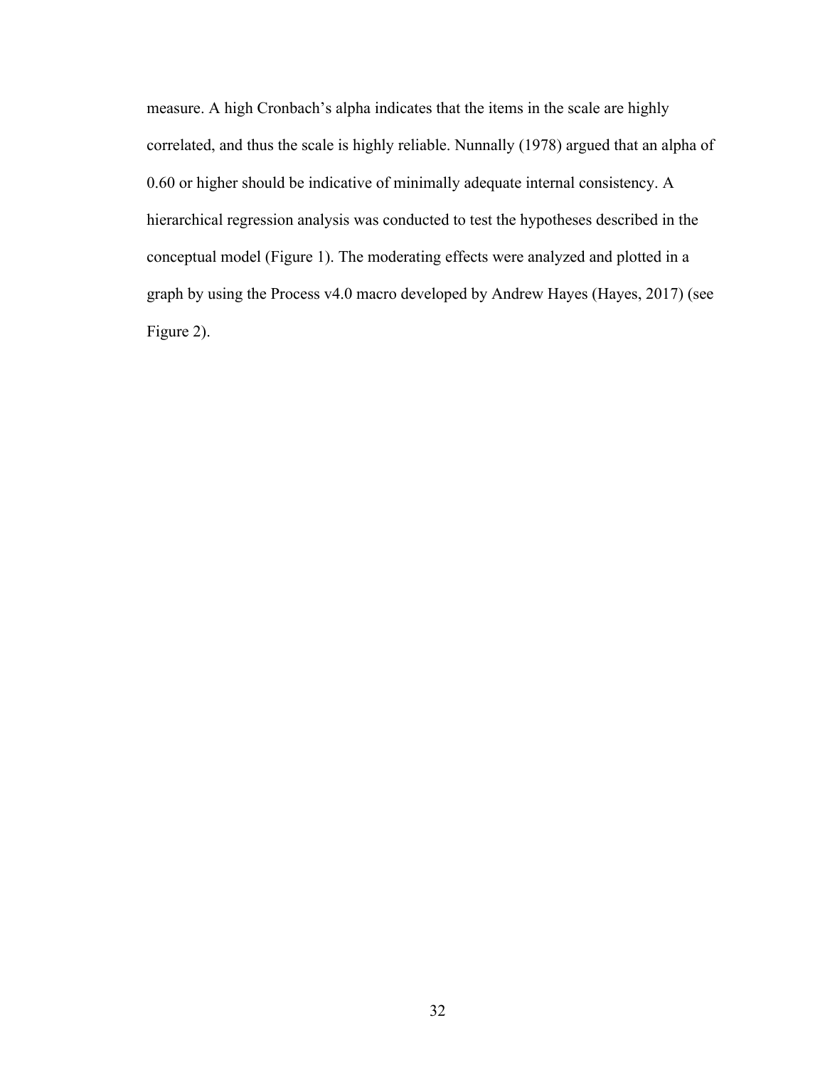measure. A high Cronbach's alpha indicates that the items in the scale are highly correlated, and thus the scale is highly reliable. Nunnally (1978) argued that an alpha of 0.60 or higher should be indicative of minimally adequate internal consistency. A hierarchical regression analysis was conducted to test the hypotheses described in the conceptual model (Figure 1). The moderating effects were analyzed and plotted in a graph by using the Process v4.0 macro developed by Andrew Hayes (Hayes, 2017) (see Figure 2).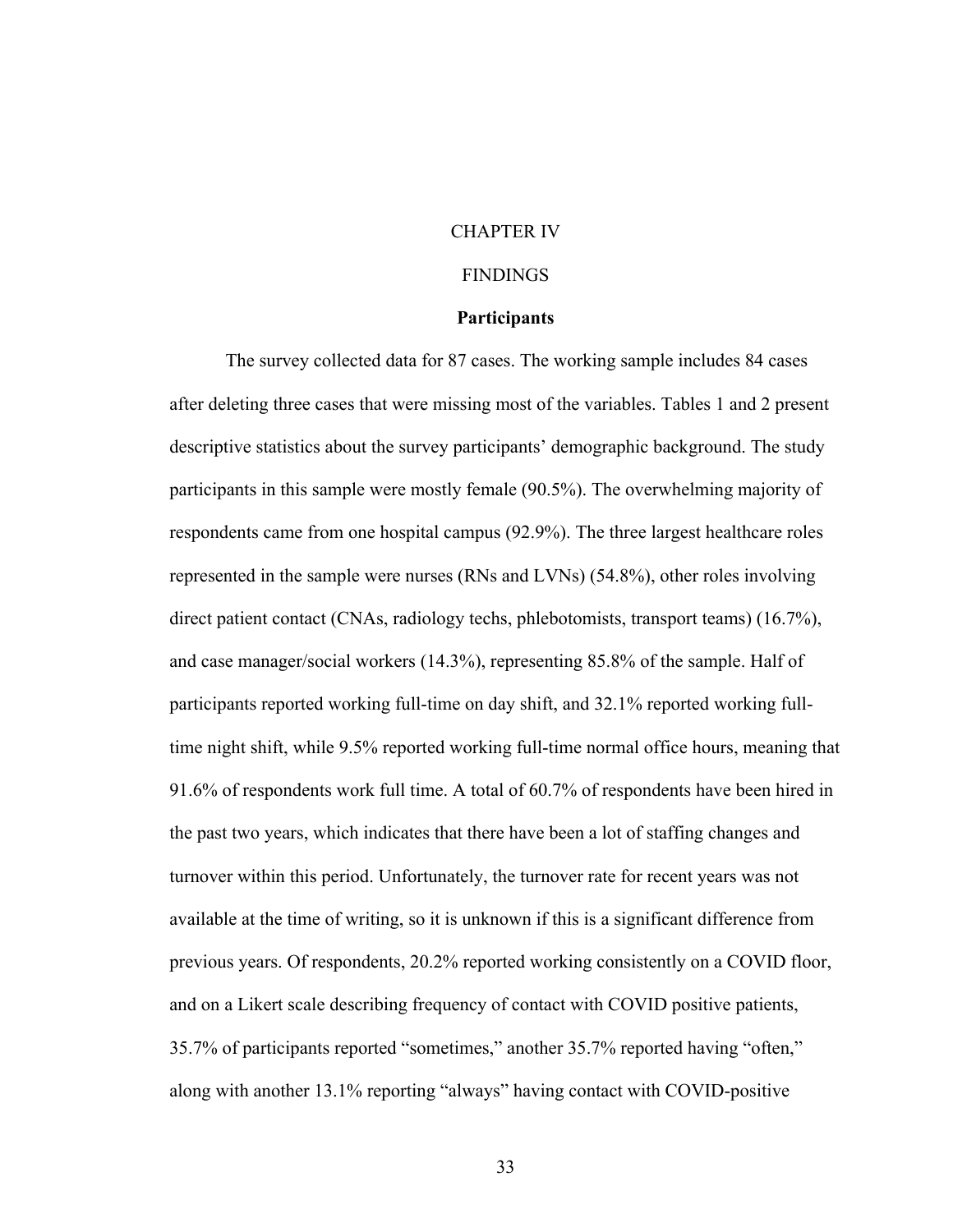# CHAPTER IV

# FINDINGS

## Participants

The survey collected data for 87 cases. The working sample includes 84 cases after deleting three cases that were missing most of the variables. Tables 1 and 2 present descriptive statistics about the survey participants' demographic background. The study participants in this sample were mostly female (90.5%). The overwhelming majority of respondents came from one hospital campus (92.9%). The three largest healthcare roles represented in the sample were nurses (RNs and LVNs) (54.8%), other roles involving direct patient contact (CNAs, radiology techs, phlebotomists, transport teams) (16.7%), and case manager/social workers (14.3%), representing 85.8% of the sample. Half of participants reported working full-time on day shift, and 32.1% reported working full-time night shift, while 9.5% reported working full-time normal office hours, meaning that 91.6% of respondents work full time. A total of 60.7% of respondents have been hired in the past two years, which indicates that there have been a lot of staffing changes and turnover within this period. Unfortunately, the turnover rate for recent years was not available at the time of writing, so it is unknown if this is a significant difference from previous years. Of respondents, 20.2% reported working consistently on a COVID floor, and on a Likert scale describing frequency of contact with COVID positive patients, 35.7% of participants reported "sometimes," another 35.7% reported having "often," along with another 13.1% reporting "always" having contact with COVID-positive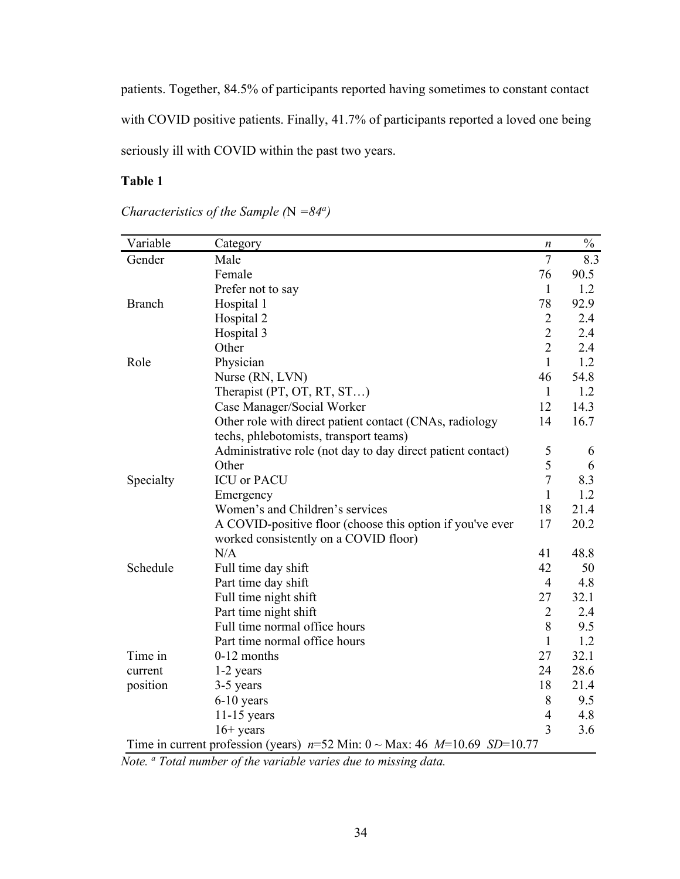patients. Together, 84.5% of participants reported having sometimes to constant contact with COVID positive patients. Finally, 41.7% of participants reported a loved one being seriously ill with COVID within the past two years.

**Table 1**

*Characteristics of the Sample (*N *=84*[a]*)*

| Variable | Category | *n* | % |
|---|---|---|---|
| Gender | Male | 7 | 8.3 |
| | Female | 76 | 90.5 |
| | Prefer not to say | 1 | 1.2 |
| Branch | Hospital 1 | 78 | 92.9 |
| | Hospital 2 | 2 | 2.4 |
| | Hospital 3 | 2 | 2.4 |
| | Other | 2 | 2.4 |
| Role | Physician | 1 | 1.2 |
| | Nurse (RN, LVN) | 46 | 54.8 |
| | Therapist (PT, OT, RT, ST…) | 1 | 1.2 |
| | Case Manager/Social Worker | 12 | 14.3 |
| | Other role with direct patient contact (CNAs, radiology techs, phlebotomists, transport teams) | 14 | 16.7 |
| | Administrative role (not day to day direct patient contact) | 5 | 6 |
| | Other | 5 | 6 |
| Specialty | ICU or PACU | 7 | 8.3 |
| | Emergency | 1 | 1.2 |
| | Women's and Children's services | 18 | 21.4 |
| | A COVID-positive floor (choose this option if you've ever worked consistently on a COVID floor) | 17 | 20.2 |
| | N/A | 41 | 48.8 |
| Schedule | Full time day shift | 42 | 50 |
| | Part time day shift | 4 | 4.8 |
| | Full time night shift | 27 | 32.1 |
| | Part time night shift | 2 | 2.4 |
| | Full time normal office hours | 8 | 9.5 |
| | Part time normal office hours | 1 | 1.2 |
| Time in current position | 0-12 months | 27 | 32.1 |
| | 1-2 years | 24 | 28.6 |
| | 3-5 years | 18 | 21.4 |
| | 6-10 years | 8 | 9.5 |
| | 11-15 years | 4 | 4.8 |
| | 16+ years | 3 | 3.6 |
| Time in current profession (years) $n$=52 Min: 0 ~ Max: 46 $M$=10.69 $SD$=10.77 | | | |

*Note.* [a] *Total number of the variable varies due to missing data.*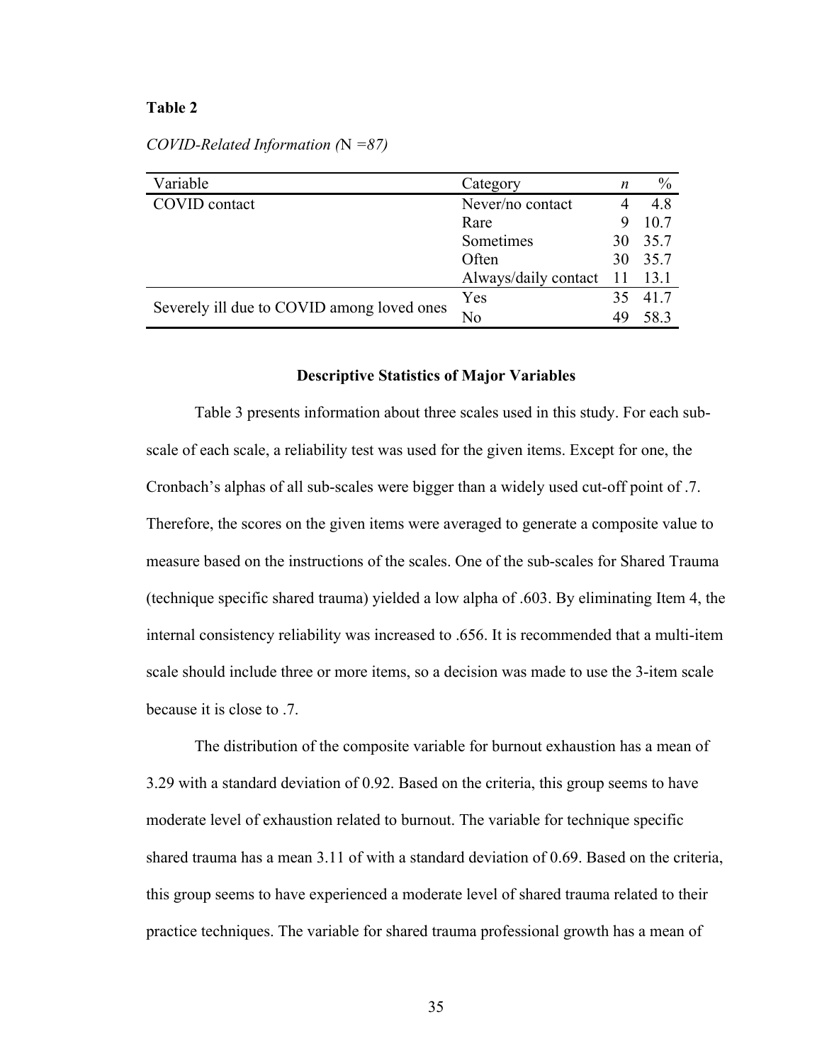**Table 2**

*COVID-Related Information (N =87)*

| Variable | Category | *n* | % |
|---|---|---|---|
| COVID contact | Never/no contact | 4 | 4.8 |
| | Rare | 9 | 10.7 |
| | Sometimes | 30 | 35.7 |
| | Often | 30 | 35.7 |
| | Always/daily contact | 11 | 13.1 |
| Severely ill due to COVID among loved ones | Yes | 35 | 41.7 |
| | No | 49 | 58.3 |

**Descriptive Statistics of Major Variables**

Table 3 presents information about three scales used in this study. For each sub-scale of each scale, a reliability test was used for the given items. Except for one, the Cronbach's alphas of all sub-scales were bigger than a widely used cut-off point of .7. Therefore, the scores on the given items were averaged to generate a composite value to measure based on the instructions of the scales. One of the sub-scales for Shared Trauma (technique specific shared trauma) yielded a low alpha of .603. By eliminating Item 4, the internal consistency reliability was increased to .656. It is recommended that a multi-item scale should include three or more items, so a decision was made to use the 3-item scale because it is close to .7.

The distribution of the composite variable for burnout exhaustion has a mean of 3.29 with a standard deviation of 0.92. Based on the criteria, this group seems to have moderate level of exhaustion related to burnout. The variable for technique specific shared trauma has a mean 3.11 of with a standard deviation of 0.69. Based on the criteria, this group seems to have experienced a moderate level of shared trauma related to their practice techniques. The variable for shared trauma professional growth has a mean of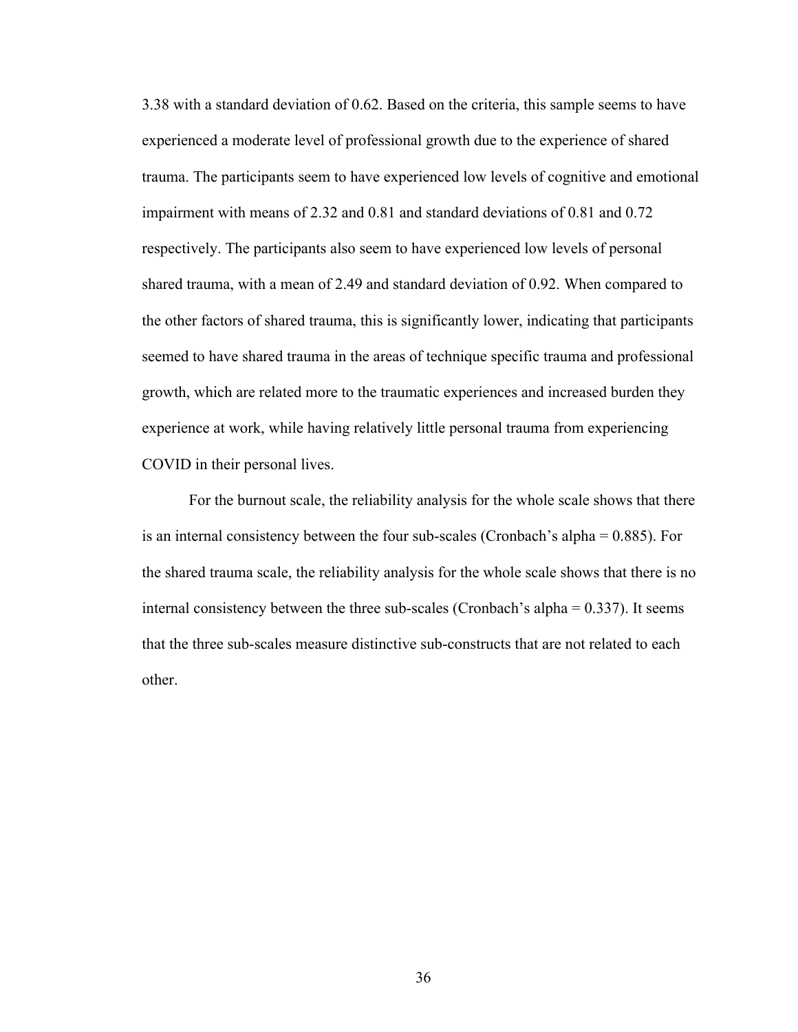3.38 with a standard deviation of 0.62. Based on the criteria, this sample seems to have experienced a moderate level of professional growth due to the experience of shared trauma. The participants seem to have experienced low levels of cognitive and emotional impairment with means of 2.32 and 0.81 and standard deviations of 0.81 and 0.72 respectively. The participants also seem to have experienced low levels of personal shared trauma, with a mean of 2.49 and standard deviation of 0.92. When compared to the other factors of shared trauma, this is significantly lower, indicating that participants seemed to have shared trauma in the areas of technique specific trauma and professional growth, which are related more to the traumatic experiences and increased burden they experience at work, while having relatively little personal trauma from experiencing COVID in their personal lives.

For the burnout scale, the reliability analysis for the whole scale shows that there is an internal consistency between the four sub-scales (Cronbach's alpha = 0.885). For the shared trauma scale, the reliability analysis for the whole scale shows that there is no internal consistency between the three sub-scales (Cronbach's alpha = 0.337). It seems that the three sub-scales measure distinctive sub-constructs that are not related to each other.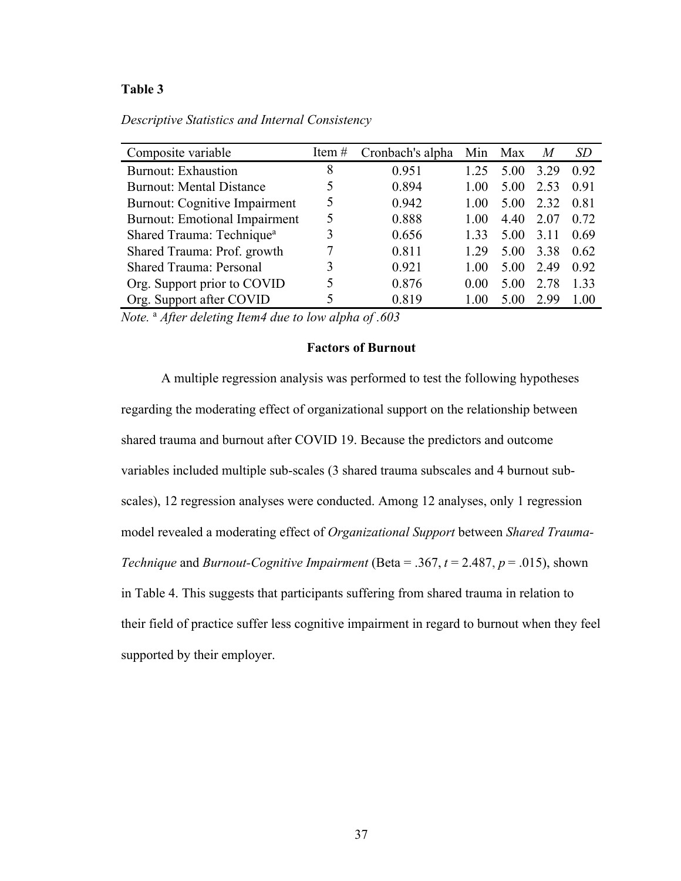**Table 3**

*Descriptive Statistics and Internal Consistency*

| Composite variable | Item # | Cronbach's alpha | Min | Max | *M* | *SD* |
|---|---|---|---|---|---|---|
| Burnout: Exhaustion | 8 | 0.951 | 1.25 | 5.00 | 3.29 | 0.92 |
| Burnout: Mental Distance | 5 | 0.894 | 1.00 | 5.00 | 2.53 | 0.91 |
| Burnout: Cognitive Impairment | 5 | 0.942 | 1.00 | 5.00 | 2.32 | 0.81 |
| Burnout: Emotional Impairment | 5 | 0.888 | 1.00 | 4.40 | 2.07 | 0.72 |
| Shared Trauma: Technique[a] | 3 | 0.656 | 1.33 | 5.00 | 3.11 | 0.69 |
| Shared Trauma: Prof. growth | 7 | 0.811 | 1.29 | 5.00 | 3.38 | 0.62 |
| Shared Trauma: Personal | 3 | 0.921 | 1.00 | 5.00 | 2.49 | 0.92 |
| Org. Support prior to COVID | 5 | 0.876 | 0.00 | 5.00 | 2.78 | 1.33 |
| Org. Support after COVID | 5 | 0.819 | 1.00 | 5.00 | 2.99 | 1.00 |

*Note.* [a] *After deleting Item4 due to low alpha of .603*

### Factors of Burnout

A multiple regression analysis was performed to test the following hypotheses regarding the moderating effect of organizational support on the relationship between shared trauma and burnout after COVID 19. Because the predictors and outcome variables included multiple sub-scales (3 shared trauma subscales and 4 burnout sub-scales), 12 regression analyses were conducted. Among 12 analyses, only 1 regression model revealed a moderating effect of *Organizational Support* between *Shared Trauma-Technique* and *Burnout-Cognitive Impairment* (Beta = .367, $t$ = 2.487, $p$ = .015), shown in Table 4. This suggests that participants suffering from shared trauma in relation to their field of practice suffer less cognitive impairment in regard to burnout when they feel supported by their employer.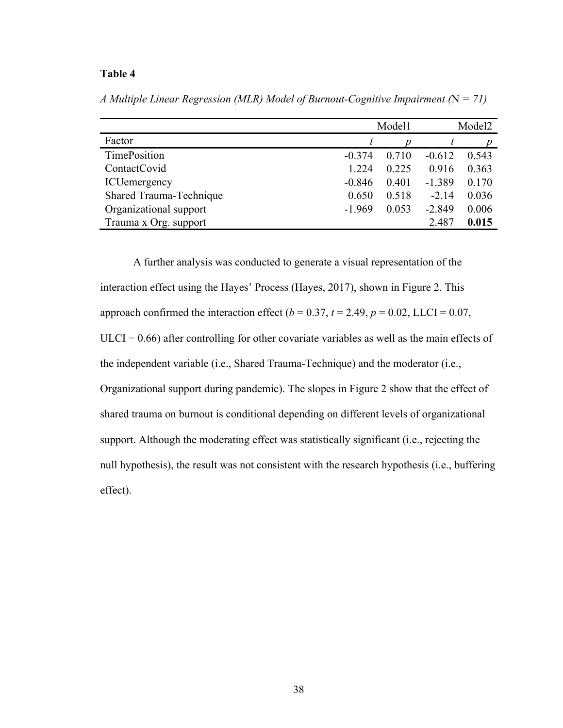**Table 4**

*A Multiple Linear Regression (MLR) Model of Burnout-Cognitive Impairment (*N *= 71)*

| | Model1 | | Model2 | |
|---|---|---|---|---|
| Factor | *t* | *p* | *t* | *p* |
| TimePosition | -0.374 | 0.710 | -0.612 | 0.543 |
| ContactCovid | 1.224 | 0.225 | 0.916 | 0.363 |
| ICUemergency | -0.846 | 0.401 | -1.389 | 0.170 |
| Shared Trauma-Technique | 0.650 | 0.518 | -2.14 | 0.036 |
| Organizational support | -1.969 | 0.053 | -2.849 | 0.006 |
| Trauma x Org. support | | | 2.487 | **0.015** |

A further analysis was conducted to generate a visual representation of the interaction effect using the Hayes' Process (Hayes, 2017), shown in Figure 2. This approach confirmed the interaction effect ($b = 0.37$, $t = 2.49$, $p = 0.02$, LLCI = 0.07, ULCI = 0.66) after controlling for other covariate variables as well as the main effects of the independent variable (i.e., Shared Trauma-Technique) and the moderator (i.e., Organizational support during pandemic). The slopes in Figure 2 show that the effect of shared trauma on burnout is conditional depending on different levels of organizational support. Although the moderating effect was statistically significant (i.e., rejecting the null hypothesis), the result was not consistent with the research hypothesis (i.e., buffering effect).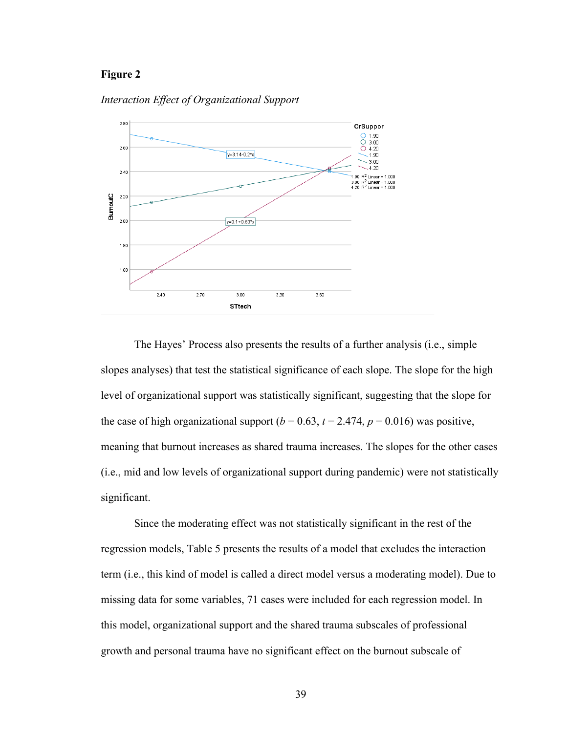**Figure 2**

*Interaction Effect of Organizational Support*

The Hayes' Process also presents the results of a further analysis (i.e., simple slopes analyses) that test the statistical significance of each slope. The slope for the high level of organizational support was statistically significant, suggesting that the slope for the case of high organizational support ($b$ = 0.63, $t$ = 2.474, $p$ = 0.016) was positive, meaning that burnout increases as shared trauma increases. The slopes for the other cases (i.e., mid and low levels of organizational support during pandemic) were not statistically significant.

Since the moderating effect was not statistically significant in the rest of the regression models, Table 5 presents the results of a model that excludes the interaction term (i.e., this kind of model is called a direct model versus a moderating model). Due to missing data for some variables, 71 cases were included for each regression model. In this model, organizational support and the shared trauma subscales of professional growth and personal trauma have no significant effect on the burnout subscale of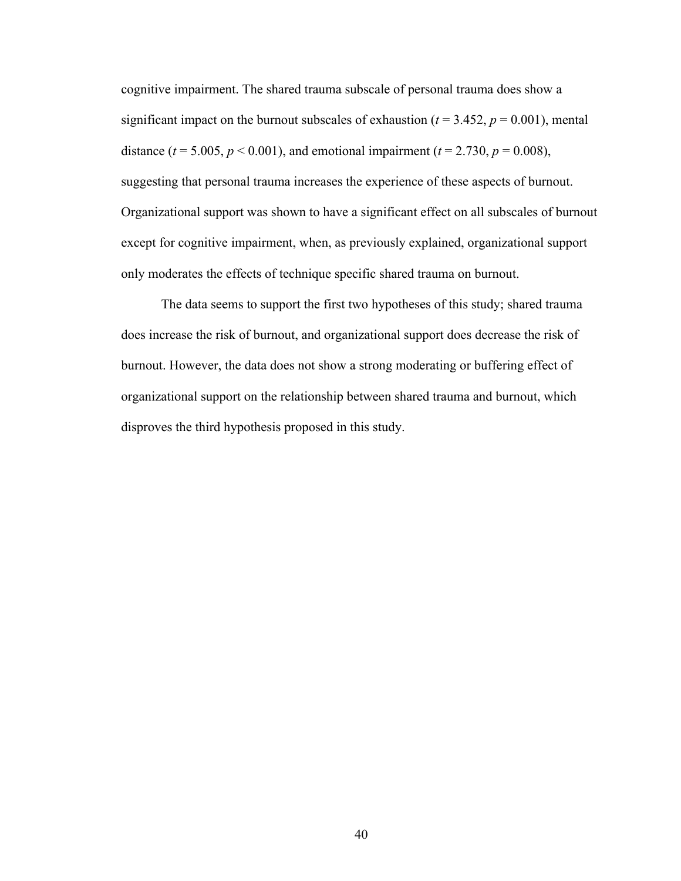cognitive impairment. The shared trauma subscale of personal trauma does show a significant impact on the burnout subscales of exhaustion ($t = 3.452$, $p = 0.001$), mental distance ($t = 5.005$, $p < 0.001$), and emotional impairment ($t = 2.730$, $p = 0.008$), suggesting that personal trauma increases the experience of these aspects of burnout. Organizational support was shown to have a significant effect on all subscales of burnout except for cognitive impairment, when, as previously explained, organizational support only moderates the effects of technique specific shared trauma on burnout.

The data seems to support the first two hypotheses of this study; shared trauma does increase the risk of burnout, and organizational support does decrease the risk of burnout. However, the data does not show a strong moderating or buffering effect of organizational support on the relationship between shared trauma and burnout, which disproves the third hypothesis proposed in this study.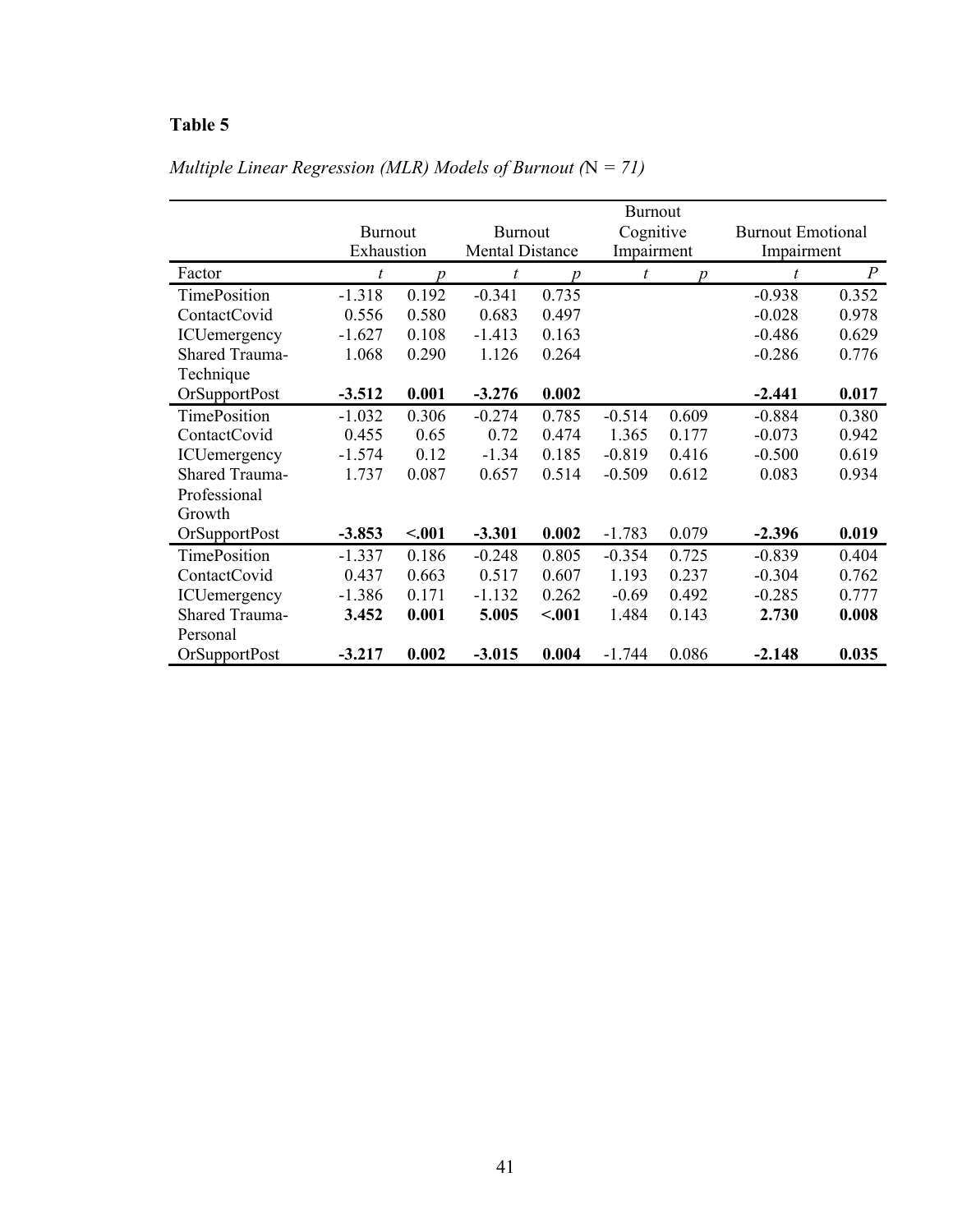**Table 5**

*Multiple Linear Regression (MLR) Models of Burnout (*N *= 71)*

| | Burnout Exhaustion | | Burnout Mental Distance | | Burnout Cognitive Impairment | | Burnout Emotional Impairment | |
|---|---|---|---|---|---|---|---|---|
| Factor | *t* | *p* | *t* | *p* | *t* | *p* | *t* | *P* |
| TimePosition | -1.318 | 0.192 | -0.341 | 0.735 | | | -0.938 | 0.352 |
| ContactCovid | 0.556 | 0.580 | 0.683 | 0.497 | | | -0.028 | 0.978 |
| ICUemergency | -1.627 | 0.108 | -1.413 | 0.163 | | | -0.486 | 0.629 |
| Shared Trauma-Technique | 1.068 | 0.290 | 1.126 | 0.264 | | | -0.286 | 0.776 |
| OrSupportPost | **-3.512** | **0.001** | **-3.276** | **0.002** | | | **-2.441** | **0.017** |
| TimePosition | -1.032 | 0.306 | -0.274 | 0.785 | -0.514 | 0.609 | -0.884 | 0.380 |
| ContactCovid | 0.455 | 0.65 | 0.72 | 0.474 | 1.365 | 0.177 | -0.073 | 0.942 |
| ICUemergency | -1.574 | 0.12 | -1.34 | 0.185 | -0.819 | 0.416 | -0.500 | 0.619 |
| Shared Trauma-Professional Growth | 1.737 | 0.087 | 0.657 | 0.514 | -0.509 | 0.612 | 0.083 | 0.934 |
| OrSupportPost | **-3.853** | **<.001** | **-3.301** | **0.002** | -1.783 | 0.079 | **-2.396** | **0.019** |
| TimePosition | -1.337 | 0.186 | -0.248 | 0.805 | -0.354 | 0.725 | -0.839 | 0.404 |
| ContactCovid | 0.437 | 0.663 | 0.517 | 0.607 | 1.193 | 0.237 | -0.304 | 0.762 |
| ICUemergency | -1.386 | 0.171 | -1.132 | 0.262 | -0.69 | 0.492 | -0.285 | 0.777 |
| Shared Trauma-Personal | **3.452** | **0.001** | **5.005** | **<.001** | 1.484 | 0.143 | **2.730** | **0.008** |
| OrSupportPost | **-3.217** | **0.002** | **-3.015** | **0.004** | -1.744 | 0.086 | **-2.148** | **0.035** |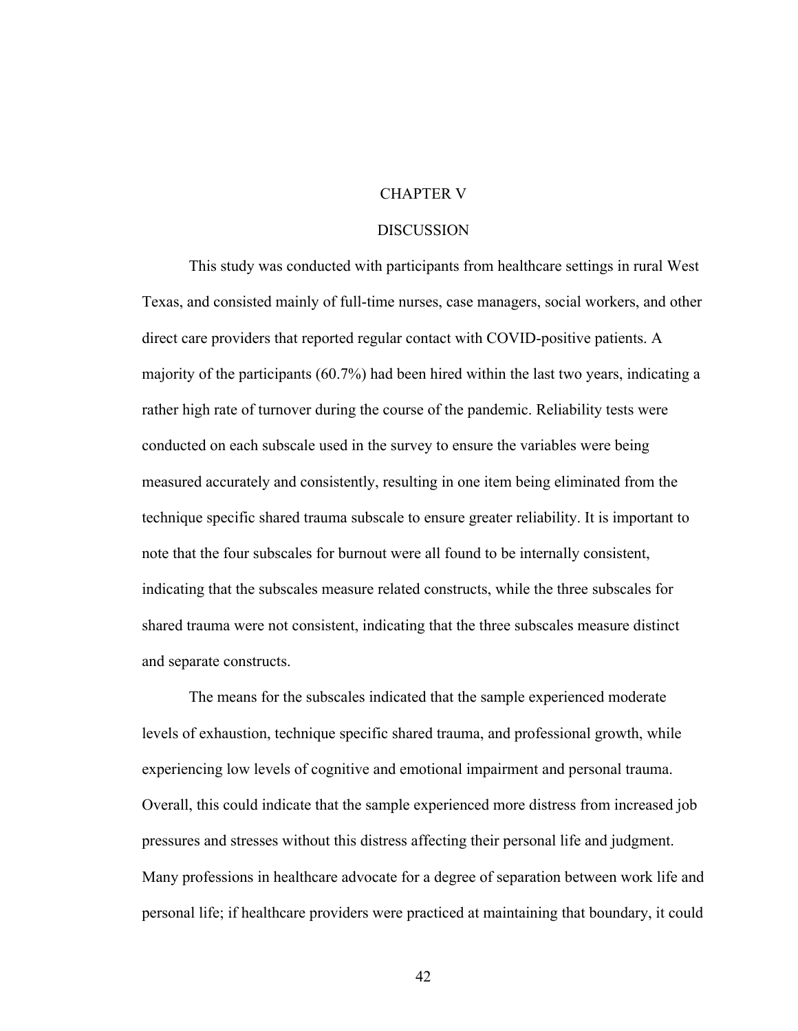# CHAPTER V

## DISCUSSION

This study was conducted with participants from healthcare settings in rural West Texas, and consisted mainly of full-time nurses, case managers, social workers, and other direct care providers that reported regular contact with COVID-positive patients. A majority of the participants (60.7%) had been hired within the last two years, indicating a rather high rate of turnover during the course of the pandemic. Reliability tests were conducted on each subscale used in the survey to ensure the variables were being measured accurately and consistently, resulting in one item being eliminated from the technique specific shared trauma subscale to ensure greater reliability. It is important to note that the four subscales for burnout were all found to be internally consistent, indicating that the subscales measure related constructs, while the three subscales for shared trauma were not consistent, indicating that the three subscales measure distinct and separate constructs.

The means for the subscales indicated that the sample experienced moderate levels of exhaustion, technique specific shared trauma, and professional growth, while experiencing low levels of cognitive and emotional impairment and personal trauma. Overall, this could indicate that the sample experienced more distress from increased job pressures and stresses without this distress affecting their personal life and judgment. Many professions in healthcare advocate for a degree of separation between work life and personal life; if healthcare providers were practiced at maintaining that boundary, it could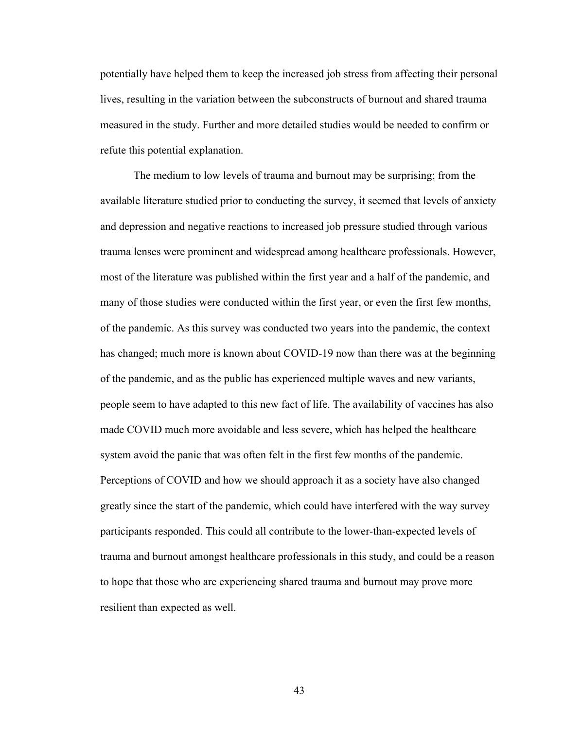potentially have helped them to keep the increased job stress from affecting their personal lives, resulting in the variation between the subconstructs of burnout and shared trauma measured in the study. Further and more detailed studies would be needed to confirm or refute this potential explanation.

The medium to low levels of trauma and burnout may be surprising; from the available literature studied prior to conducting the survey, it seemed that levels of anxiety and depression and negative reactions to increased job pressure studied through various trauma lenses were prominent and widespread among healthcare professionals. However, most of the literature was published within the first year and a half of the pandemic, and many of those studies were conducted within the first year, or even the first few months, of the pandemic. As this survey was conducted two years into the pandemic, the context has changed; much more is known about COVID-19 now than there was at the beginning of the pandemic, and as the public has experienced multiple waves and new variants, people seem to have adapted to this new fact of life. The availability of vaccines has also made COVID much more avoidable and less severe, which has helped the healthcare system avoid the panic that was often felt in the first few months of the pandemic. Perceptions of COVID and how we should approach it as a society have also changed greatly since the start of the pandemic, which could have interfered with the way survey participants responded. This could all contribute to the lower-than-expected levels of trauma and burnout amongst healthcare professionals in this study, and could be a reason to hope that those who are experiencing shared trauma and burnout may prove more resilient than expected as well.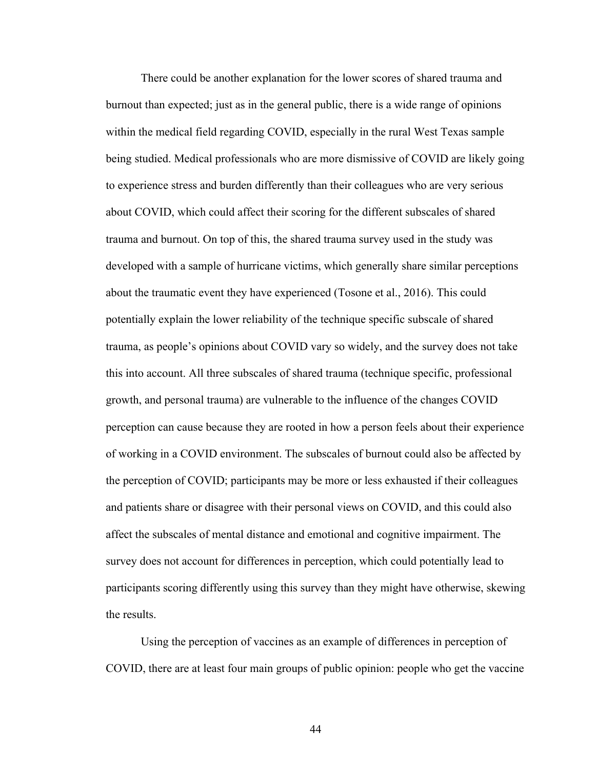There could be another explanation for the lower scores of shared trauma and burnout than expected; just as in the general public, there is a wide range of opinions within the medical field regarding COVID, especially in the rural West Texas sample being studied. Medical professionals who are more dismissive of COVID are likely going to experience stress and burden differently than their colleagues who are very serious about COVID, which could affect their scoring for the different subscales of shared trauma and burnout. On top of this, the shared trauma survey used in the study was developed with a sample of hurricane victims, which generally share similar perceptions about the traumatic event they have experienced (Tosone et al., 2016). This could potentially explain the lower reliability of the technique specific subscale of shared trauma, as people's opinions about COVID vary so widely, and the survey does not take this into account. All three subscales of shared trauma (technique specific, professional growth, and personal trauma) are vulnerable to the influence of the changes COVID perception can cause because they are rooted in how a person feels about their experience of working in a COVID environment. The subscales of burnout could also be affected by the perception of COVID; participants may be more or less exhausted if their colleagues and patients share or disagree with their personal views on COVID, and this could also affect the subscales of mental distance and emotional and cognitive impairment. The survey does not account for differences in perception, which could potentially lead to participants scoring differently using this survey than they might have otherwise, skewing the results.

Using the perception of vaccines as an example of differences in perception of COVID, there are at least four main groups of public opinion: people who get the vaccine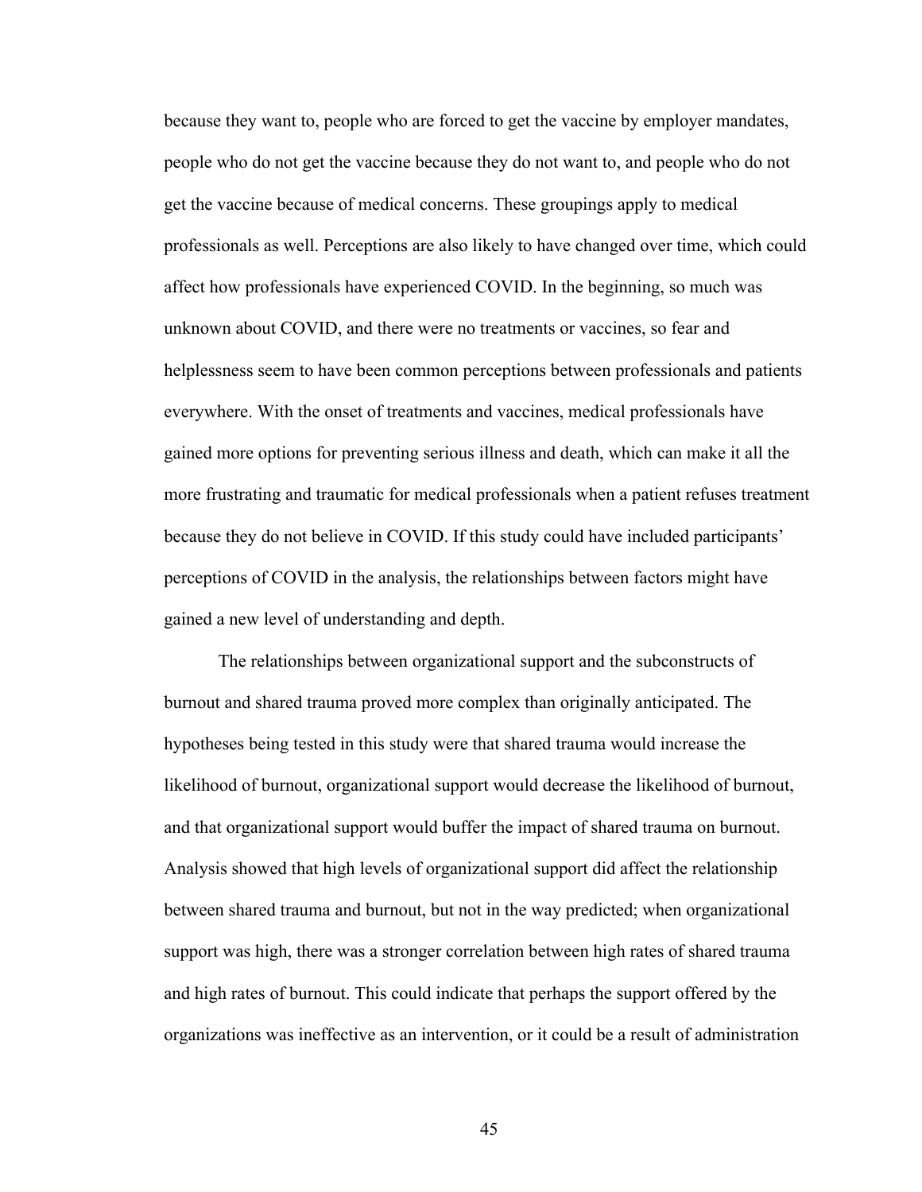because they want to, people who are forced to get the vaccine by employer mandates, people who do not get the vaccine because they do not want to, and people who do not get the vaccine because of medical concerns. These groupings apply to medical professionals as well. Perceptions are also likely to have changed over time, which could affect how professionals have experienced COVID. In the beginning, so much was unknown about COVID, and there were no treatments or vaccines, so fear and helplessness seem to have been common perceptions between professionals and patients everywhere. With the onset of treatments and vaccines, medical professionals have gained more options for preventing serious illness and death, which can make it all the more frustrating and traumatic for medical professionals when a patient refuses treatment because they do not believe in COVID. If this study could have included participants' perceptions of COVID in the analysis, the relationships between factors might have gained a new level of understanding and depth.

The relationships between organizational support and the subconstructs of burnout and shared trauma proved more complex than originally anticipated. The hypotheses being tested in this study were that shared trauma would increase the likelihood of burnout, organizational support would decrease the likelihood of burnout, and that organizational support would buffer the impact of shared trauma on burnout. Analysis showed that high levels of organizational support did affect the relationship between shared trauma and burnout, but not in the way predicted; when organizational support was high, there was a stronger correlation between high rates of shared trauma and high rates of burnout. This could indicate that perhaps the support offered by the organizations was ineffective as an intervention, or it could be a result of administration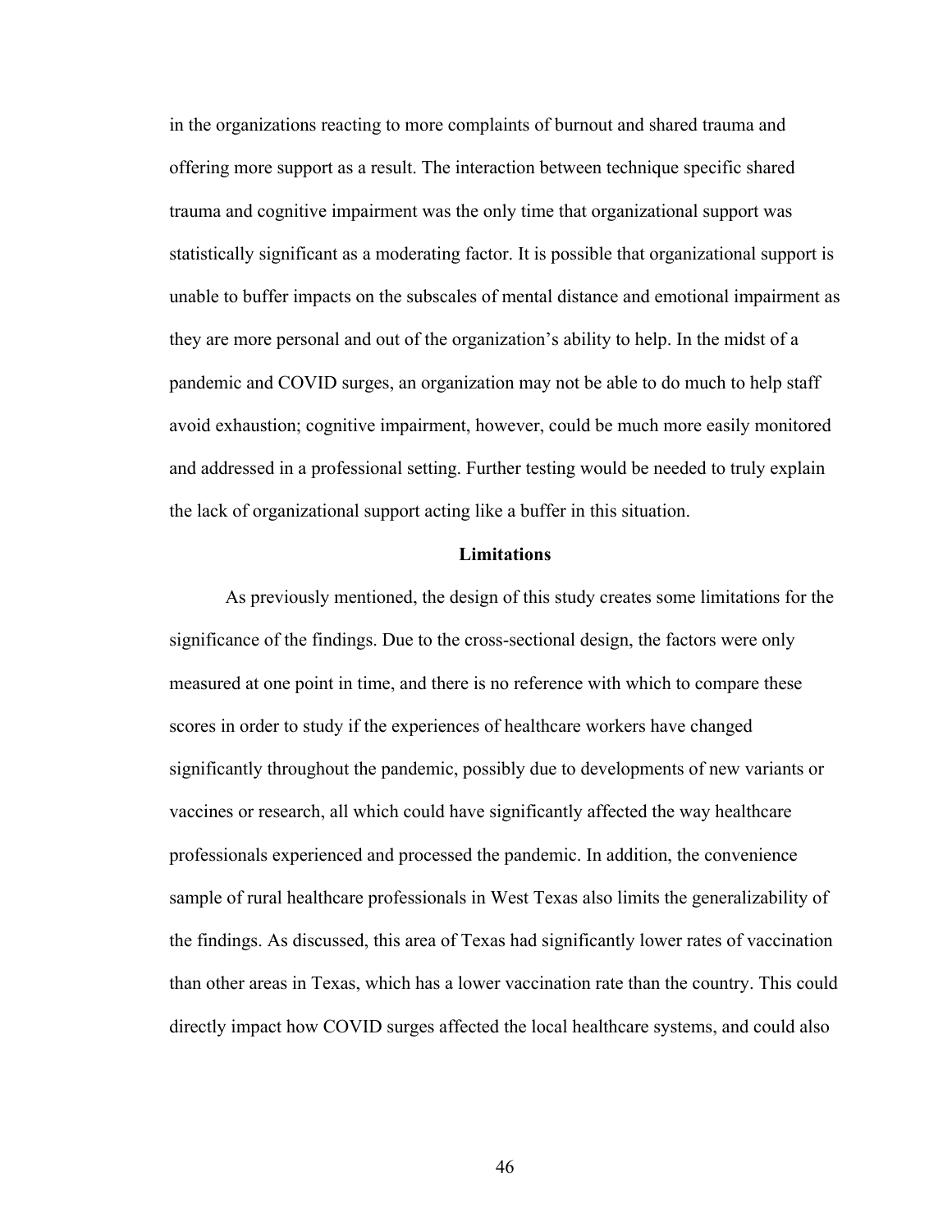in the organizations reacting to more complaints of burnout and shared trauma and offering more support as a result. The interaction between technique specific shared trauma and cognitive impairment was the only time that organizational support was statistically significant as a moderating factor. It is possible that organizational support is unable to buffer impacts on the subscales of mental distance and emotional impairment as they are more personal and out of the organization's ability to help. In the midst of a pandemic and COVID surges, an organization may not be able to do much to help staff avoid exhaustion; cognitive impairment, however, could be much more easily monitored and addressed in a professional setting. Further testing would be needed to truly explain the lack of organizational support acting like a buffer in this situation.

## Limitations

As previously mentioned, the design of this study creates some limitations for the significance of the findings. Due to the cross-sectional design, the factors were only measured at one point in time, and there is no reference with which to compare these scores in order to study if the experiences of healthcare workers have changed significantly throughout the pandemic, possibly due to developments of new variants or vaccines or research, all which could have significantly affected the way healthcare professionals experienced and processed the pandemic. In addition, the convenience sample of rural healthcare professionals in West Texas also limits the generalizability of the findings. As discussed, this area of Texas had significantly lower rates of vaccination than other areas in Texas, which has a lower vaccination rate than the country. This could directly impact how COVID surges affected the local healthcare systems, and could also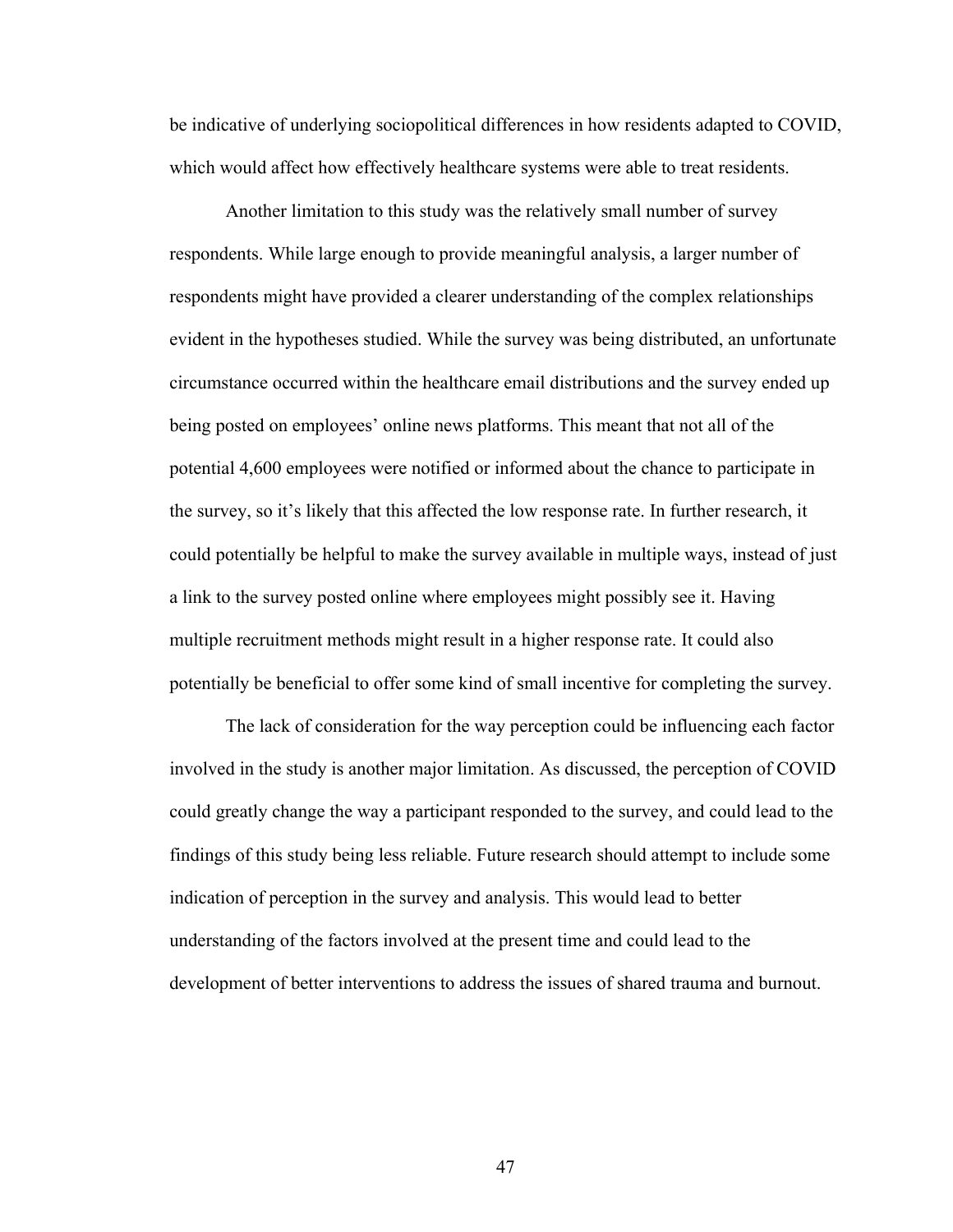be indicative of underlying sociopolitical differences in how residents adapted to COVID, which would affect how effectively healthcare systems were able to treat residents.

Another limitation to this study was the relatively small number of survey respondents. While large enough to provide meaningful analysis, a larger number of respondents might have provided a clearer understanding of the complex relationships evident in the hypotheses studied. While the survey was being distributed, an unfortunate circumstance occurred within the healthcare email distributions and the survey ended up being posted on employees' online news platforms. This meant that not all of the potential 4,600 employees were notified or informed about the chance to participate in the survey, so it's likely that this affected the low response rate. In further research, it could potentially be helpful to make the survey available in multiple ways, instead of just a link to the survey posted online where employees might possibly see it. Having multiple recruitment methods might result in a higher response rate. It could also potentially be beneficial to offer some kind of small incentive for completing the survey.

The lack of consideration for the way perception could be influencing each factor involved in the study is another major limitation. As discussed, the perception of COVID could greatly change the way a participant responded to the survey, and could lead to the findings of this study being less reliable. Future research should attempt to include some indication of perception in the survey and analysis. This would lead to better understanding of the factors involved at the present time and could lead to the development of better interventions to address the issues of shared trauma and burnout.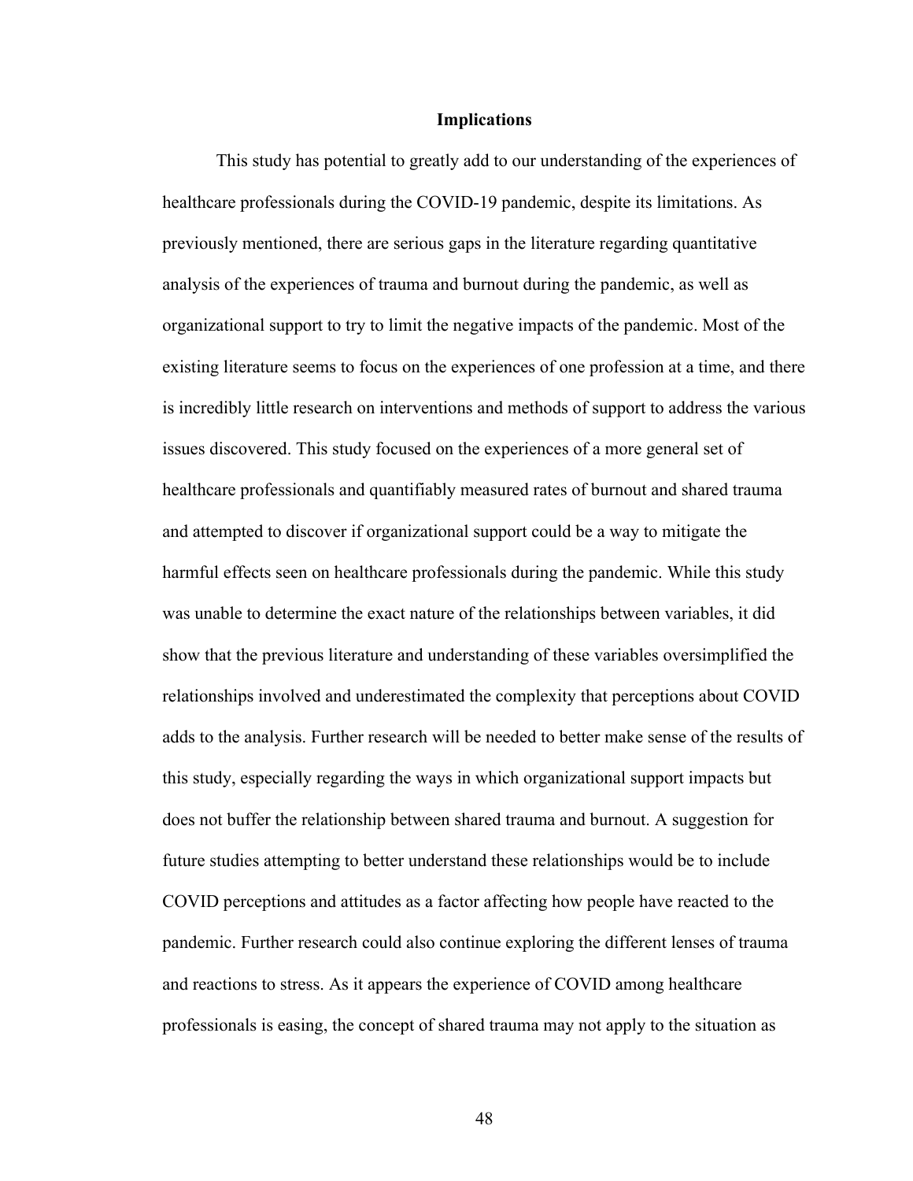## Implications

This study has potential to greatly add to our understanding of the experiences of healthcare professionals during the COVID-19 pandemic, despite its limitations. As previously mentioned, there are serious gaps in the literature regarding quantitative analysis of the experiences of trauma and burnout during the pandemic, as well as organizational support to try to limit the negative impacts of the pandemic. Most of the existing literature seems to focus on the experiences of one profession at a time, and there is incredibly little research on interventions and methods of support to address the various issues discovered. This study focused on the experiences of a more general set of healthcare professionals and quantifiably measured rates of burnout and shared trauma and attempted to discover if organizational support could be a way to mitigate the harmful effects seen on healthcare professionals during the pandemic. While this study was unable to determine the exact nature of the relationships between variables, it did show that the previous literature and understanding of these variables oversimplified the relationships involved and underestimated the complexity that perceptions about COVID adds to the analysis. Further research will be needed to better make sense of the results of this study, especially regarding the ways in which organizational support impacts but does not buffer the relationship between shared trauma and burnout. A suggestion for future studies attempting to better understand these relationships would be to include COVID perceptions and attitudes as a factor affecting how people have reacted to the pandemic. Further research could also continue exploring the different lenses of trauma and reactions to stress. As it appears the experience of COVID among healthcare professionals is easing, the concept of shared trauma may not apply to the situation as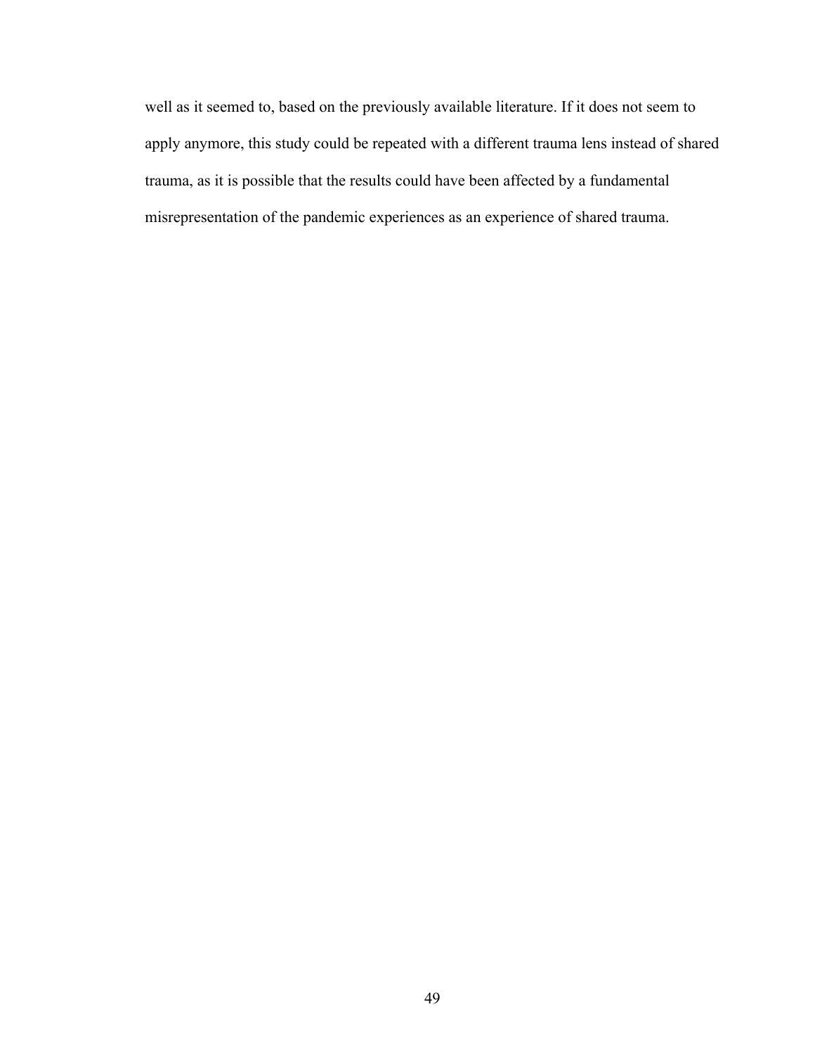well as it seemed to, based on the previously available literature. If it does not seem to apply anymore, this study could be repeated with a different trauma lens instead of shared trauma, as it is possible that the results could have been affected by a fundamental misrepresentation of the pandemic experiences as an experience of shared trauma.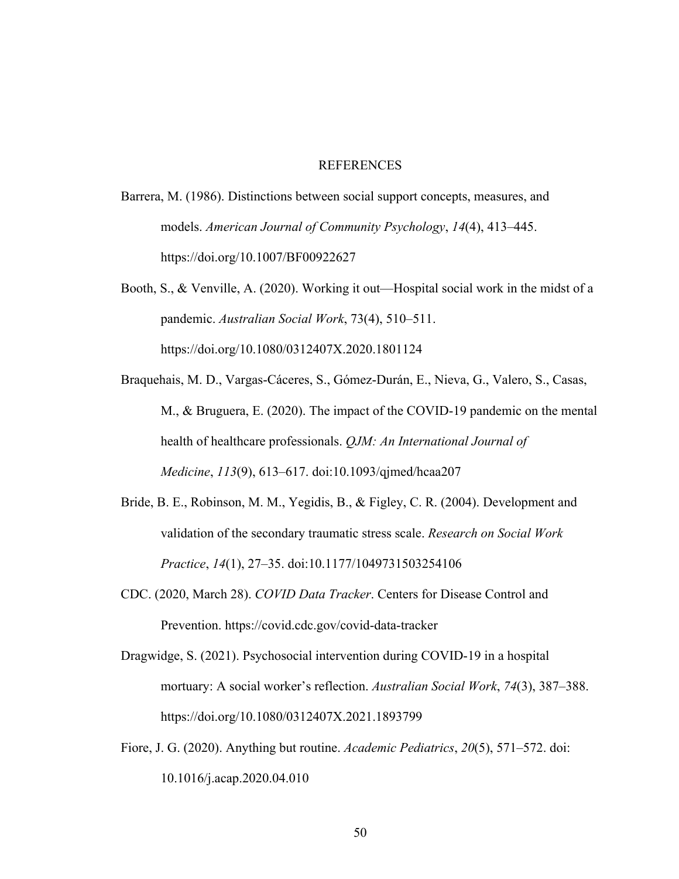# REFERENCES

Barrera, M. (1986). Distinctions between social support concepts, measures, and models. *American Journal of Community Psychology*, *14*(4), 413–445. https://doi.org/10.1007/BF00922627

Booth, S., & Venville, A. (2020). Working it out—Hospital social work in the midst of a pandemic. *Australian Social Work*, 73(4), 510–511. https://doi.org/10.1080/0312407X.2020.1801124

Braquehais, M. D., Vargas-Cáceres, S., Gómez-Durán, E., Nieva, G., Valero, S., Casas, M., & Bruguera, E. (2020). The impact of the COVID-19 pandemic on the mental health of healthcare professionals. *QJM: An International Journal of Medicine*, *113*(9), 613–617. doi:10.1093/qjmed/hcaa207

Bride, B. E., Robinson, M. M., Yegidis, B., & Figley, C. R. (2004). Development and validation of the secondary traumatic stress scale. *Research on Social Work Practice*, *14*(1), 27–35. doi:10.1177/1049731503254106

CDC. (2020, March 28). *COVID Data Tracker*. Centers for Disease Control and Prevention. https://covid.cdc.gov/covid-data-tracker

Dragwidge, S. (2021). Psychosocial intervention during COVID-19 in a hospital mortuary: A social worker's reflection. *Australian Social Work*, *74*(3), 387–388. https://doi.org/10.1080/0312407X.2021.1893799

Fiore, J. G. (2020). Anything but routine. *Academic Pediatrics*, *20*(5), 571–572. doi: 10.1016/j.acap.2020.04.010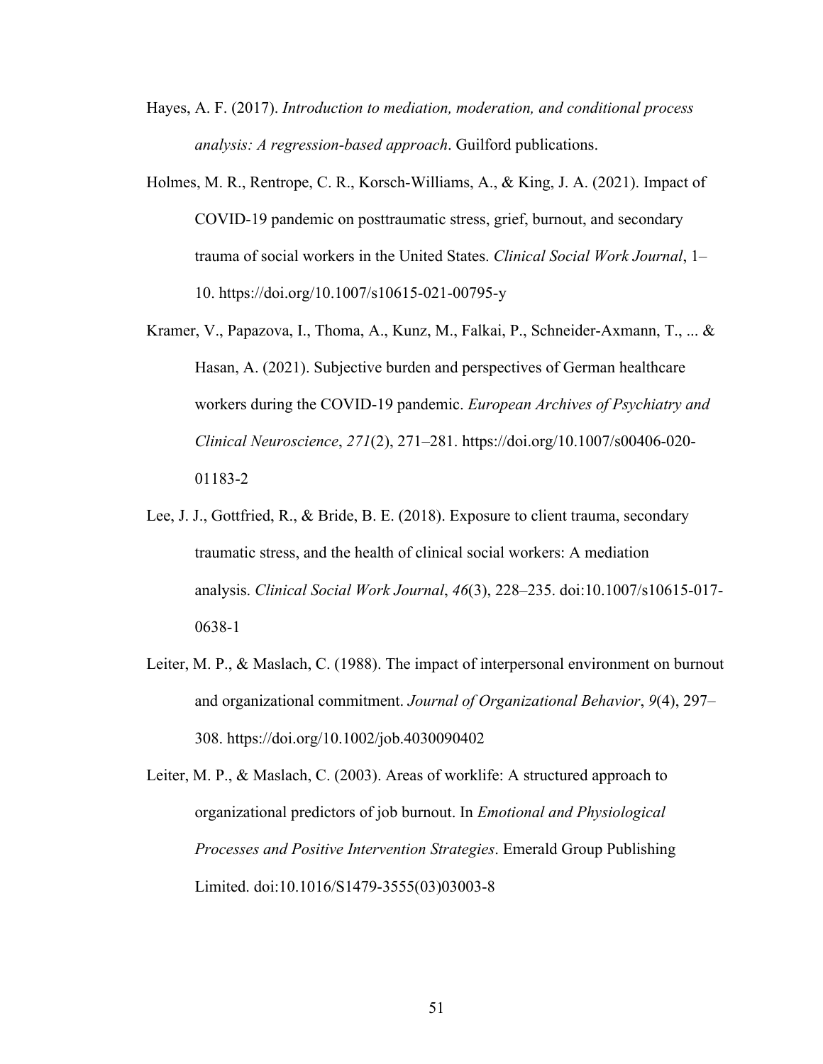Hayes, A. F. (2017). *Introduction to mediation, moderation, and conditional process analysis: A regression-based approach*. Guilford publications.

Holmes, M. R., Rentrope, C. R., Korsch-Williams, A., & King, J. A. (2021). Impact of COVID-19 pandemic on posttraumatic stress, grief, burnout, and secondary trauma of social workers in the United States. *Clinical Social Work Journal*, 1–10. https://doi.org/10.1007/s10615-021-00795-y

Kramer, V., Papazova, I., Thoma, A., Kunz, M., Falkai, P., Schneider-Axmann, T., ... & Hasan, A. (2021). Subjective burden and perspectives of German healthcare workers during the COVID-19 pandemic. *European Archives of Psychiatry and Clinical Neuroscience*, *271*(2), 271–281. https://doi.org/10.1007/s00406-020-01183-2

Lee, J. J., Gottfried, R., & Bride, B. E. (2018). Exposure to client trauma, secondary traumatic stress, and the health of clinical social workers: A mediation analysis. *Clinical Social Work Journal*, *46*(3), 228–235. doi:10.1007/s10615-017-0638-1

Leiter, M. P., & Maslach, C. (1988). The impact of interpersonal environment on burnout and organizational commitment. *Journal of Organizational Behavior*, *9*(4), 297–308. https://doi.org/10.1002/job.4030090402

Leiter, M. P., & Maslach, C. (2003). Areas of worklife: A structured approach to organizational predictors of job burnout. In *Emotional and Physiological Processes and Positive Intervention Strategies*. Emerald Group Publishing Limited. doi:10.1016/S1479-3555(03)03003-8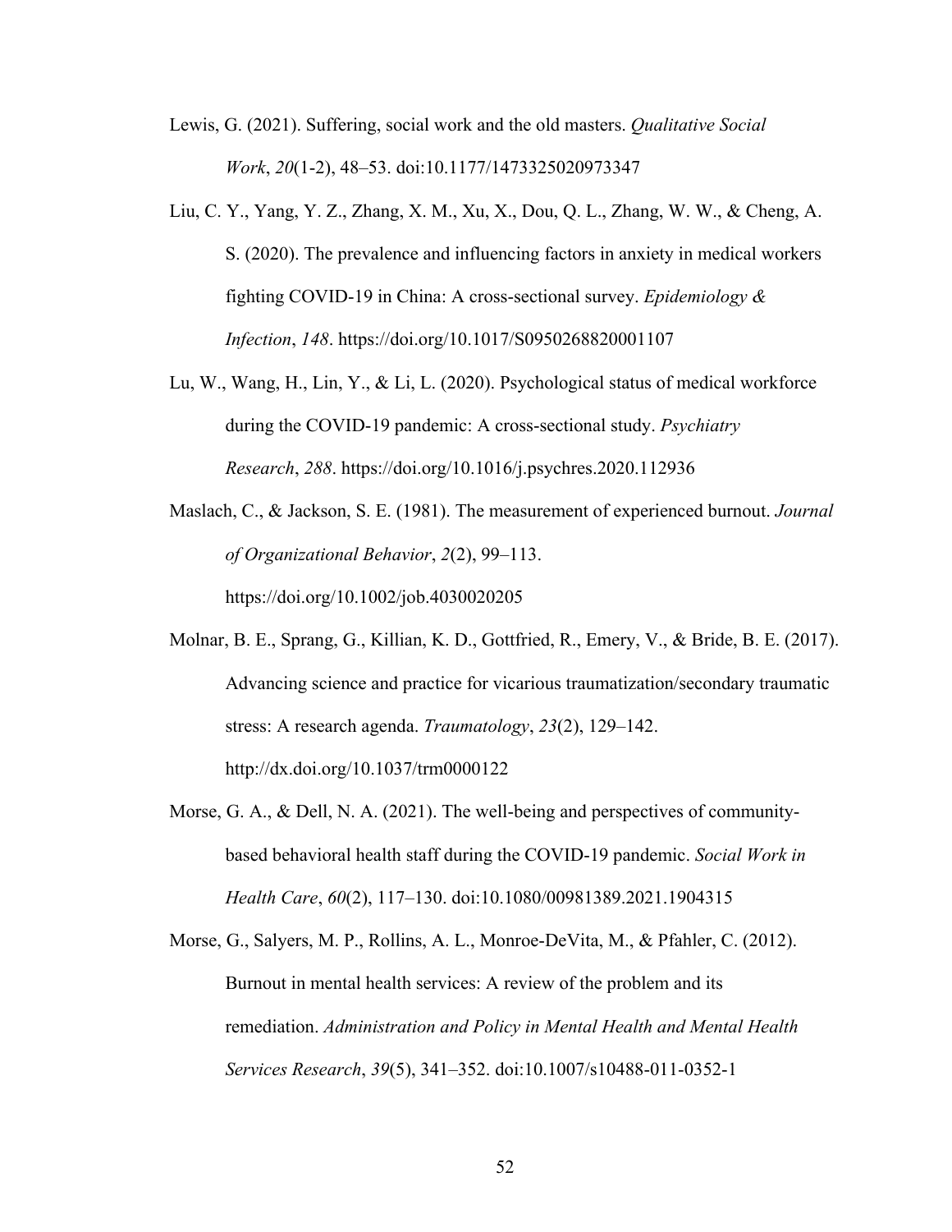Lewis, G. (2021). Suffering, social work and the old masters. *Qualitative Social Work*, *20*(1-2), 48–53. doi:10.1177/1473325020973347

Liu, C. Y., Yang, Y. Z., Zhang, X. M., Xu, X., Dou, Q. L., Zhang, W. W., & Cheng, A. S. (2020). The prevalence and influencing factors in anxiety in medical workers fighting COVID-19 in China: A cross-sectional survey. *Epidemiology & Infection*, *148*. https://doi.org/10.1017/S0950268820001107

Lu, W., Wang, H., Lin, Y., & Li, L. (2020). Psychological status of medical workforce during the COVID-19 pandemic: A cross-sectional study. *Psychiatry Research*, *288*. https://doi.org/10.1016/j.psychres.2020.112936

Maslach, C., & Jackson, S. E. (1981). The measurement of experienced burnout. *Journal of Organizational Behavior*, *2*(2), 99–113. https://doi.org/10.1002/job.4030020205

Molnar, B. E., Sprang, G., Killian, K. D., Gottfried, R., Emery, V., & Bride, B. E. (2017). Advancing science and practice for vicarious traumatization/secondary traumatic stress: A research agenda. *Traumatology*, *23*(2), 129–142. http://dx.doi.org/10.1037/trm0000122

Morse, G. A., & Dell, N. A. (2021). The well-being and perspectives of community-based behavioral health staff during the COVID-19 pandemic. *Social Work in Health Care*, *60*(2), 117–130. doi:10.1080/00981389.2021.1904315

Morse, G., Salyers, M. P., Rollins, A. L., Monroe-DeVita, M., & Pfahler, C. (2012). Burnout in mental health services: A review of the problem and its remediation. *Administration and Policy in Mental Health and Mental Health Services Research*, *39*(5), 341–352. doi:10.1007/s10488-011-0352-1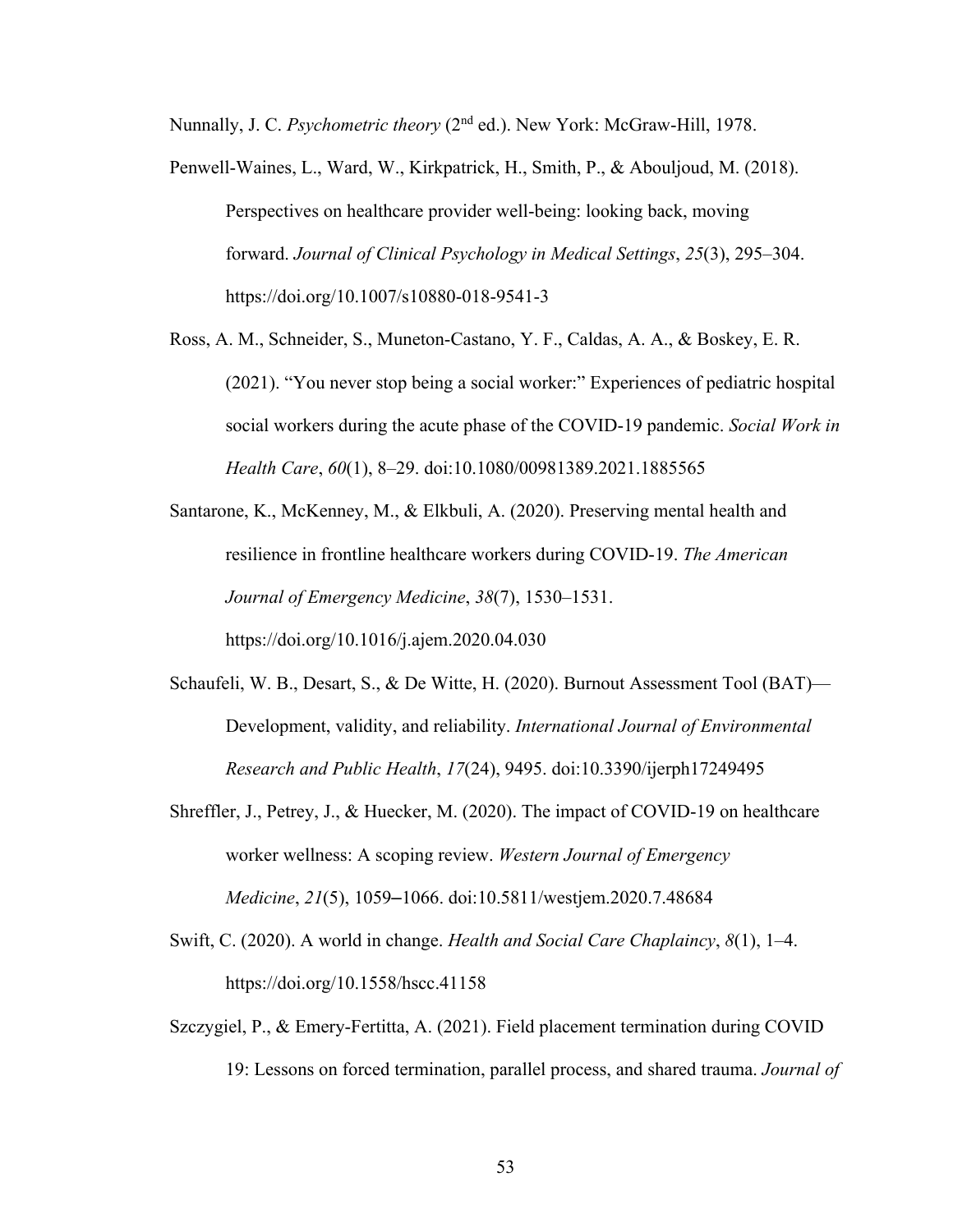Nunnally, J. C. *Psychometric theory* (2nd ed.). New York: McGraw-Hill, 1978.

Penwell-Waines, L., Ward, W., Kirkpatrick, H., Smith, P., & Abouljoud, M. (2018). Perspectives on healthcare provider well-being: looking back, moving forward. *Journal of Clinical Psychology in Medical Settings*, *25*(3), 295–304. https://doi.org/10.1007/s10880-018-9541-3

Ross, A. M., Schneider, S., Muneton-Castano, Y. F., Caldas, A. A., & Boskey, E. R. (2021). "You never stop being a social worker:" Experiences of pediatric hospital social workers during the acute phase of the COVID-19 pandemic. *Social Work in Health Care*, *60*(1), 8–29. doi:10.1080/00981389.2021.1885565

Santarone, K., McKenney, M., & Elkbuli, A. (2020). Preserving mental health and resilience in frontline healthcare workers during COVID-19. *The American Journal of Emergency Medicine*, *38*(7), 1530–1531. https://doi.org/10.1016/j.ajem.2020.04.030

Schaufeli, W. B., Desart, S., & De Witte, H. (2020). Burnout Assessment Tool (BAT)—Development, validity, and reliability. *International Journal of Environmental Research and Public Health*, *17*(24), 9495. doi:10.3390/ijerph17249495

Shreffler, J., Petrey, J., & Huecker, M. (2020). The impact of COVID-19 on healthcare worker wellness: A scoping review. *Western Journal of Emergency Medicine*, *21*(5), 1059‒1066. doi:10.5811/westjem.2020.7.48684

Swift, C. (2020). A world in change. *Health and Social Care Chaplaincy*, *8*(1), 1–4. https://doi.org/10.1558/hscc.41158

Szczygiel, P., & Emery-Fertitta, A. (2021). Field placement termination during COVID 19: Lessons on forced termination, parallel process, and shared trauma. *Journal of*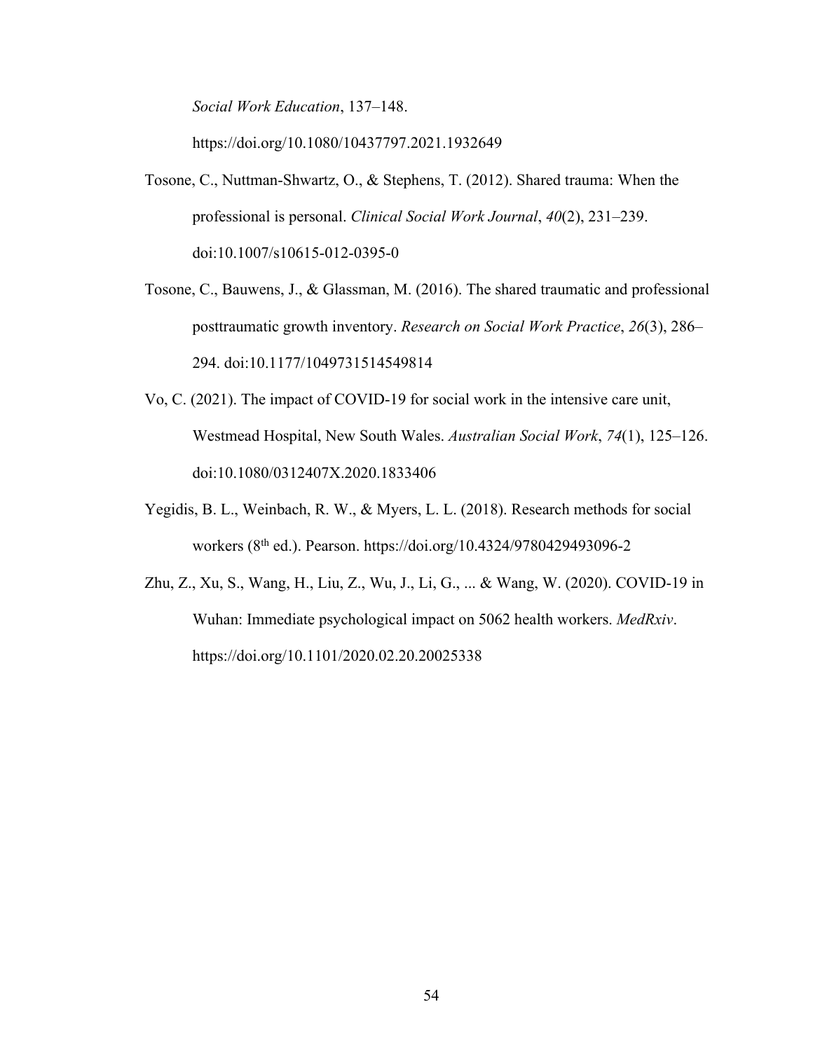*Social Work Education*, 137–148. https://doi.org/10.1080/10437797.2021.1932649

Tosone, C., Nuttman-Shwartz, O., & Stephens, T. (2012). Shared trauma: When the professional is personal. *Clinical Social Work Journal*, *40*(2), 231–239. doi:10.1007/s10615-012-0395-0

Tosone, C., Bauwens, J., & Glassman, M. (2016). The shared traumatic and professional posttraumatic growth inventory. *Research on Social Work Practice*, *26*(3), 286–294. doi:10.1177/1049731514549814

Vo, C. (2021). The impact of COVID-19 for social work in the intensive care unit, Westmead Hospital, New South Wales. *Australian Social Work*, *74*(1), 125–126. doi:10.1080/0312407X.2020.1833406

Yegidis, B. L., Weinbach, R. W., & Myers, L. L. (2018). Research methods for social workers (8th ed.). Pearson. https://doi.org/10.4324/9780429493096-2

Zhu, Z., Xu, S., Wang, H., Liu, Z., Wu, J., Li, G., ... & Wang, W. (2020). COVID-19 in Wuhan: Immediate psychological impact on 5062 health workers. *MedRxiv*. https://doi.org/10.1101/2020.02.20.20025338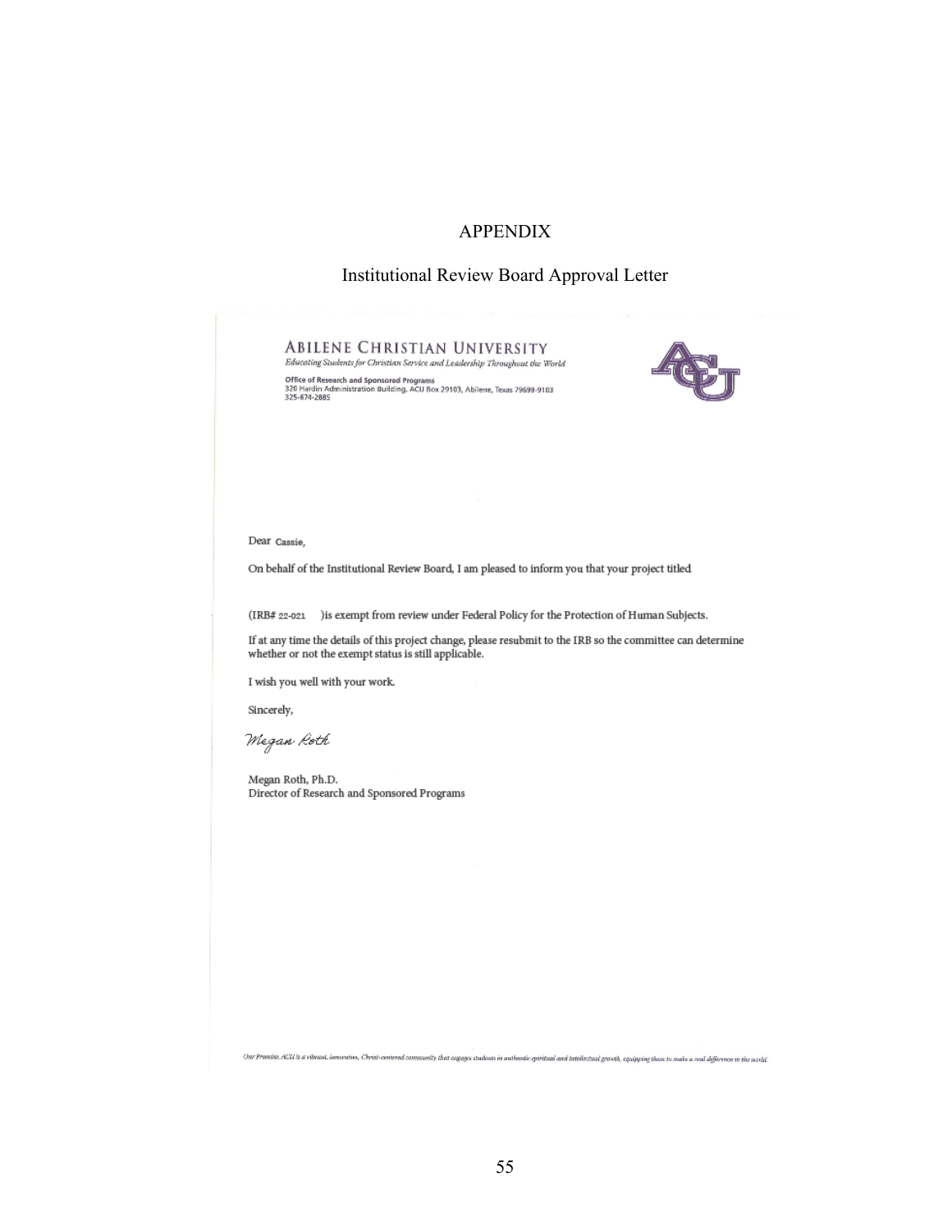# APPENDIX

## Institutional Review Board Approval Letter

ABILENE CHRISTIAN UNIVERSITY

*Educating Students for Christian Service and Leadership Throughout the World*

**Office of Research and Sponsored Programs**
320 Hardin Administration Building, ACU Box 29103, Abilene, Texas 79699-9103
325-674-2885

Dear Cassie,

On behalf of the Institutional Review Board, I am pleased to inform you that your project titled

(IRB# 22-021 )is exempt from review under Federal Policy for the Protection of Human Subjects.

If at any time the details of this project change, please resubmit to the IRB so the committee can determine whether or not the exempt status is still applicable.

I wish you well with your work.

Sincerely,

*Megan Roth*

Megan Roth, Ph.D.
Director of Research and Sponsored Programs

*Our Promise: ACU is a vibrant, innovative, Christ-centered community that engages students in authentic spiritual and intellectual growth, equipping them to make a real difference in the world.*